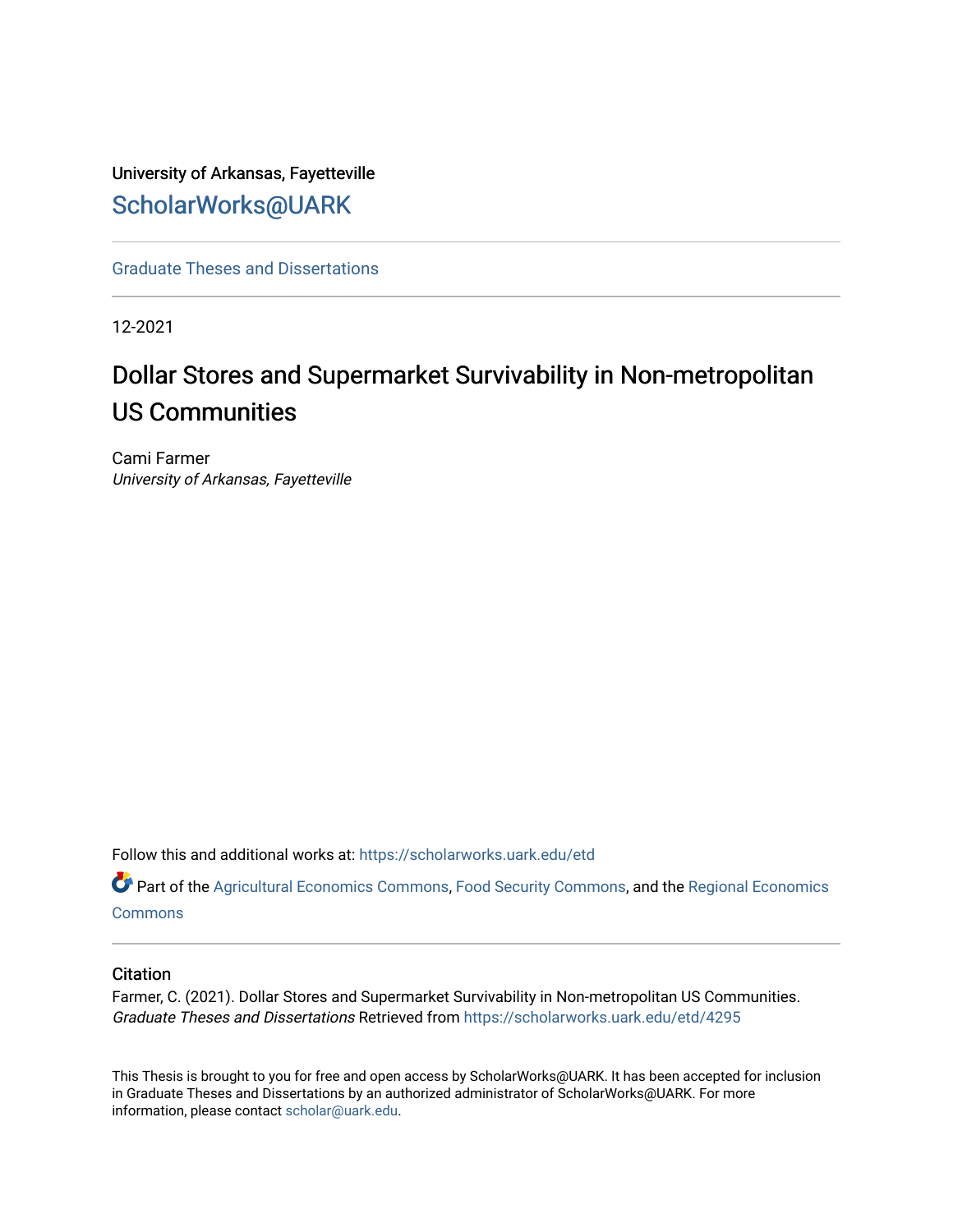University of Arkansas, Fayetteville

ScholarWorks@UARK

Graduate Theses and Dissertations

12-2021

# Dollar Stores and Supermarket Survivability in Non-metropolitan US Communities

Cami Farmer
*University of Arkansas, Fayetteville*

Follow this and additional works at: https://scholarworks.uark.edu/etd

Part of the Agricultural Economics Commons, Food Security Commons, and the Regional Economics Commons

## Citation

Farmer, C. (2021). Dollar Stores and Supermarket Survivability in Non-metropolitan US Communities. *Graduate Theses and Dissertations* Retrieved from https://scholarworks.uark.edu/etd/4295

This Thesis is brought to you for free and open access by ScholarWorks@UARK. It has been accepted for inclusion in Graduate Theses and Dissertations by an authorized administrator of ScholarWorks@UARK. For more information, please contact scholar@uark.edu.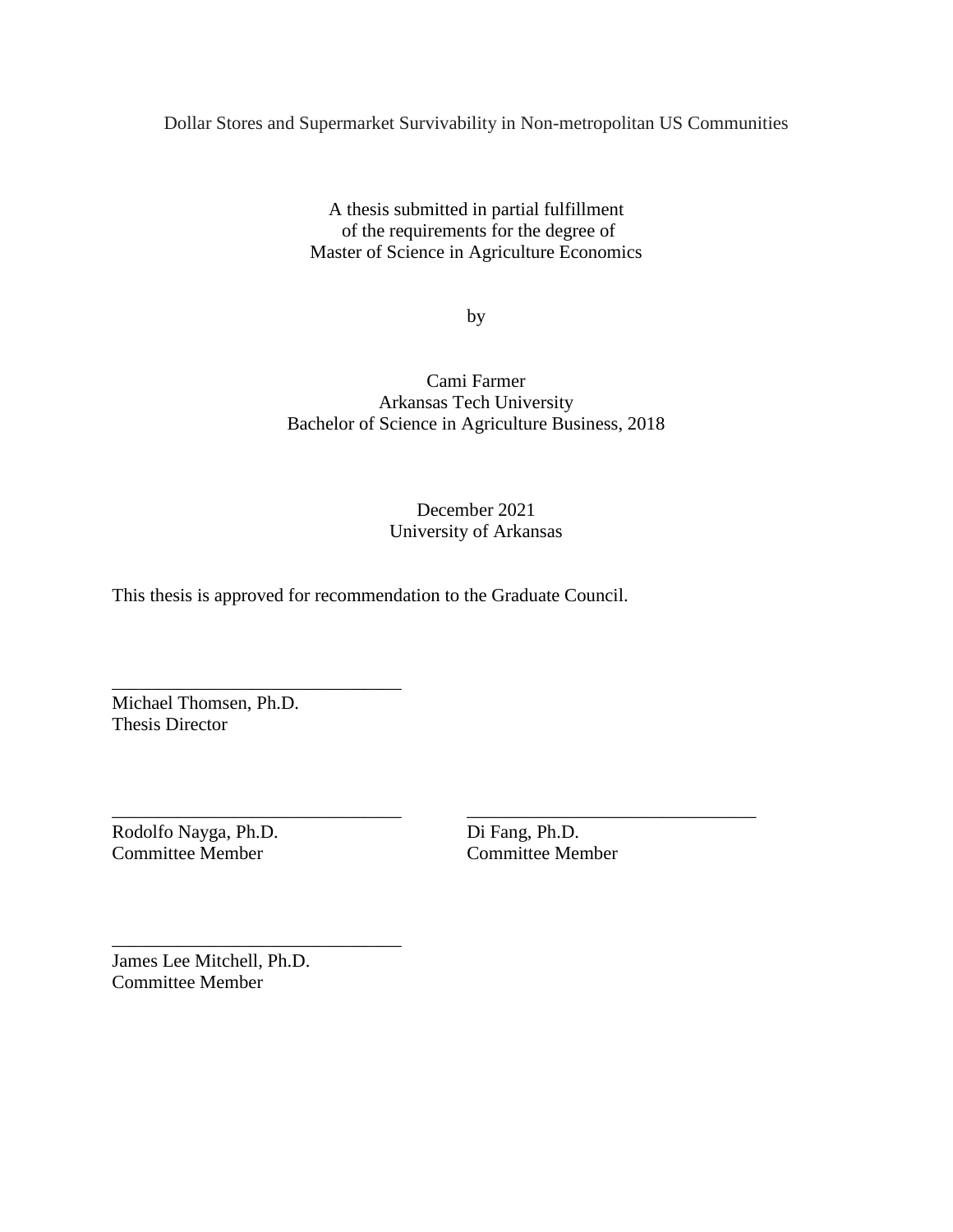Dollar Stores and Supermarket Survivability in Non-metropolitan US Communities

A thesis submitted in partial fulfillment
of the requirements for the degree of
Master of Science in Agriculture Economics

by

Cami Farmer
Arkansas Tech University
Bachelor of Science in Agriculture Business, 2018

December 2021
University of Arkansas

This thesis is approved for recommendation to the Graduate Council.

\_\_\_\_\_\_\_\_\_\_\_\_\_\_\_\_\_\_\_\_\_\_\_\_\_\_\_\_\_\_\_\_
Michael Thomsen, Ph.D.
Thesis Director

\_\_\_\_\_\_\_\_\_\_\_\_\_\_\_\_\_\_\_\_\_\_\_\_\_\_\_\_\_\_\_\_
Rodolfo Nayga, Ph.D.
Committee Member

\_\_\_\_\_\_\_\_\_\_\_\_\_\_\_\_\_\_\_\_\_\_\_\_\_\_\_\_\_\_\_\_
Di Fang, Ph.D.
Committee Member

\_\_\_\_\_\_\_\_\_\_\_\_\_\_\_\_\_\_\_\_\_\_\_\_\_\_\_\_\_\_\_\_
James Lee Mitchell, Ph.D.
Committee Member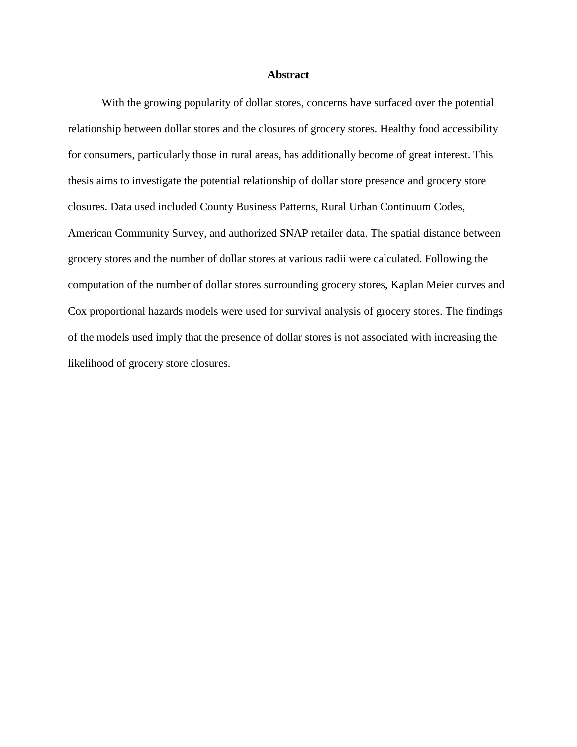# Abstract

With the growing popularity of dollar stores, concerns have surfaced over the potential relationship between dollar stores and the closures of grocery stores. Healthy food accessibility for consumers, particularly those in rural areas, has additionally become of great interest. This thesis aims to investigate the potential relationship of dollar store presence and grocery store closures. Data used included County Business Patterns, Rural Urban Continuum Codes, American Community Survey, and authorized SNAP retailer data. The spatial distance between grocery stores and the number of dollar stores at various radii were calculated. Following the computation of the number of dollar stores surrounding grocery stores, Kaplan Meier curves and Cox proportional hazards models were used for survival analysis of grocery stores. The findings of the models used imply that the presence of dollar stores is not associated with increasing the likelihood of grocery store closures.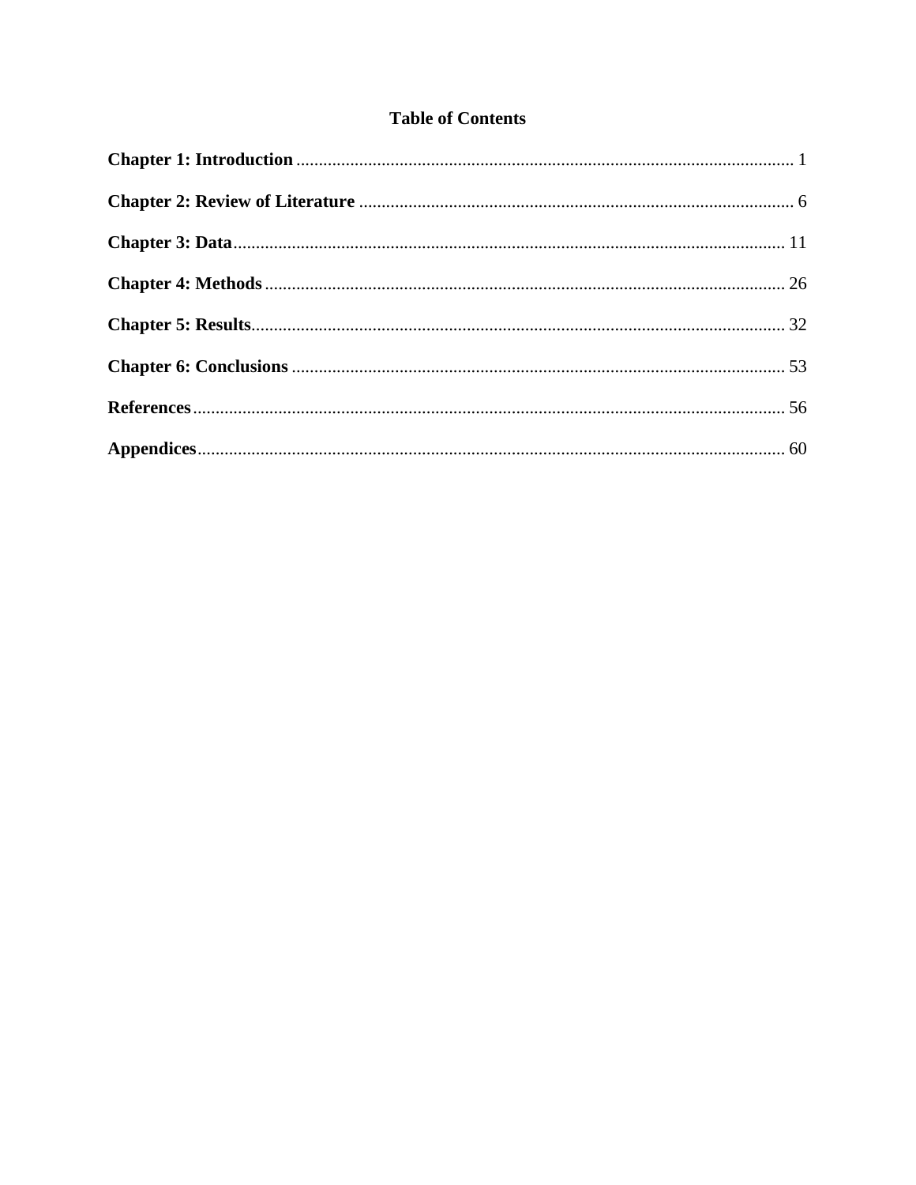# Table of Contents

**Chapter 1: Introduction** .......... 1

**Chapter 2: Review of Literature** .......... 6

**Chapter 3: Data** .......... 11

**Chapter 4: Methods** .......... 26

**Chapter 5: Results** .......... 32

**Chapter 6: Conclusions** .......... 53

**References** .......... 56

**Appendices** .......... 60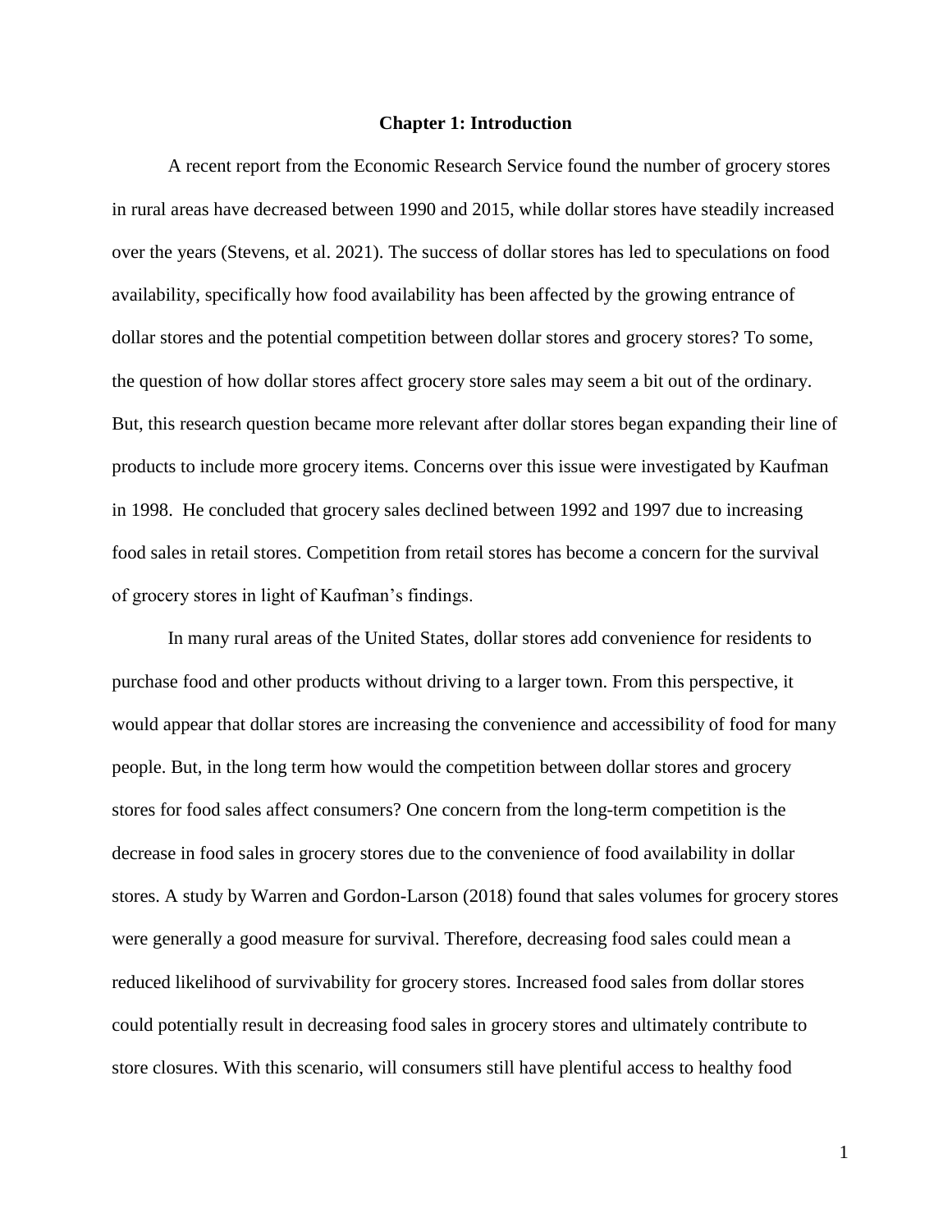# Chapter 1: Introduction

A recent report from the Economic Research Service found the number of grocery stores in rural areas have decreased between 1990 and 2015, while dollar stores have steadily increased over the years (Stevens, et al. 2021). The success of dollar stores has led to speculations on food availability, specifically how food availability has been affected by the growing entrance of dollar stores and the potential competition between dollar stores and grocery stores? To some, the question of how dollar stores affect grocery store sales may seem a bit out of the ordinary. But, this research question became more relevant after dollar stores began expanding their line of products to include more grocery items. Concerns over this issue were investigated by Kaufman in 1998. He concluded that grocery sales declined between 1992 and 1997 due to increasing food sales in retail stores. Competition from retail stores has become a concern for the survival of grocery stores in light of Kaufman's findings.

In many rural areas of the United States, dollar stores add convenience for residents to purchase food and other products without driving to a larger town. From this perspective, it would appear that dollar stores are increasing the convenience and accessibility of food for many people. But, in the long term how would the competition between dollar stores and grocery stores for food sales affect consumers? One concern from the long-term competition is the decrease in food sales in grocery stores due to the convenience of food availability in dollar stores. A study by Warren and Gordon-Larson (2018) found that sales volumes for grocery stores were generally a good measure for survival. Therefore, decreasing food sales could mean a reduced likelihood of survivability for grocery stores. Increased food sales from dollar stores could potentially result in decreasing food sales in grocery stores and ultimately contribute to store closures. With this scenario, will consumers still have plentiful access to healthy food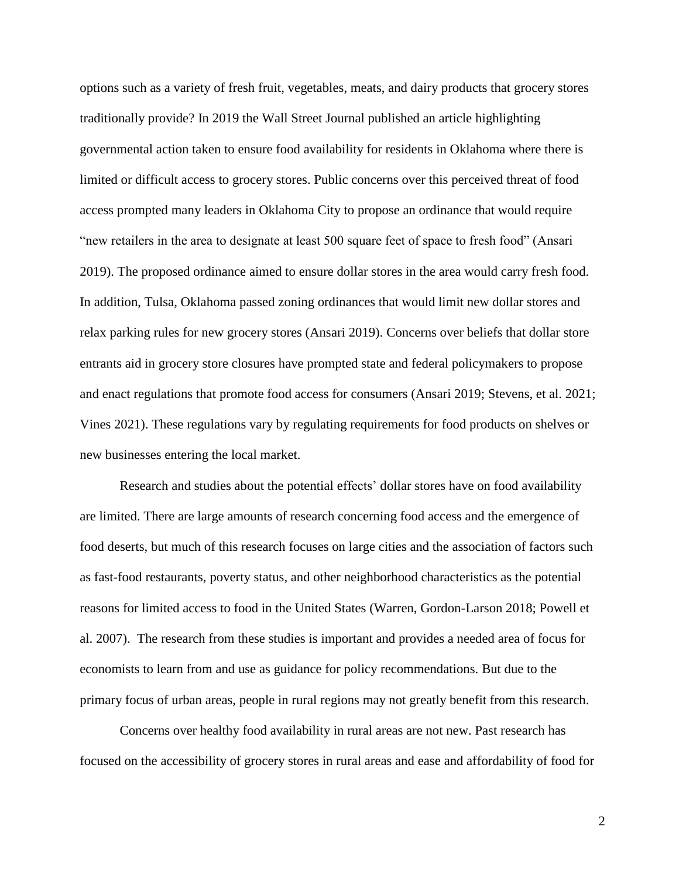options such as a variety of fresh fruit, vegetables, meats, and dairy products that grocery stores traditionally provide? In 2019 the Wall Street Journal published an article highlighting governmental action taken to ensure food availability for residents in Oklahoma where there is limited or difficult access to grocery stores. Public concerns over this perceived threat of food access prompted many leaders in Oklahoma City to propose an ordinance that would require "new retailers in the area to designate at least 500 square feet of space to fresh food" (Ansari 2019). The proposed ordinance aimed to ensure dollar stores in the area would carry fresh food. In addition, Tulsa, Oklahoma passed zoning ordinances that would limit new dollar stores and relax parking rules for new grocery stores (Ansari 2019). Concerns over beliefs that dollar store entrants aid in grocery store closures have prompted state and federal policymakers to propose and enact regulations that promote food access for consumers (Ansari 2019; Stevens, et al. 2021; Vines 2021). These regulations vary by regulating requirements for food products on shelves or new businesses entering the local market.

Research and studies about the potential effects' dollar stores have on food availability are limited. There are large amounts of research concerning food access and the emergence of food deserts, but much of this research focuses on large cities and the association of factors such as fast-food restaurants, poverty status, and other neighborhood characteristics as the potential reasons for limited access to food in the United States (Warren, Gordon-Larson 2018; Powell et al. 2007). The research from these studies is important and provides a needed area of focus for economists to learn from and use as guidance for policy recommendations. But due to the primary focus of urban areas, people in rural regions may not greatly benefit from this research.

Concerns over healthy food availability in rural areas are not new. Past research has focused on the accessibility of grocery stores in rural areas and ease and affordability of food for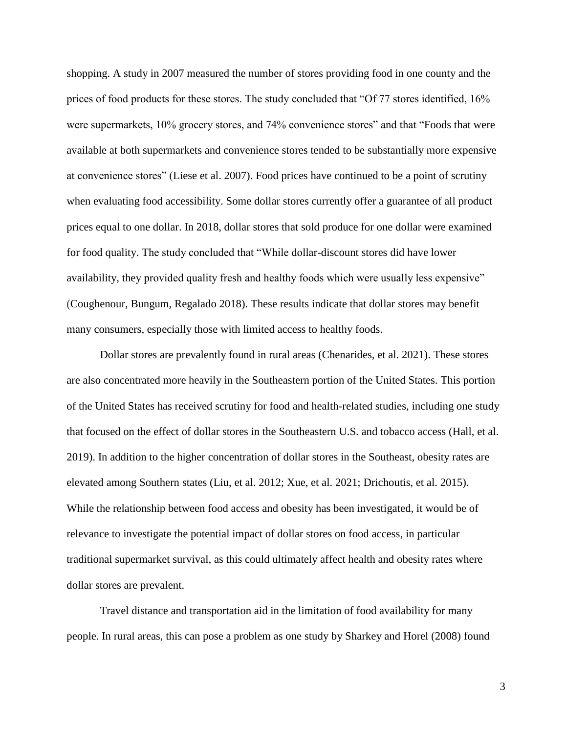shopping. A study in 2007 measured the number of stores providing food in one county and the prices of food products for these stores. The study concluded that "Of 77 stores identified, 16% were supermarkets, 10% grocery stores, and 74% convenience stores" and that "Foods that were available at both supermarkets and convenience stores tended to be substantially more expensive at convenience stores" (Liese et al. 2007). Food prices have continued to be a point of scrutiny when evaluating food accessibility. Some dollar stores currently offer a guarantee of all product prices equal to one dollar. In 2018, dollar stores that sold produce for one dollar were examined for food quality. The study concluded that "While dollar-discount stores did have lower availability, they provided quality fresh and healthy foods which were usually less expensive" (Coughenour, Bungum, Regalado 2018). These results indicate that dollar stores may benefit many consumers, especially those with limited access to healthy foods.

Dollar stores are prevalently found in rural areas (Chenarides, et al. 2021). These stores are also concentrated more heavily in the Southeastern portion of the United States. This portion of the United States has received scrutiny for food and health-related studies, including one study that focused on the effect of dollar stores in the Southeastern U.S. and tobacco access (Hall, et al. 2019). In addition to the higher concentration of dollar stores in the Southeast, obesity rates are elevated among Southern states (Liu, et al. 2012; Xue, et al. 2021; Drichoutis, et al. 2015). While the relationship between food access and obesity has been investigated, it would be of relevance to investigate the potential impact of dollar stores on food access, in particular traditional supermarket survival, as this could ultimately affect health and obesity rates where dollar stores are prevalent.

Travel distance and transportation aid in the limitation of food availability for many people. In rural areas, this can pose a problem as one study by Sharkey and Horel (2008) found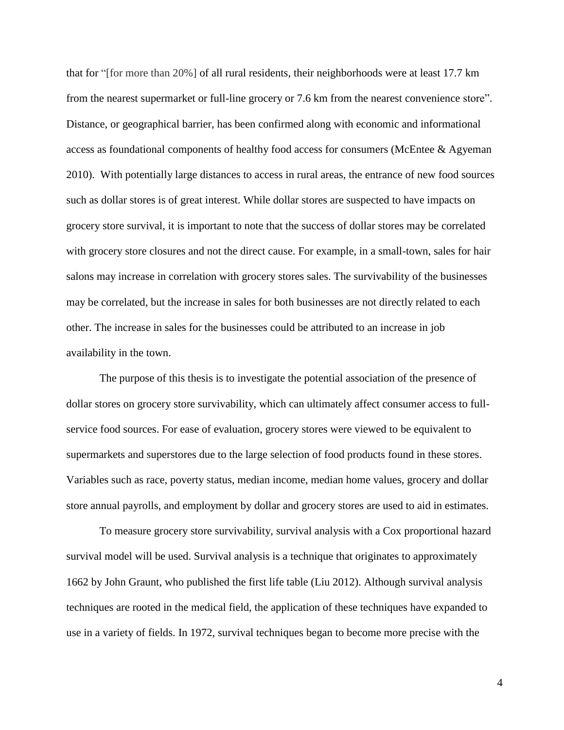that for "[for more than 20%] of all rural residents, their neighborhoods were at least 17.7 km from the nearest supermarket or full-line grocery or 7.6 km from the nearest convenience store". Distance, or geographical barrier, has been confirmed along with economic and informational access as foundational components of healthy food access for consumers (McEntee & Agyeman 2010). With potentially large distances to access in rural areas, the entrance of new food sources such as dollar stores is of great interest. While dollar stores are suspected to have impacts on grocery store survival, it is important to note that the success of dollar stores may be correlated with grocery store closures and not the direct cause. For example, in a small-town, sales for hair salons may increase in correlation with grocery stores sales. The survivability of the businesses may be correlated, but the increase in sales for both businesses are not directly related to each other. The increase in sales for the businesses could be attributed to an increase in job availability in the town.

The purpose of this thesis is to investigate the potential association of the presence of dollar stores on grocery store survivability, which can ultimately affect consumer access to full-service food sources. For ease of evaluation, grocery stores were viewed to be equivalent to supermarkets and superstores due to the large selection of food products found in these stores. Variables such as race, poverty status, median income, median home values, grocery and dollar store annual payrolls, and employment by dollar and grocery stores are used to aid in estimates.

To measure grocery store survivability, survival analysis with a Cox proportional hazard survival model will be used. Survival analysis is a technique that originates to approximately 1662 by John Graunt, who published the first life table (Liu 2012). Although survival analysis techniques are rooted in the medical field, the application of these techniques have expanded to use in a variety of fields. In 1972, survival techniques began to become more precise with the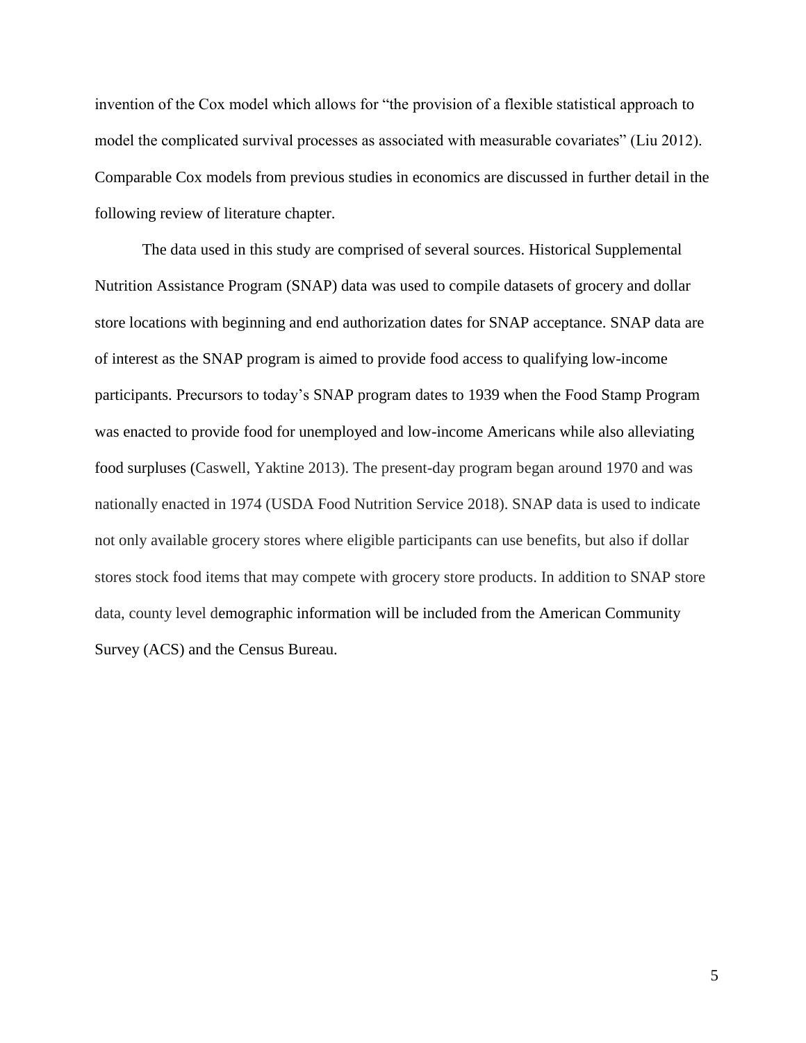invention of the Cox model which allows for "the provision of a flexible statistical approach to model the complicated survival processes as associated with measurable covariates" (Liu 2012). Comparable Cox models from previous studies in economics are discussed in further detail in the following review of literature chapter.

The data used in this study are comprised of several sources. Historical Supplemental Nutrition Assistance Program (SNAP) data was used to compile datasets of grocery and dollar store locations with beginning and end authorization dates for SNAP acceptance. SNAP data are of interest as the SNAP program is aimed to provide food access to qualifying low-income participants. Precursors to today's SNAP program dates to 1939 when the Food Stamp Program was enacted to provide food for unemployed and low-income Americans while also alleviating food surpluses (Caswell, Yaktine 2013). The present-day program began around 1970 and was nationally enacted in 1974 (USDA Food Nutrition Service 2018). SNAP data is used to indicate not only available grocery stores where eligible participants can use benefits, but also if dollar stores stock food items that may compete with grocery store products. In addition to SNAP store data, county level demographic information will be included from the American Community Survey (ACS) and the Census Bureau.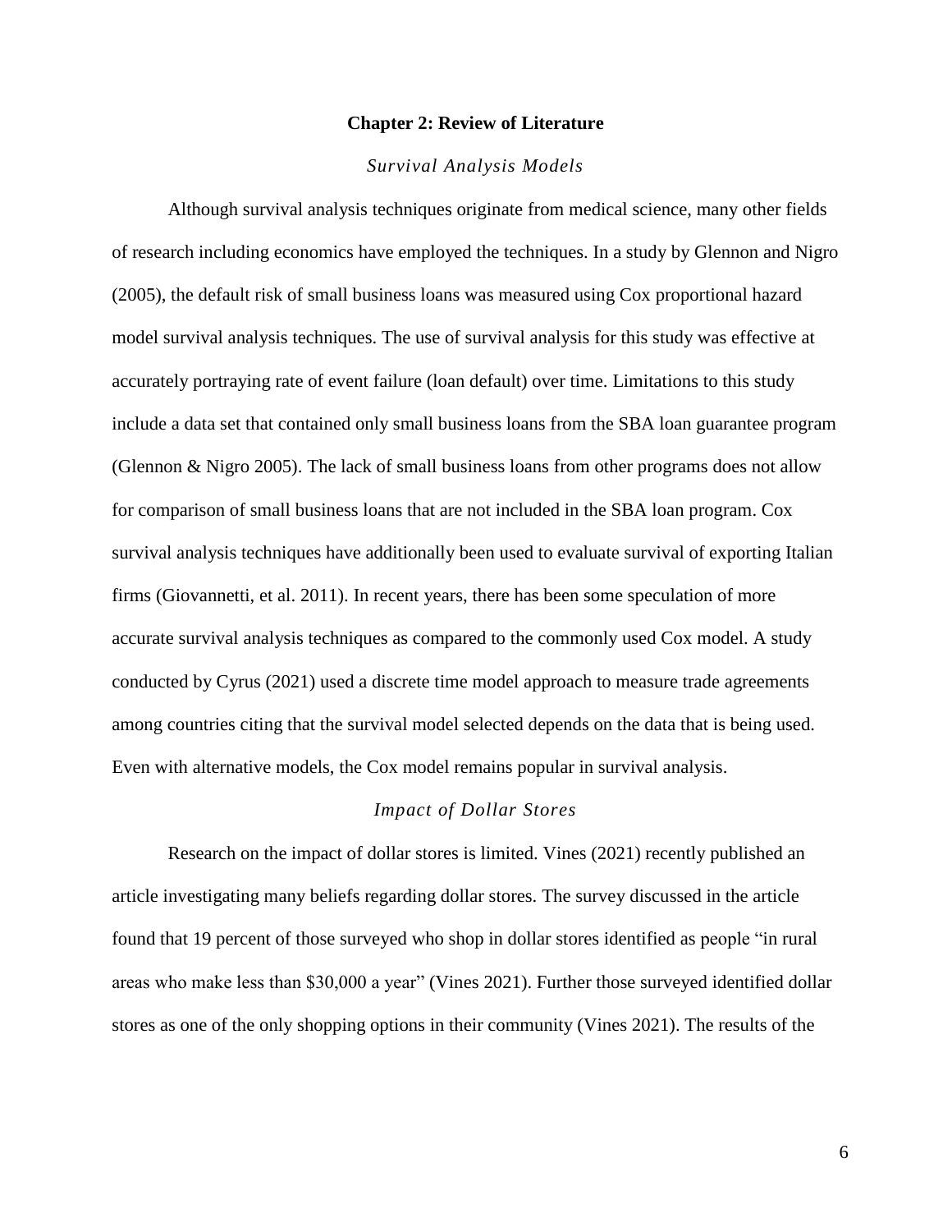## Chapter 2: Review of Literature

### *Survival Analysis Models*

Although survival analysis techniques originate from medical science, many other fields of research including economics have employed the techniques. In a study by Glennon and Nigro (2005), the default risk of small business loans was measured using Cox proportional hazard model survival analysis techniques. The use of survival analysis for this study was effective at accurately portraying rate of event failure (loan default) over time. Limitations to this study include a data set that contained only small business loans from the SBA loan guarantee program (Glennon & Nigro 2005). The lack of small business loans from other programs does not allow for comparison of small business loans that are not included in the SBA loan program. Cox survival analysis techniques have additionally been used to evaluate survival of exporting Italian firms (Giovannetti, et al. 2011). In recent years, there has been some speculation of more accurate survival analysis techniques as compared to the commonly used Cox model. A study conducted by Cyrus (2021) used a discrete time model approach to measure trade agreements among countries citing that the survival model selected depends on the data that is being used. Even with alternative models, the Cox model remains popular in survival analysis.

### *Impact of Dollar Stores*

Research on the impact of dollar stores is limited. Vines (2021) recently published an article investigating many beliefs regarding dollar stores. The survey discussed in the article found that 19 percent of those surveyed who shop in dollar stores identified as people "in rural areas who make less than $30,000 a year" (Vines 2021). Further those surveyed identified dollar stores as one of the only shopping options in their community (Vines 2021). The results of the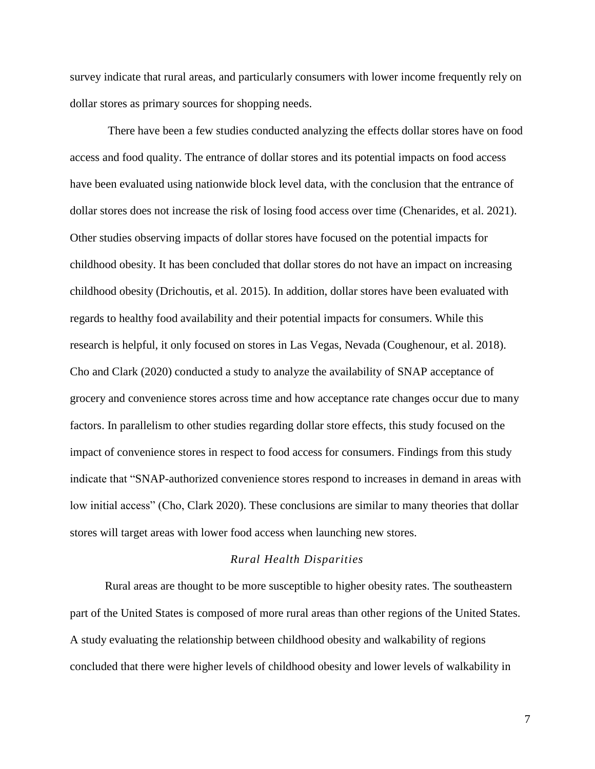survey indicate that rural areas, and particularly consumers with lower income frequently rely on dollar stores as primary sources for shopping needs.

There have been a few studies conducted analyzing the effects dollar stores have on food access and food quality. The entrance of dollar stores and its potential impacts on food access have been evaluated using nationwide block level data, with the conclusion that the entrance of dollar stores does not increase the risk of losing food access over time (Chenarides, et al. 2021). Other studies observing impacts of dollar stores have focused on the potential impacts for childhood obesity. It has been concluded that dollar stores do not have an impact on increasing childhood obesity (Drichoutis, et al. 2015). In addition, dollar stores have been evaluated with regards to healthy food availability and their potential impacts for consumers. While this research is helpful, it only focused on stores in Las Vegas, Nevada (Coughenour, et al. 2018). Cho and Clark (2020) conducted a study to analyze the availability of SNAP acceptance of grocery and convenience stores across time and how acceptance rate changes occur due to many factors. In parallelism to other studies regarding dollar store effects, this study focused on the impact of convenience stores in respect to food access for consumers. Findings from this study indicate that "SNAP-authorized convenience stores respond to increases in demand in areas with low initial access" (Cho, Clark 2020). These conclusions are similar to many theories that dollar stores will target areas with lower food access when launching new stores.

### *Rural Health Disparities*

Rural areas are thought to be more susceptible to higher obesity rates. The southeastern part of the United States is composed of more rural areas than other regions of the United States. A study evaluating the relationship between childhood obesity and walkability of regions concluded that there were higher levels of childhood obesity and lower levels of walkability in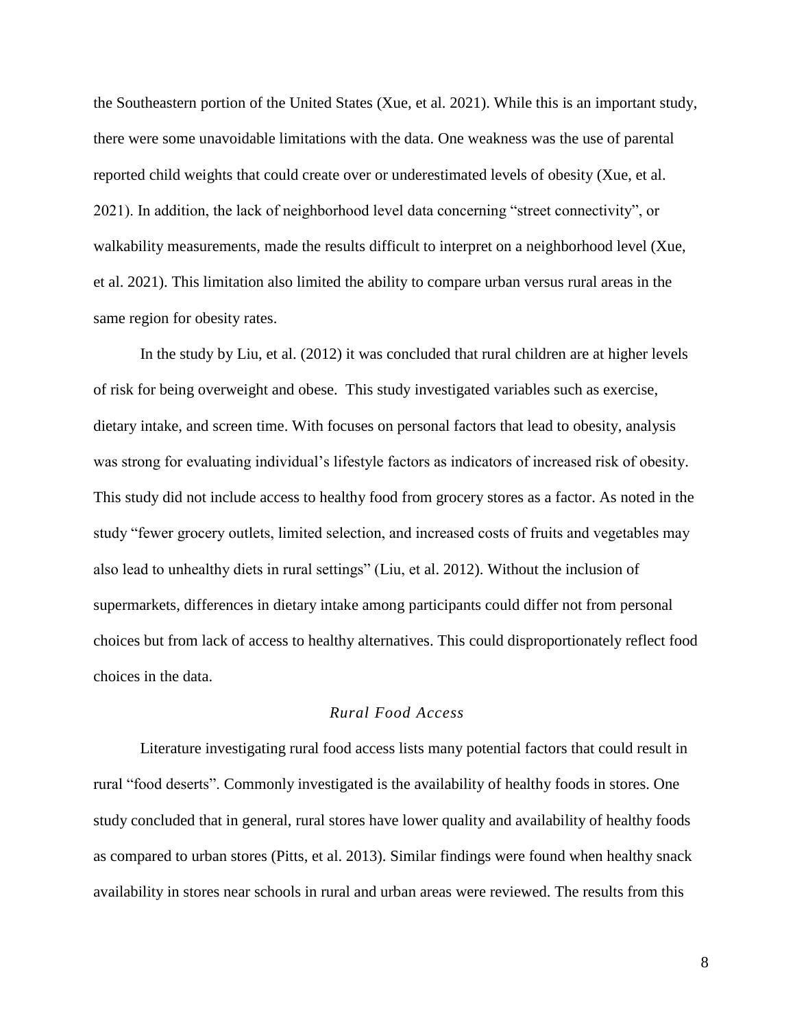the Southeastern portion of the United States (Xue, et al. 2021). While this is an important study, there were some unavoidable limitations with the data. One weakness was the use of parental reported child weights that could create over or underestimated levels of obesity (Xue, et al. 2021). In addition, the lack of neighborhood level data concerning "street connectivity", or walkability measurements, made the results difficult to interpret on a neighborhood level (Xue, et al. 2021). This limitation also limited the ability to compare urban versus rural areas in the same region for obesity rates.

In the study by Liu, et al. (2012) it was concluded that rural children are at higher levels of risk for being overweight and obese. This study investigated variables such as exercise, dietary intake, and screen time. With focuses on personal factors that lead to obesity, analysis was strong for evaluating individual's lifestyle factors as indicators of increased risk of obesity. This study did not include access to healthy food from grocery stores as a factor. As noted in the study "fewer grocery outlets, limited selection, and increased costs of fruits and vegetables may also lead to unhealthy diets in rural settings" (Liu, et al. 2012). Without the inclusion of supermarkets, differences in dietary intake among participants could differ not from personal choices but from lack of access to healthy alternatives. This could disproportionately reflect food choices in the data.

### *Rural Food Access*

Literature investigating rural food access lists many potential factors that could result in rural "food deserts". Commonly investigated is the availability of healthy foods in stores. One study concluded that in general, rural stores have lower quality and availability of healthy foods as compared to urban stores (Pitts, et al. 2013). Similar findings were found when healthy snack availability in stores near schools in rural and urban areas were reviewed. The results from this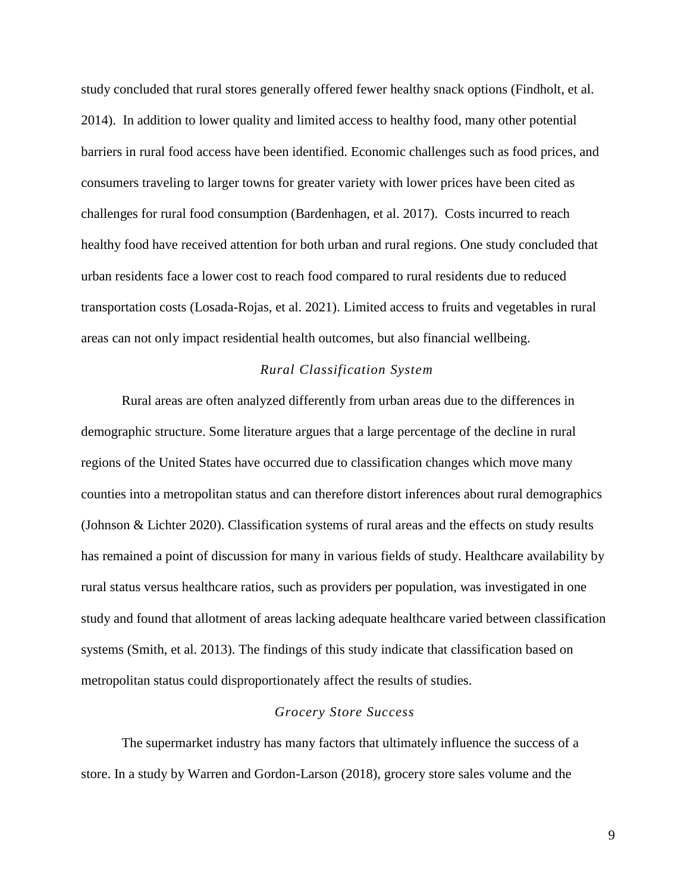study concluded that rural stores generally offered fewer healthy snack options (Findholt, et al. 2014). In addition to lower quality and limited access to healthy food, many other potential barriers in rural food access have been identified. Economic challenges such as food prices, and consumers traveling to larger towns for greater variety with lower prices have been cited as challenges for rural food consumption (Bardenhagen, et al. 2017). Costs incurred to reach healthy food have received attention for both urban and rural regions. One study concluded that urban residents face a lower cost to reach food compared to rural residents due to reduced transportation costs (Losada-Rojas, et al. 2021). Limited access to fruits and vegetables in rural areas can not only impact residential health outcomes, but also financial wellbeing.

### *Rural Classification System*

Rural areas are often analyzed differently from urban areas due to the differences in demographic structure. Some literature argues that a large percentage of the decline in rural regions of the United States have occurred due to classification changes which move many counties into a metropolitan status and can therefore distort inferences about rural demographics (Johnson & Lichter 2020). Classification systems of rural areas and the effects on study results has remained a point of discussion for many in various fields of study. Healthcare availability by rural status versus healthcare ratios, such as providers per population, was investigated in one study and found that allotment of areas lacking adequate healthcare varied between classification systems (Smith, et al. 2013). The findings of this study indicate that classification based on metropolitan status could disproportionately affect the results of studies.

### *Grocery Store Success*

The supermarket industry has many factors that ultimately influence the success of a store. In a study by Warren and Gordon-Larson (2018), grocery store sales volume and the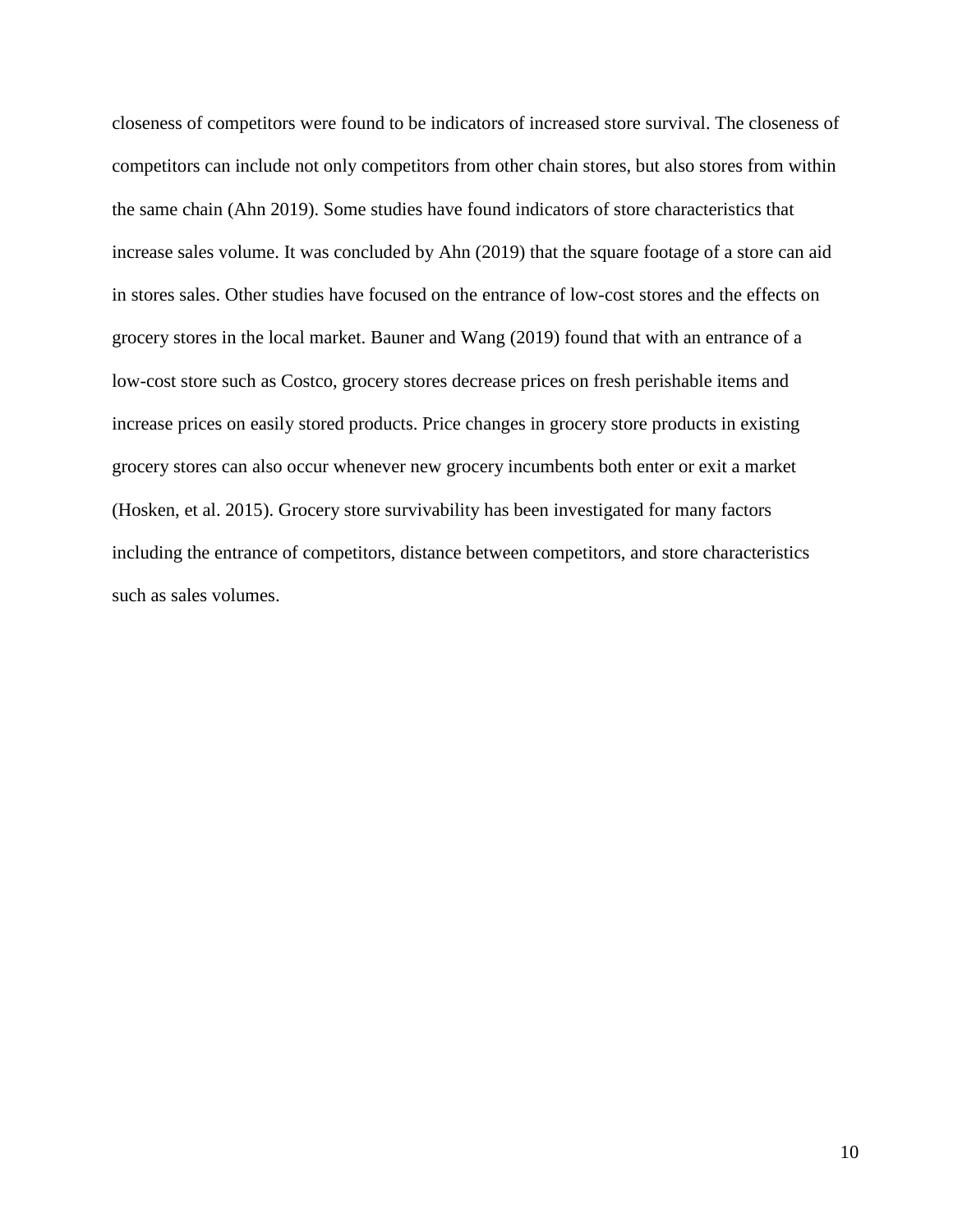closeness of competitors were found to be indicators of increased store survival. The closeness of competitors can include not only competitors from other chain stores, but also stores from within the same chain (Ahn 2019). Some studies have found indicators of store characteristics that increase sales volume. It was concluded by Ahn (2019) that the square footage of a store can aid in stores sales. Other studies have focused on the entrance of low-cost stores and the effects on grocery stores in the local market. Bauner and Wang (2019) found that with an entrance of a low-cost store such as Costco, grocery stores decrease prices on fresh perishable items and increase prices on easily stored products. Price changes in grocery store products in existing grocery stores can also occur whenever new grocery incumbents both enter or exit a market (Hosken, et al. 2015). Grocery store survivability has been investigated for many factors including the entrance of competitors, distance between competitors, and store characteristics such as sales volumes.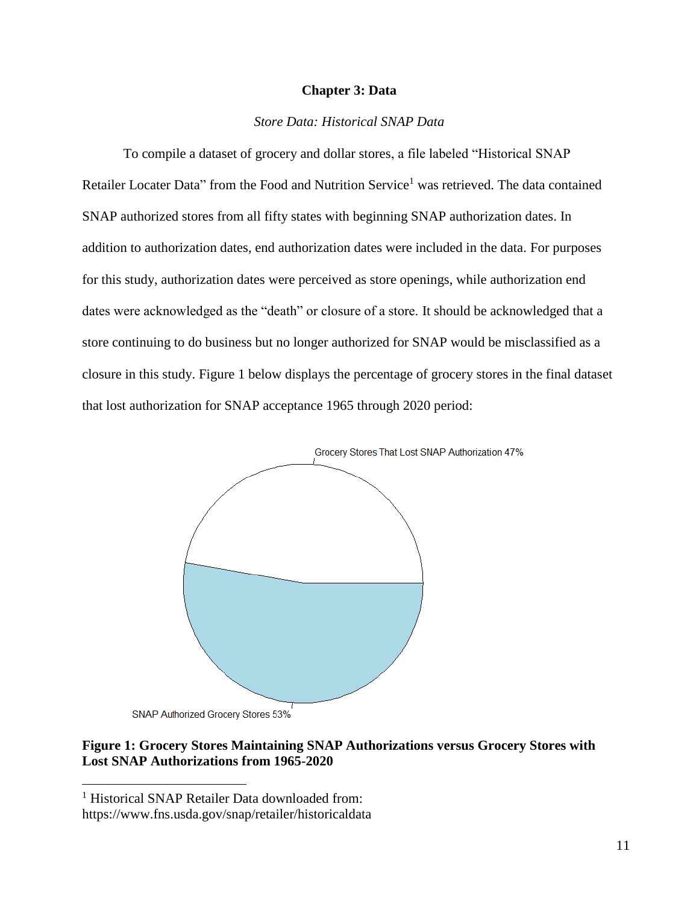**Chapter 3: Data**

*Store Data: Historical SNAP Data*

To compile a dataset of grocery and dollar stores, a file labeled “Historical SNAP Retailer Locater Data” from the Food and Nutrition Service[1] was retrieved. The data contained SNAP authorized stores from all fifty states with beginning SNAP authorization dates. In addition to authorization dates, end authorization dates were included in the data. For purposes for this study, authorization dates were perceived as store openings, while authorization end dates were acknowledged as the “death” or closure of a store. It should be acknowledged that a store continuing to do business but no longer authorized for SNAP would be misclassified as a closure in this study. Figure 1 below displays the percentage of grocery stores in the final dataset that lost authorization for SNAP acceptance 1965 through 2020 period:

Grocery Stores That Lost SNAP Authorization 47%

SNAP Authorized Grocery Stores 53%

**Figure 1: Grocery Stores Maintaining SNAP Authorizations versus Grocery Stores with Lost SNAP Authorizations from 1965-2020**

[1] Historical SNAP Retailer Data downloaded from: https://www.fns.usda.gov/snap/retailer/historicaldata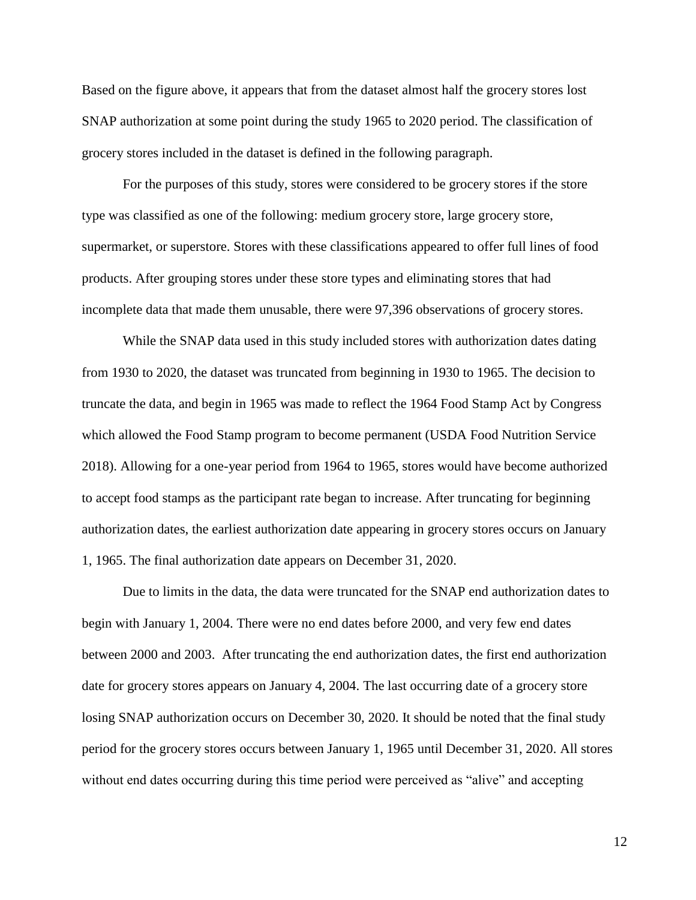Based on the figure above, it appears that from the dataset almost half the grocery stores lost SNAP authorization at some point during the study 1965 to 2020 period. The classification of grocery stores included in the dataset is defined in the following paragraph.

For the purposes of this study, stores were considered to be grocery stores if the store type was classified as one of the following: medium grocery store, large grocery store, supermarket, or superstore. Stores with these classifications appeared to offer full lines of food products. After grouping stores under these store types and eliminating stores that had incomplete data that made them unusable, there were 97,396 observations of grocery stores.

While the SNAP data used in this study included stores with authorization dates dating from 1930 to 2020, the dataset was truncated from beginning in 1930 to 1965. The decision to truncate the data, and begin in 1965 was made to reflect the 1964 Food Stamp Act by Congress which allowed the Food Stamp program to become permanent (USDA Food Nutrition Service 2018). Allowing for a one-year period from 1964 to 1965, stores would have become authorized to accept food stamps as the participant rate began to increase. After truncating for beginning authorization dates, the earliest authorization date appearing in grocery stores occurs on January 1, 1965. The final authorization date appears on December 31, 2020.

Due to limits in the data, the data were truncated for the SNAP end authorization dates to begin with January 1, 2004. There were no end dates before 2000, and very few end dates between 2000 and 2003. After truncating the end authorization dates, the first end authorization date for grocery stores appears on January 4, 2004. The last occurring date of a grocery store losing SNAP authorization occurs on December 30, 2020. It should be noted that the final study period for the grocery stores occurs between January 1, 1965 until December 31, 2020. All stores without end dates occurring during this time period were perceived as "alive" and accepting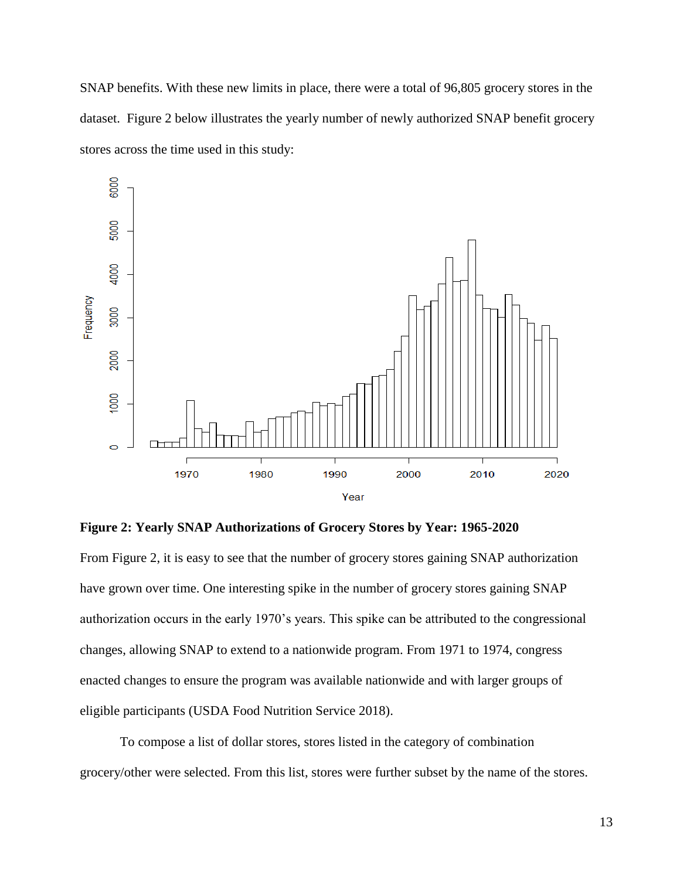SNAP benefits. With these new limits in place, there were a total of 96,805 grocery stores in the dataset. Figure 2 below illustrates the yearly number of newly authorized SNAP benefit grocery stores across the time used in this study:

**Figure 2: Yearly SNAP Authorizations of Grocery Stores by Year: 1965-2020**

From Figure 2, it is easy to see that the number of grocery stores gaining SNAP authorization have grown over time. One interesting spike in the number of grocery stores gaining SNAP authorization occurs in the early 1970's years. This spike can be attributed to the congressional changes, allowing SNAP to extend to a nationwide program. From 1971 to 1974, congress enacted changes to ensure the program was available nationwide and with larger groups of eligible participants (USDA Food Nutrition Service 2018).

To compose a list of dollar stores, stores listed in the category of combination grocery/other were selected. From this list, stores were further subset by the name of the stores.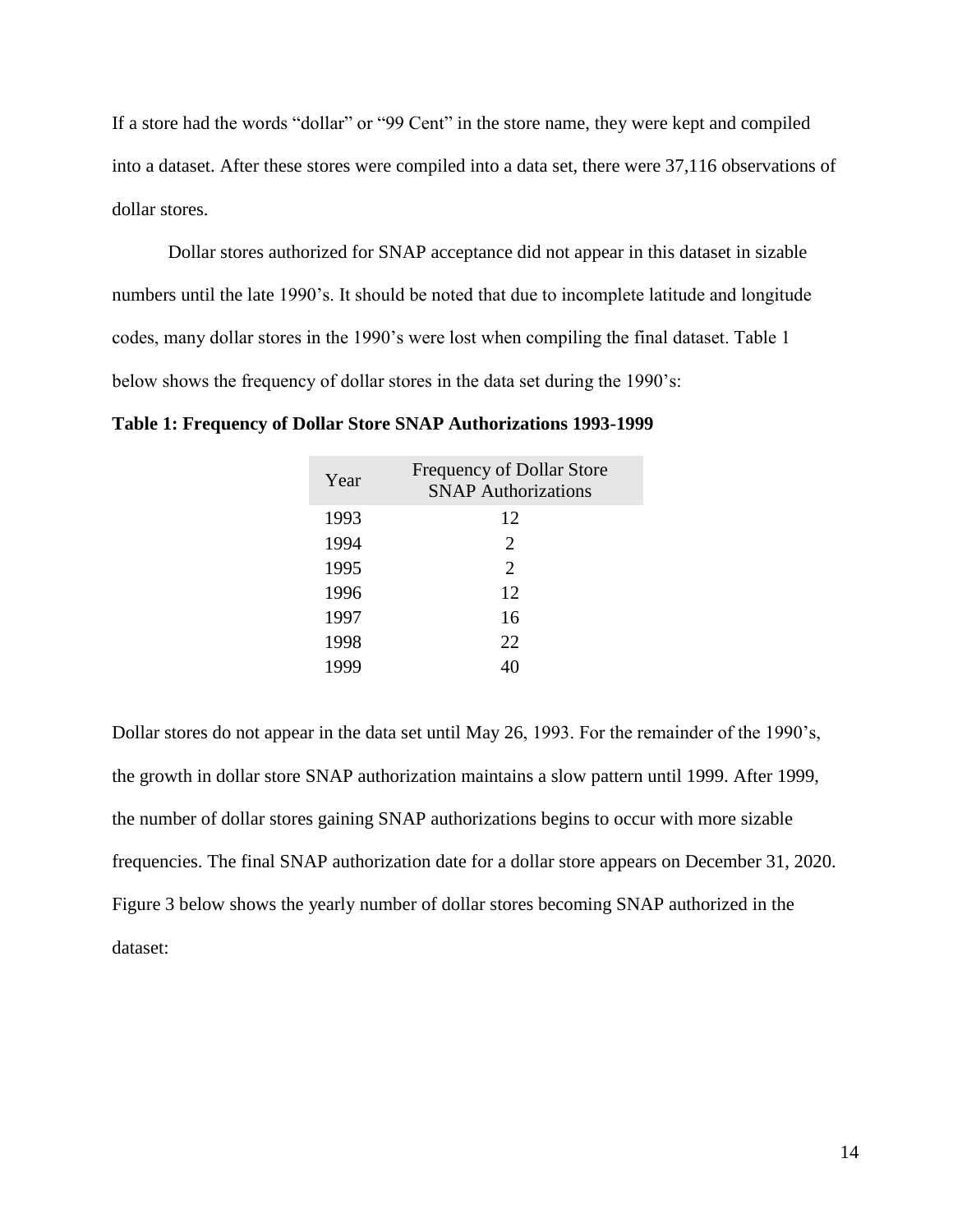If a store had the words "dollar" or "99 Cent" in the store name, they were kept and compiled into a dataset. After these stores were compiled into a data set, there were 37,116 observations of dollar stores.

Dollar stores authorized for SNAP acceptance did not appear in this dataset in sizable numbers until the late 1990's. It should be noted that due to incomplete latitude and longitude codes, many dollar stores in the 1990's were lost when compiling the final dataset. Table 1 below shows the frequency of dollar stores in the data set during the 1990's:

**Table 1: Frequency of Dollar Store SNAP Authorizations 1993-1999**

| Year | Frequency of Dollar Store SNAP Authorizations |
|---|---|
| 1993 | 12 |
| 1994 | 2 |
| 1995 | 2 |
| 1996 | 12 |
| 1997 | 16 |
| 1998 | 22 |
| 1999 | 40 |

Dollar stores do not appear in the data set until May 26, 1993. For the remainder of the 1990's, the growth in dollar store SNAP authorization maintains a slow pattern until 1999. After 1999, the number of dollar stores gaining SNAP authorizations begins to occur with more sizable frequencies. The final SNAP authorization date for a dollar store appears on December 31, 2020. Figure 3 below shows the yearly number of dollar stores becoming SNAP authorized in the dataset: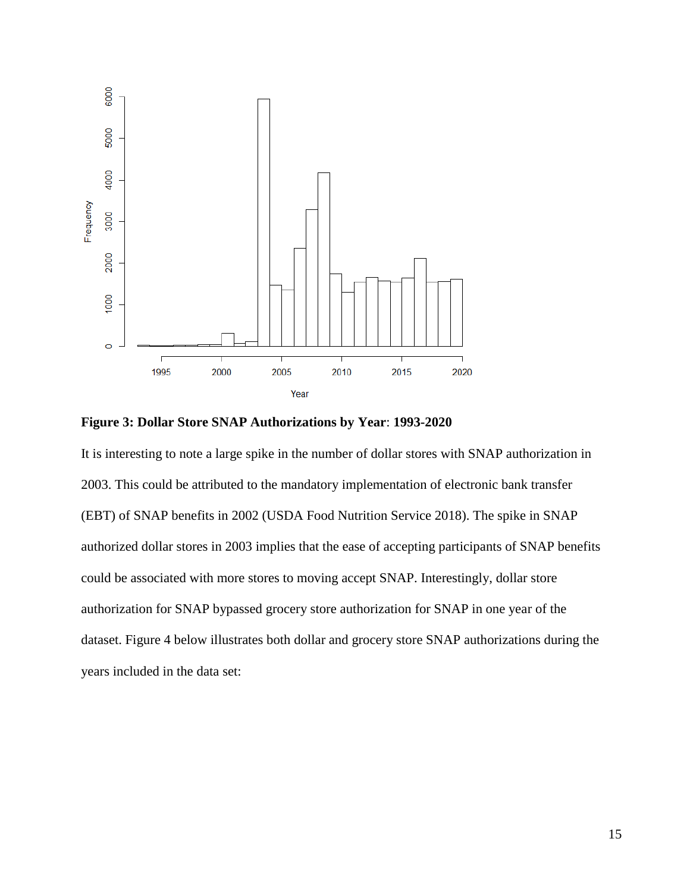**Figure 3: Dollar Store SNAP Authorizations by Year**: **1993-2020**

It is interesting to note a large spike in the number of dollar stores with SNAP authorization in 2003. This could be attributed to the mandatory implementation of electronic bank transfer (EBT) of SNAP benefits in 2002 (USDA Food Nutrition Service 2018). The spike in SNAP authorized dollar stores in 2003 implies that the ease of accepting participants of SNAP benefits could be associated with more stores to moving accept SNAP. Interestingly, dollar store authorization for SNAP bypassed grocery store authorization for SNAP in one year of the dataset. Figure 4 below illustrates both dollar and grocery store SNAP authorizations during the years included in the data set: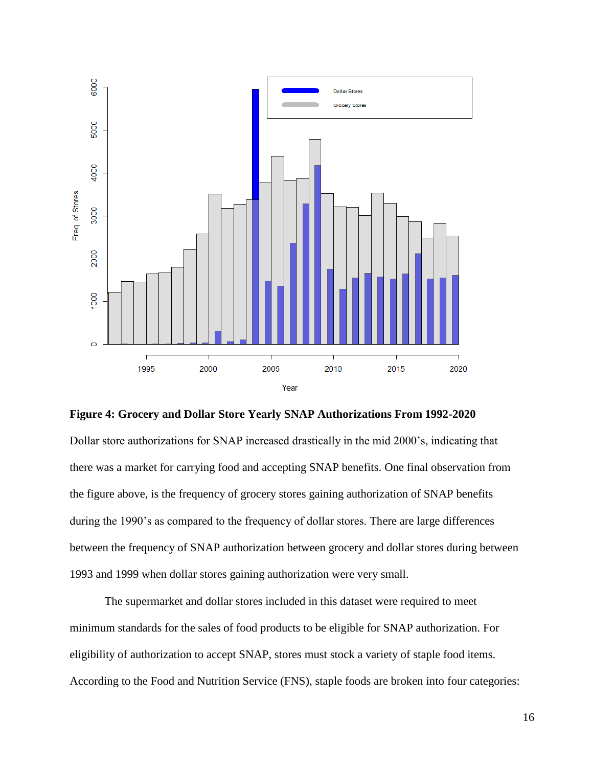**Figure 4: Grocery and Dollar Store Yearly SNAP Authorizations From 1992-2020**

Dollar store authorizations for SNAP increased drastically in the mid 2000's, indicating that there was a market for carrying food and accepting SNAP benefits. One final observation from the figure above, is the frequency of grocery stores gaining authorization of SNAP benefits during the 1990's as compared to the frequency of dollar stores. There are large differences between the frequency of SNAP authorization between grocery and dollar stores during between 1993 and 1999 when dollar stores gaining authorization were very small.

The supermarket and dollar stores included in this dataset were required to meet minimum standards for the sales of food products to be eligible for SNAP authorization. For eligibility of authorization to accept SNAP, stores must stock a variety of staple food items. According to the Food and Nutrition Service (FNS), staple foods are broken into four categories: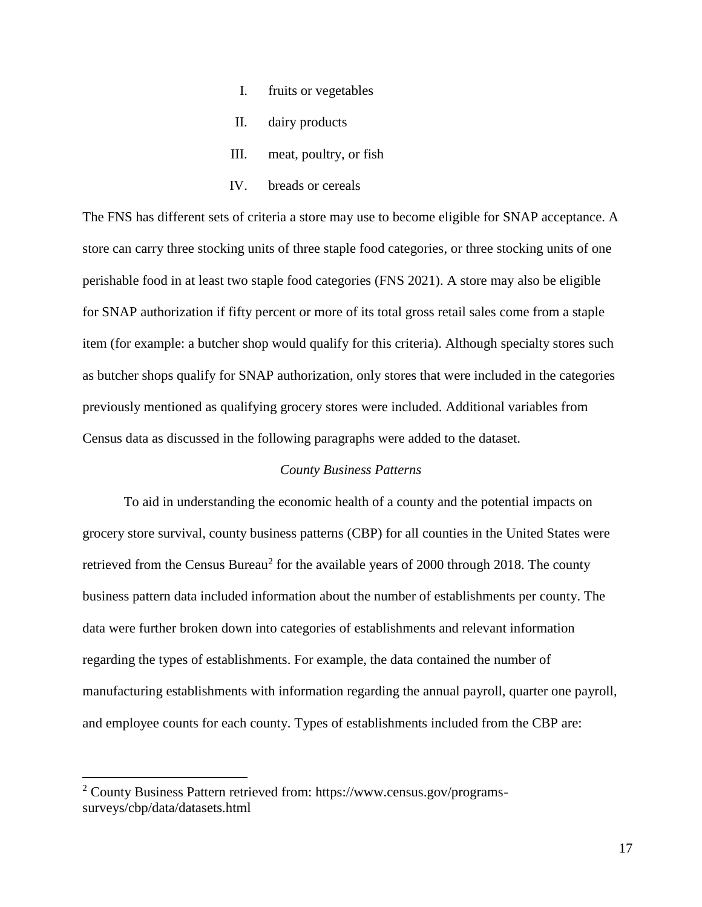I. fruits or vegetables

II. dairy products

III. meat, poultry, or fish

IV. breads or cereals

The FNS has different sets of criteria a store may use to become eligible for SNAP acceptance. A store can carry three stocking units of three staple food categories, or three stocking units of one perishable food in at least two staple food categories (FNS 2021). A store may also be eligible for SNAP authorization if fifty percent or more of its total gross retail sales come from a staple item (for example: a butcher shop would qualify for this criteria). Although specialty stores such as butcher shops qualify for SNAP authorization, only stores that were included in the categories previously mentioned as qualifying grocery stores were included. Additional variables from Census data as discussed in the following paragraphs were added to the dataset.

*County Business Patterns*

To aid in understanding the economic health of a county and the potential impacts on grocery store survival, county business patterns (CBP) for all counties in the United States were retrieved from the Census Bureau[2] for the available years of 2000 through 2018. The county business pattern data included information about the number of establishments per county. The data were further broken down into categories of establishments and relevant information regarding the types of establishments. For example, the data contained the number of manufacturing establishments with information regarding the annual payroll, quarter one payroll, and employee counts for each county. Types of establishments included from the CBP are:

[2] County Business Pattern retrieved from: https://www.census.gov/programs-surveys/cbp/data/datasets.html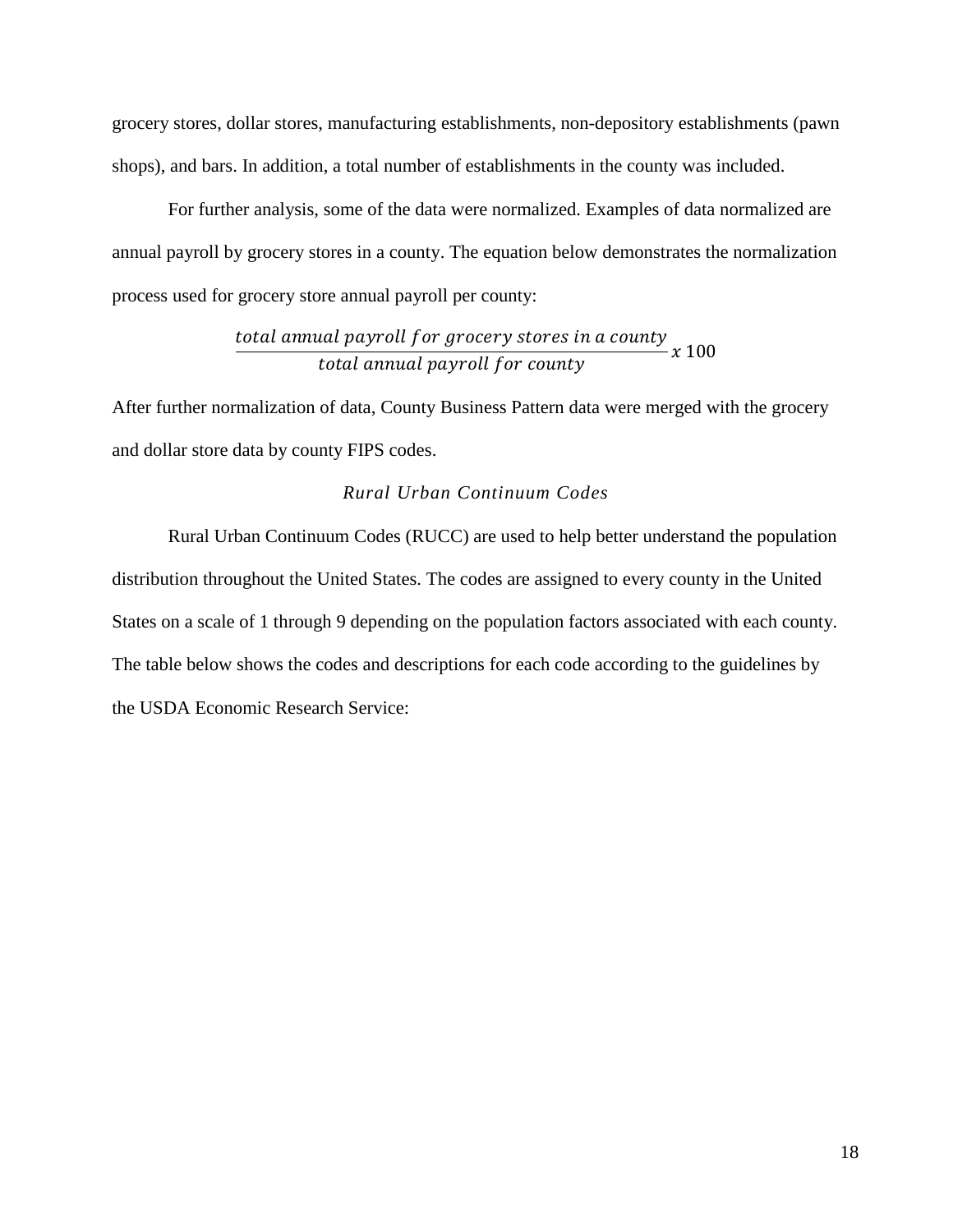grocery stores, dollar stores, manufacturing establishments, non-depository establishments (pawn shops), and bars. In addition, a total number of establishments in the county was included.

For further analysis, some of the data were normalized. Examples of data normalized are annual payroll by grocery stores in a county. The equation below demonstrates the normalization process used for grocery store annual payroll per county:

$$\frac{total\ annual\ payroll\ for\ grocery\ stores\ in\ a\ county}{total\ annual\ payroll\ for\ county}\ x\ 100$$

After further normalization of data, County Business Pattern data were merged with the grocery and dollar store data by county FIPS codes.

### *Rural Urban Continuum Codes*

Rural Urban Continuum Codes (RUCC) are used to help better understand the population distribution throughout the United States. The codes are assigned to every county in the United States on a scale of 1 through 9 depending on the population factors associated with each county. The table below shows the codes and descriptions for each code according to the guidelines by the USDA Economic Research Service: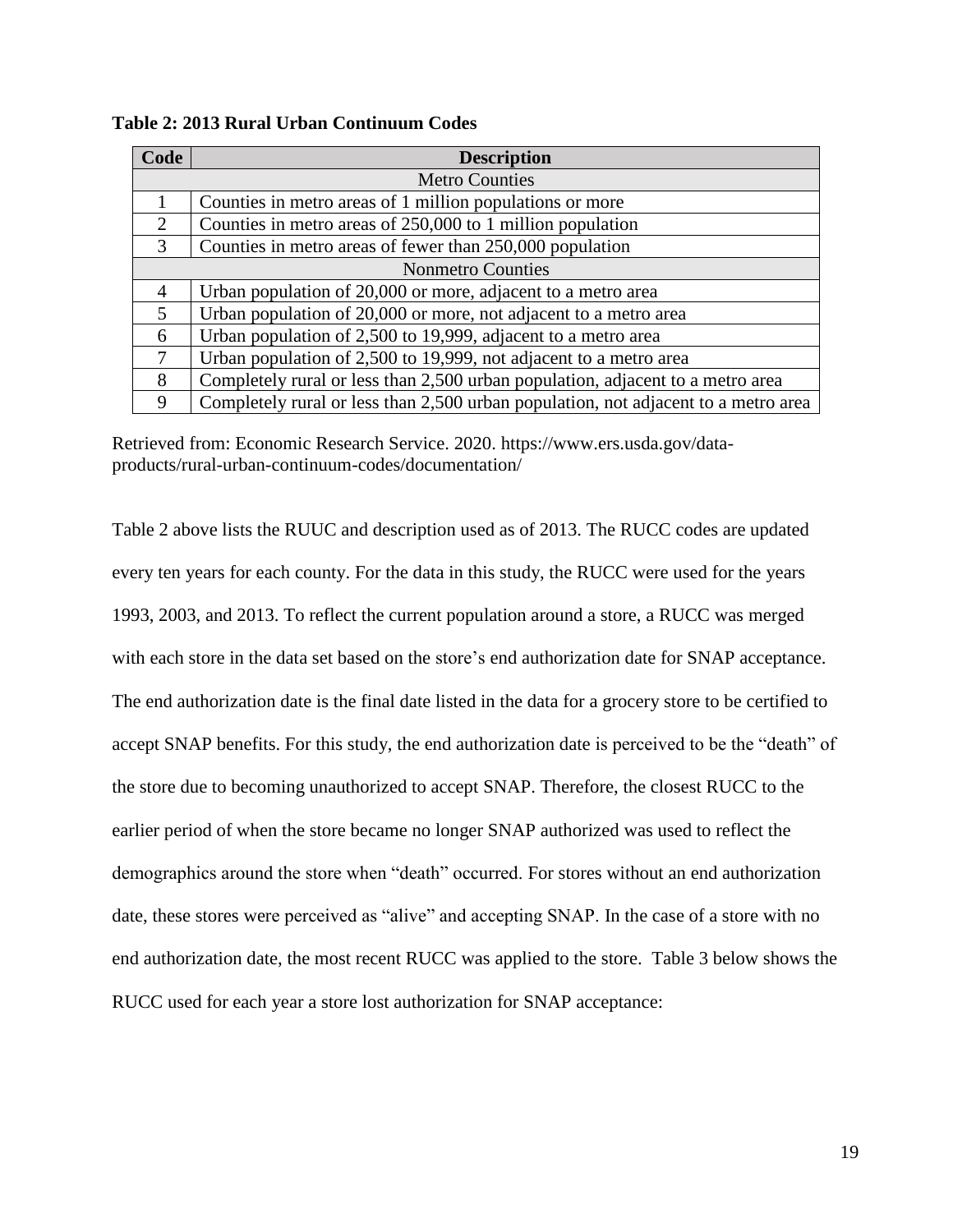**Table 2: 2013 Rural Urban Continuum Codes**

| Code | Description |
|---|---|
| | Metro Counties |
| 1 | Counties in metro areas of 1 million populations or more |
| 2 | Counties in metro areas of 250,000 to 1 million population |
| 3 | Counties in metro areas of fewer than 250,000 population |
| | Nonmetro Counties |
| 4 | Urban population of 20,000 or more, adjacent to a metro area |
| 5 | Urban population of 20,000 or more, not adjacent to a metro area |
| 6 | Urban population of 2,500 to 19,999, adjacent to a metro area |
| 7 | Urban population of 2,500 to 19,999, not adjacent to a metro area |
| 8 | Completely rural or less than 2,500 urban population, adjacent to a metro area |
| 9 | Completely rural or less than 2,500 urban population, not adjacent to a metro area |

Retrieved from: Economic Research Service. 2020. https://www.ers.usda.gov/data-products/rural-urban-continuum-codes/documentation/

Table 2 above lists the RUUC and description used as of 2013. The RUCC codes are updated every ten years for each county. For the data in this study, the RUCC were used for the years 1993, 2003, and 2013. To reflect the current population around a store, a RUCC was merged with each store in the data set based on the store's end authorization date for SNAP acceptance. The end authorization date is the final date listed in the data for a grocery store to be certified to accept SNAP benefits. For this study, the end authorization date is perceived to be the "death" of the store due to becoming unauthorized to accept SNAP. Therefore, the closest RUCC to the earlier period of when the store became no longer SNAP authorized was used to reflect the demographics around the store when "death" occurred. For stores without an end authorization date, these stores were perceived as "alive" and accepting SNAP. In the case of a store with no end authorization date, the most recent RUCC was applied to the store. Table 3 below shows the RUCC used for each year a store lost authorization for SNAP acceptance: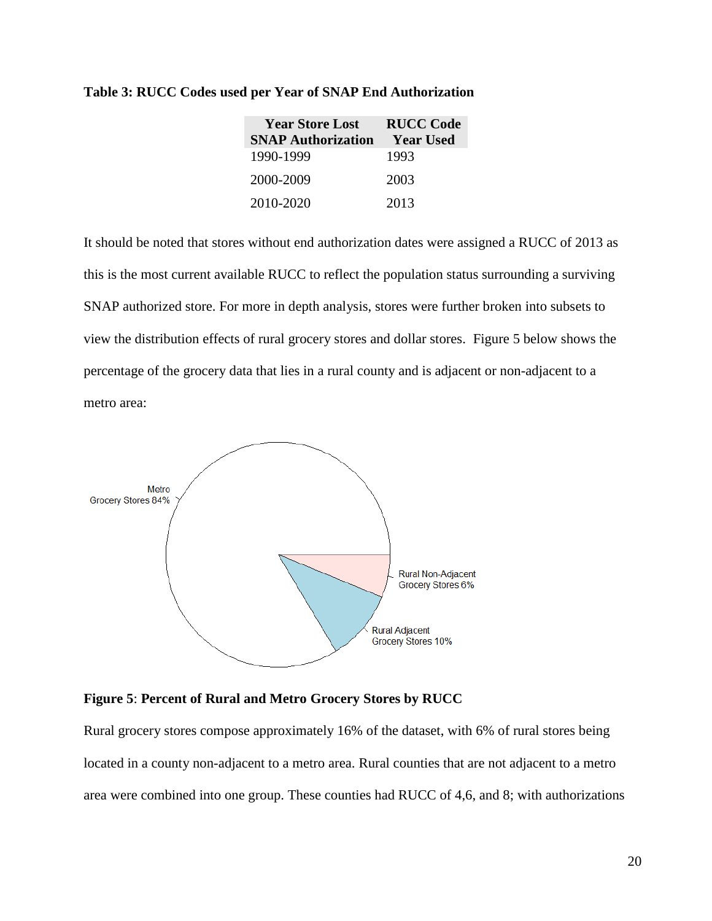**Table 3: RUCC Codes used per Year of SNAP End Authorization**

| Year Store Lost SNAP Authorization | RUCC Code Year Used |
|---|---|
| 1990-1999 | 1993 |
| 2000-2009 | 2003 |
| 2010-2020 | 2013 |

It should be noted that stores without end authorization dates were assigned a RUCC of 2013 as this is the most current available RUCC to reflect the population status surrounding a surviving SNAP authorized store. For more in depth analysis, stores were further broken into subsets to view the distribution effects of rural grocery stores and dollar stores. Figure 5 below shows the percentage of the grocery data that lies in a rural county and is adjacent or non-adjacent to a metro area:

**Figure 5**: **Percent of Rural and Metro Grocery Stores by RUCC**

Rural grocery stores compose approximately 16% of the dataset, with 6% of rural stores being located in a county non-adjacent to a metro area. Rural counties that are not adjacent to a metro area were combined into one group. These counties had RUCC of 4,6, and 8; with authorizations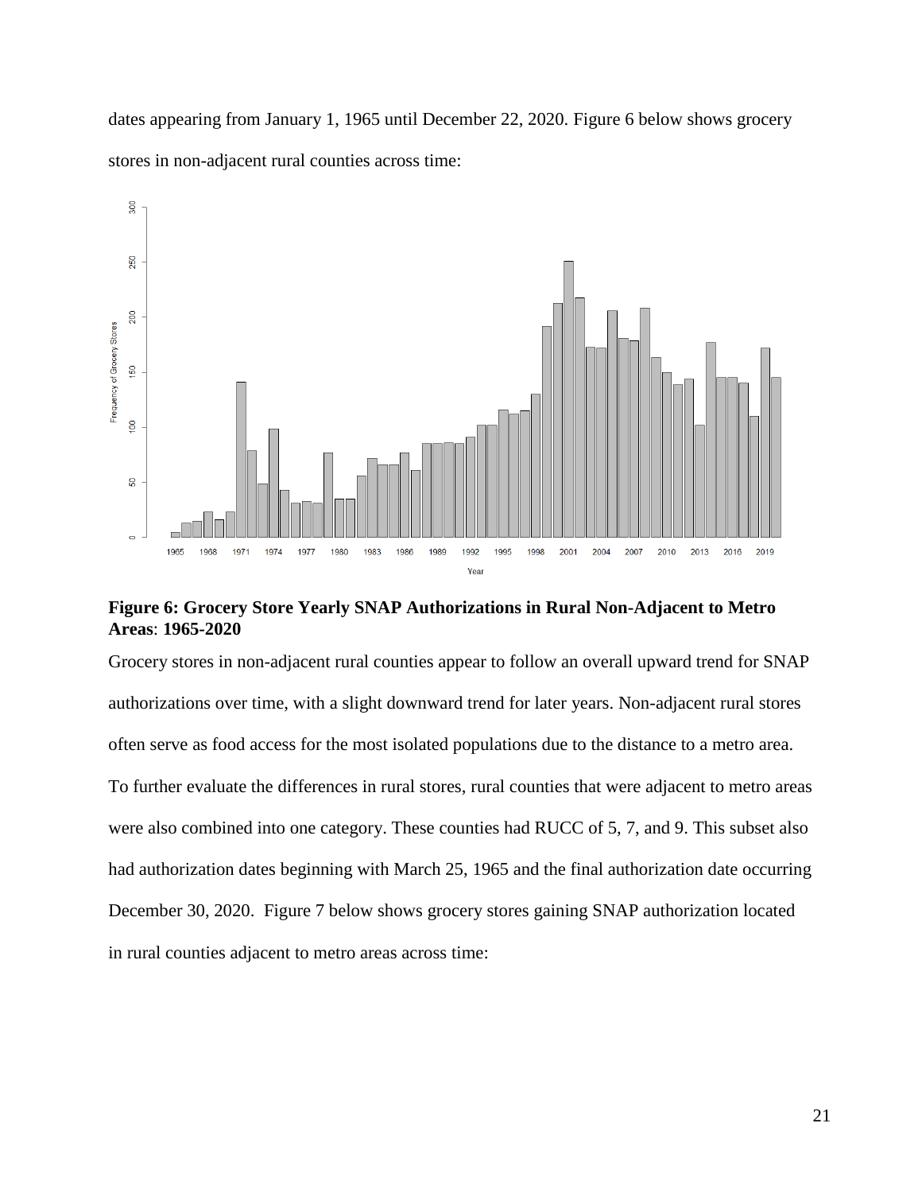dates appearing from January 1, 1965 until December 22, 2020. Figure 6 below shows grocery stores in non-adjacent rural counties across time:

**Figure 6: Grocery Store Yearly SNAP Authorizations in Rural Non-Adjacent to Metro Areas**: **1965-2020**

Grocery stores in non-adjacent rural counties appear to follow an overall upward trend for SNAP authorizations over time, with a slight downward trend for later years. Non-adjacent rural stores often serve as food access for the most isolated populations due to the distance to a metro area. To further evaluate the differences in rural stores, rural counties that were adjacent to metro areas were also combined into one category. These counties had RUCC of 5, 7, and 9. This subset also had authorization dates beginning with March 25, 1965 and the final authorization date occurring December 30, 2020. Figure 7 below shows grocery stores gaining SNAP authorization located in rural counties adjacent to metro areas across time: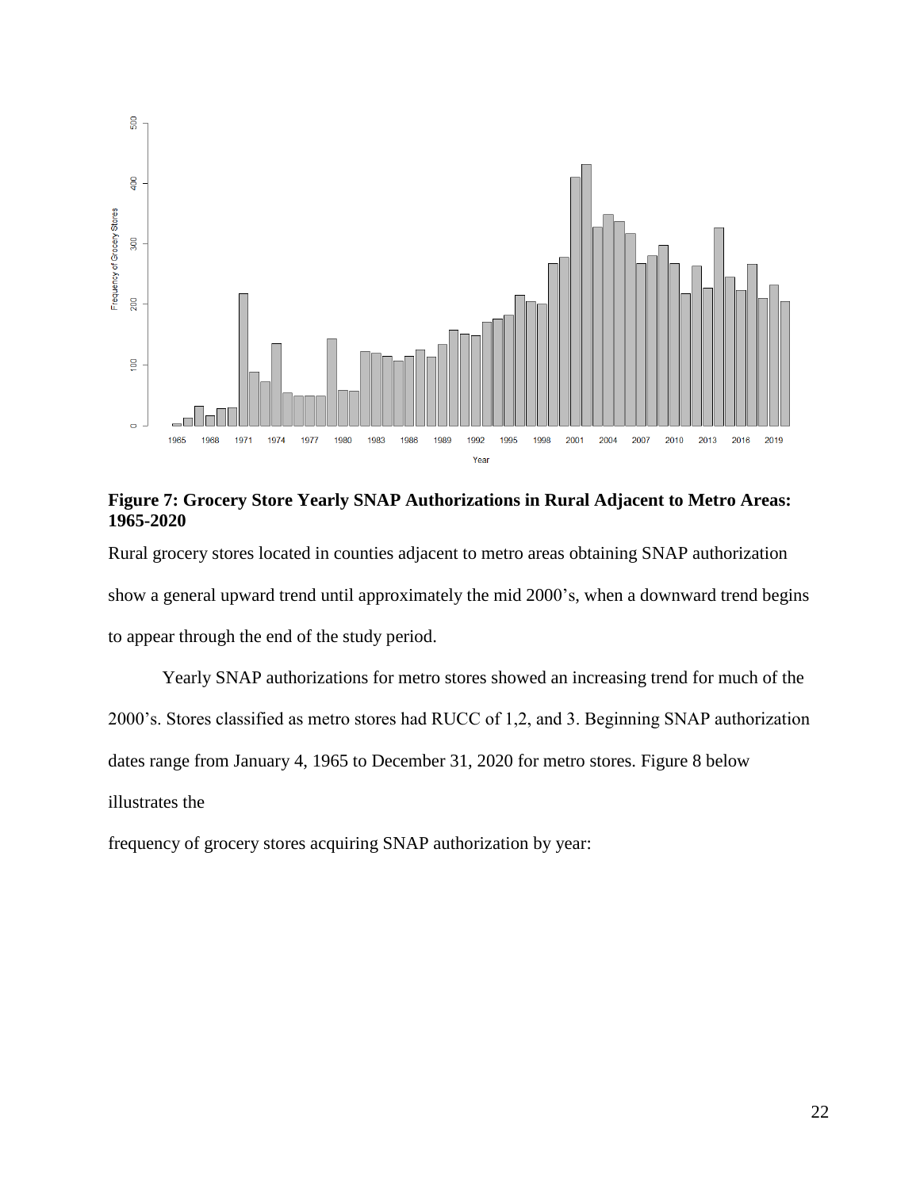**Figure 7: Grocery Store Yearly SNAP Authorizations in Rural Adjacent to Metro Areas: 1965-2020**

Rural grocery stores located in counties adjacent to metro areas obtaining SNAP authorization show a general upward trend until approximately the mid 2000's, when a downward trend begins to appear through the end of the study period.

Yearly SNAP authorizations for metro stores showed an increasing trend for much of the 2000's. Stores classified as metro stores had RUCC of 1,2, and 3. Beginning SNAP authorization dates range from January 4, 1965 to December 31, 2020 for metro stores. Figure 8 below illustrates the

frequency of grocery stores acquiring SNAP authorization by year: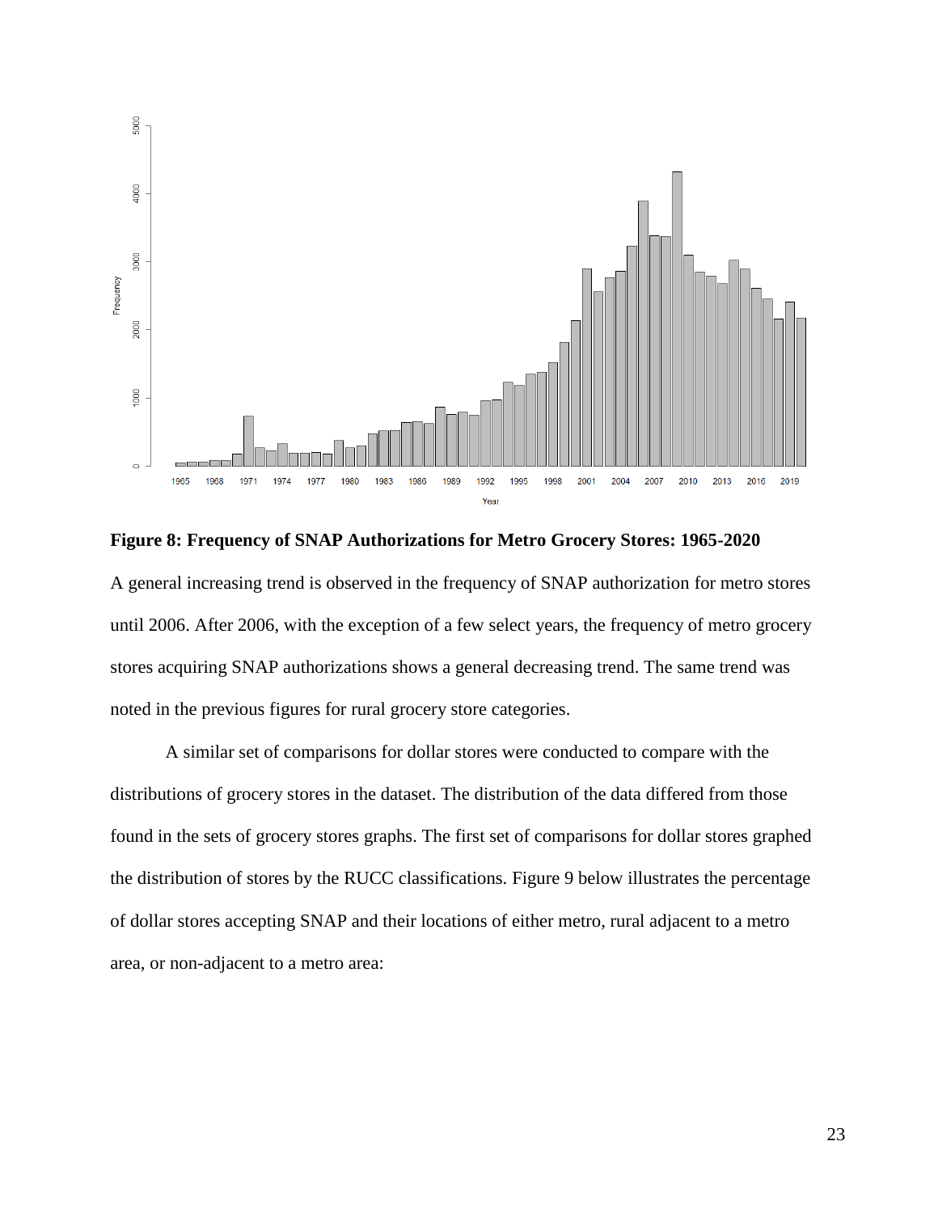**Figure 8: Frequency of SNAP Authorizations for Metro Grocery Stores: 1965-2020**

A general increasing trend is observed in the frequency of SNAP authorization for metro stores until 2006. After 2006, with the exception of a few select years, the frequency of metro grocery stores acquiring SNAP authorizations shows a general decreasing trend. The same trend was noted in the previous figures for rural grocery store categories.

A similar set of comparisons for dollar stores were conducted to compare with the distributions of grocery stores in the dataset. The distribution of the data differed from those found in the sets of grocery stores graphs. The first set of comparisons for dollar stores graphed the distribution of stores by the RUCC classifications. Figure 9 below illustrates the percentage of dollar stores accepting SNAP and their locations of either metro, rural adjacent to a metro area, or non-adjacent to a metro area: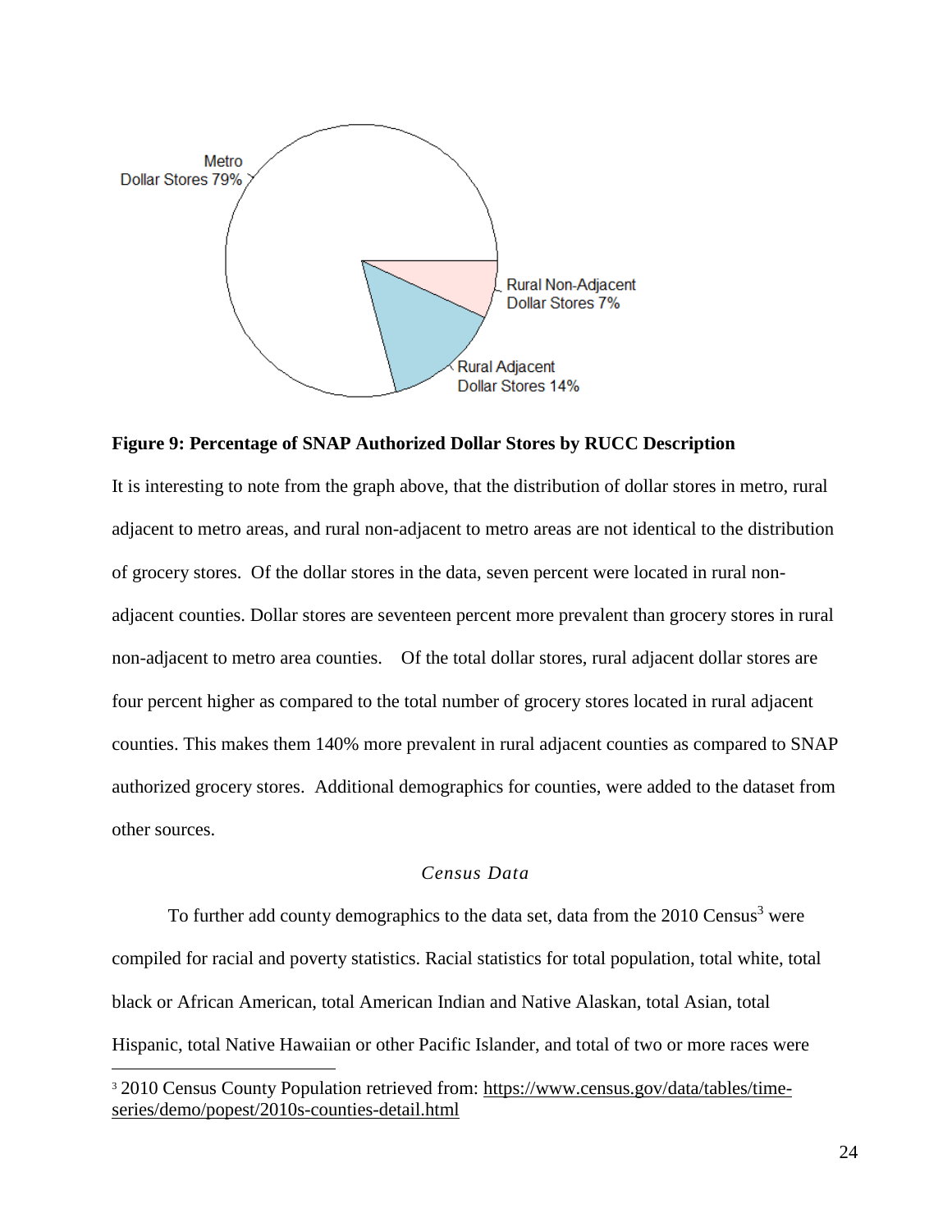**Figure 9: Percentage of SNAP Authorized Dollar Stores by RUCC Description**

It is interesting to note from the graph above, that the distribution of dollar stores in metro, rural adjacent to metro areas, and rural non-adjacent to metro areas are not identical to the distribution of grocery stores. Of the dollar stores in the data, seven percent were located in rural non-adjacent counties. Dollar stores are seventeen percent more prevalent than grocery stores in rural non-adjacent to metro area counties. Of the total dollar stores, rural adjacent dollar stores are four percent higher as compared to the total number of grocery stores located in rural adjacent counties. This makes them 140% more prevalent in rural adjacent counties as compared to SNAP authorized grocery stores. Additional demographics for counties, were added to the dataset from other sources.

### *Census Data*

To further add county demographics to the data set, data from the 2010 Census[3] were compiled for racial and poverty statistics. Racial statistics for total population, total white, total black or African American, total American Indian and Native Alaskan, total Asian, total Hispanic, total Native Hawaiian or other Pacific Islander, and total of two or more races were

[3] 2010 Census County Population retrieved from: https://www.census.gov/data/tables/time-series/demo/popest/2010s-counties-detail.html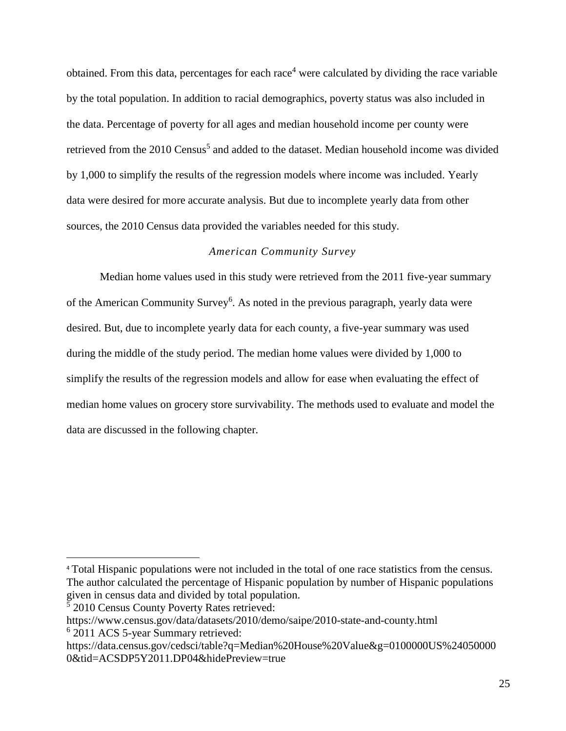obtained. From this data, percentages for each race[4] were calculated by dividing the race variable by the total population. In addition to racial demographics, poverty status was also included in the data. Percentage of poverty for all ages and median household income per county were retrieved from the 2010 Census[5] and added to the dataset. Median household income was divided by 1,000 to simplify the results of the regression models where income was included. Yearly data were desired for more accurate analysis. But due to incomplete yearly data from other sources, the 2010 Census data provided the variables needed for this study.

### *American Community Survey*

Median home values used in this study were retrieved from the 2011 five-year summary of the American Community Survey[6]. As noted in the previous paragraph, yearly data were desired. But, due to incomplete yearly data for each county, a five-year summary was used during the middle of the study period. The median home values were divided by 1,000 to simplify the results of the regression models and allow for ease when evaluating the effect of median home values on grocery store survivability. The methods used to evaluate and model the data are discussed in the following chapter.

---

[4] Total Hispanic populations were not included in the total of one race statistics from the census. The author calculated the percentage of Hispanic population by number of Hispanic populations given in census data and divided by total population.

[5] 2010 Census County Poverty Rates retrieved: https://www.census.gov/data/datasets/2010/demo/saipe/2010-state-and-county.html

[6] 2011 ACS 5-year Summary retrieved: https://data.census.gov/cedsci/table?q=Median%20House%20Value&g=0100000US%240500000&tid=ACSDP5Y2011.DP04&hidePreview=true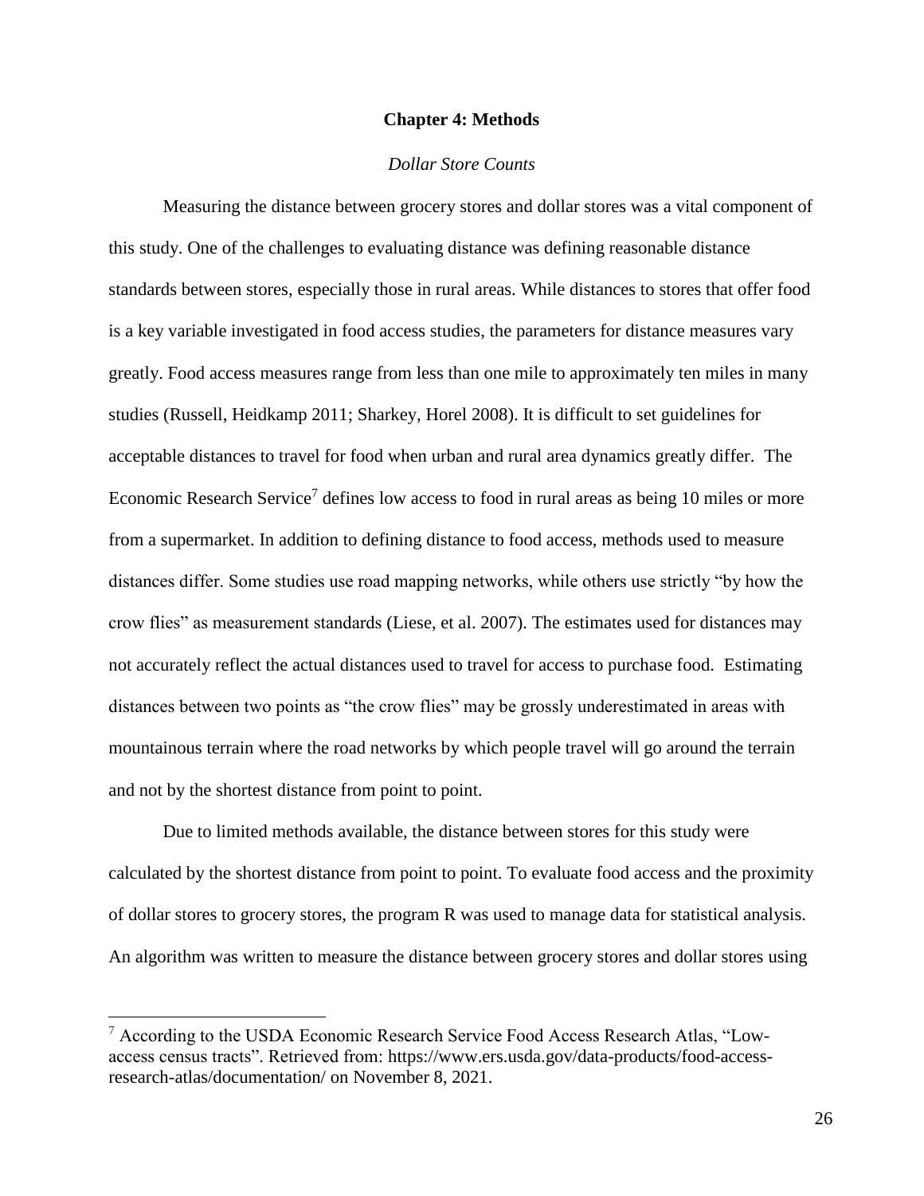## Chapter 4: Methods

### *Dollar Store Counts*

Measuring the distance between grocery stores and dollar stores was a vital component of this study. One of the challenges to evaluating distance was defining reasonable distance standards between stores, especially those in rural areas. While distances to stores that offer food is a key variable investigated in food access studies, the parameters for distance measures vary greatly. Food access measures range from less than one mile to approximately ten miles in many studies (Russell, Heidkamp 2011; Sharkey, Horel 2008). It is difficult to set guidelines for acceptable distances to travel for food when urban and rural area dynamics greatly differ. The Economic Research Service[7] defines low access to food in rural areas as being 10 miles or more from a supermarket. In addition to defining distance to food access, methods used to measure distances differ. Some studies use road mapping networks, while others use strictly "by how the crow flies" as measurement standards (Liese, et al. 2007). The estimates used for distances may not accurately reflect the actual distances used to travel for access to purchase food. Estimating distances between two points as "the crow flies" may be grossly underestimated in areas with mountainous terrain where the road networks by which people travel will go around the terrain and not by the shortest distance from point to point.

Due to limited methods available, the distance between stores for this study were calculated by the shortest distance from point to point. To evaluate food access and the proximity of dollar stores to grocery stores, the program R was used to manage data for statistical analysis. An algorithm was written to measure the distance between grocery stores and dollar stores using

---

[7] According to the USDA Economic Research Service Food Access Research Atlas, "Low-access census tracts". Retrieved from: https://www.ers.usda.gov/data-products/food-access-research-atlas/documentation/ on November 8, 2021.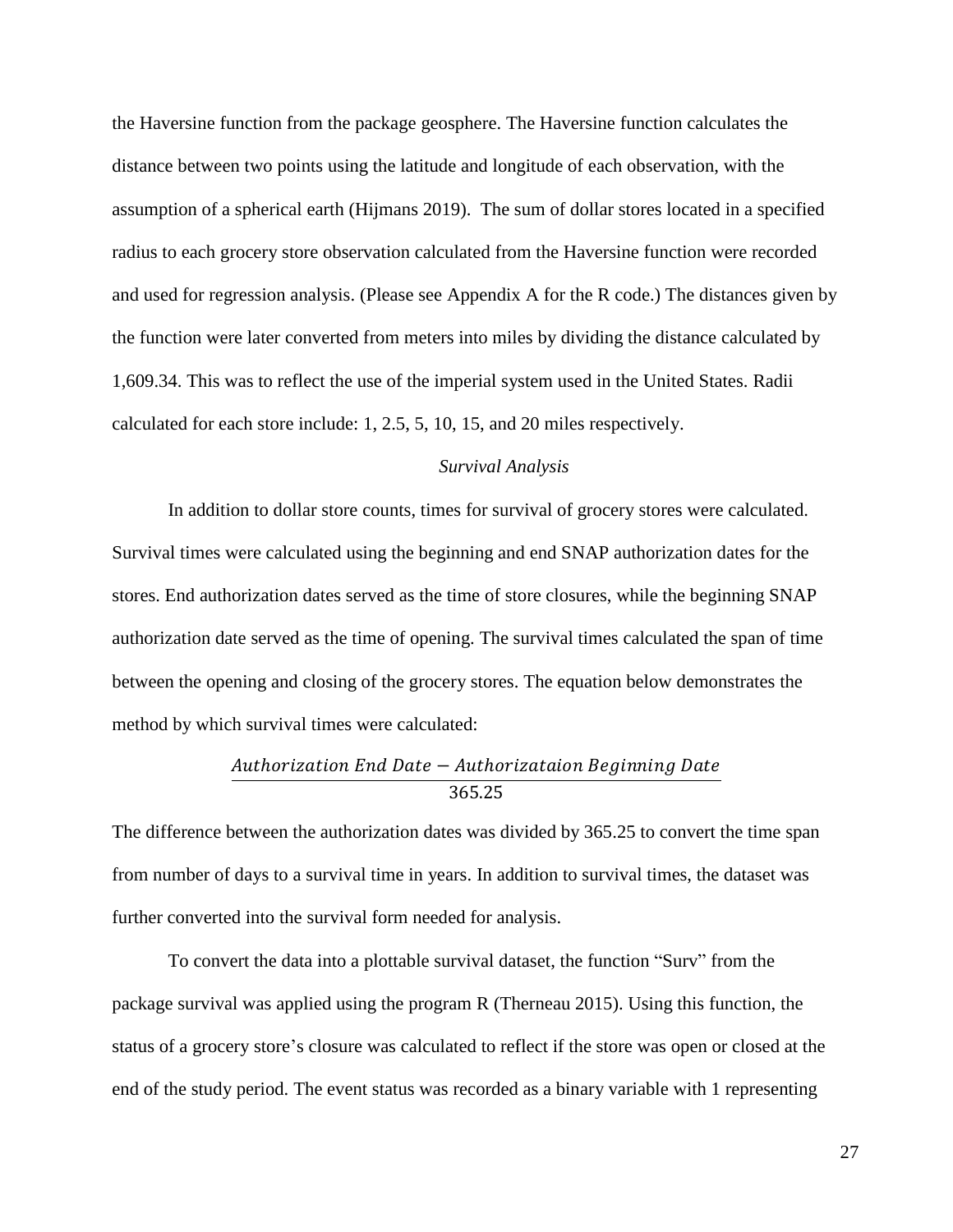the Haversine function from the package geosphere. The Haversine function calculates the distance between two points using the latitude and longitude of each observation, with the assumption of a spherical earth (Hijmans 2019). The sum of dollar stores located in a specified radius to each grocery store observation calculated from the Haversine function were recorded and used for regression analysis. (Please see Appendix A for the R code.) The distances given by the function were later converted from meters into miles by dividing the distance calculated by 1,609.34. This was to reflect the use of the imperial system used in the United States. Radii calculated for each store include: 1, 2.5, 5, 10, 15, and 20 miles respectively.

### *Survival Analysis*

In addition to dollar store counts, times for survival of grocery stores were calculated. Survival times were calculated using the beginning and end SNAP authorization dates for the stores. End authorization dates served as the time of store closures, while the beginning SNAP authorization date served as the time of opening. The survival times calculated the span of time between the opening and closing of the grocery stores. The equation below demonstrates the method by which survival times were calculated:

$$\frac{Authorization\ End\ Date - Authorizataion\ Beginning\ Date}{365.25}$$

The difference between the authorization dates was divided by 365.25 to convert the time span from number of days to a survival time in years. In addition to survival times, the dataset was further converted into the survival form needed for analysis.

To convert the data into a plottable survival dataset, the function "Surv" from the package survival was applied using the program R (Therneau 2015). Using this function, the status of a grocery store's closure was calculated to reflect if the store was open or closed at the end of the study period. The event status was recorded as a binary variable with 1 representing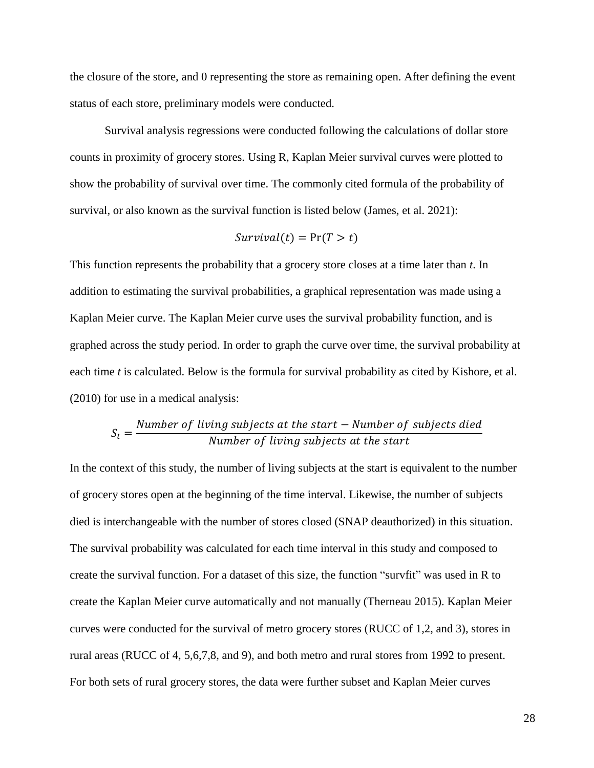the closure of the store, and 0 representing the store as remaining open. After defining the event status of each store, preliminary models were conducted.

Survival analysis regressions were conducted following the calculations of dollar store counts in proximity of grocery stores. Using R, Kaplan Meier survival curves were plotted to show the probability of survival over time. The commonly cited formula of the probability of survival, or also known as the survival function is listed below (James, et al. 2021):

$$Survival(t) = \Pr(T > t)$$

This function represents the probability that a grocery store closes at a time later than *t*. In addition to estimating the survival probabilities, a graphical representation was made using a Kaplan Meier curve. The Kaplan Meier curve uses the survival probability function, and is graphed across the study period. In order to graph the curve over time, the survival probability at each time *t* is calculated. Below is the formula for survival probability as cited by Kishore, et al. (2010) for use in a medical analysis:

$$S_t = \frac{Number\ of\ living\ subjects\ at\ the\ start - Number\ of\ subjects\ died}{Number\ of\ living\ subjects\ at\ the\ start}$$

In the context of this study, the number of living subjects at the start is equivalent to the number of grocery stores open at the beginning of the time interval. Likewise, the number of subjects died is interchangeable with the number of stores closed (SNAP deauthorized) in this situation. The survival probability was calculated for each time interval in this study and composed to create the survival function. For a dataset of this size, the function "survfit" was used in R to create the Kaplan Meier curve automatically and not manually (Therneau 2015). Kaplan Meier curves were conducted for the survival of metro grocery stores (RUCC of 1,2, and 3), stores in rural areas (RUCC of 4, 5,6,7,8, and 9), and both metro and rural stores from 1992 to present. For both sets of rural grocery stores, the data were further subset and Kaplan Meier curves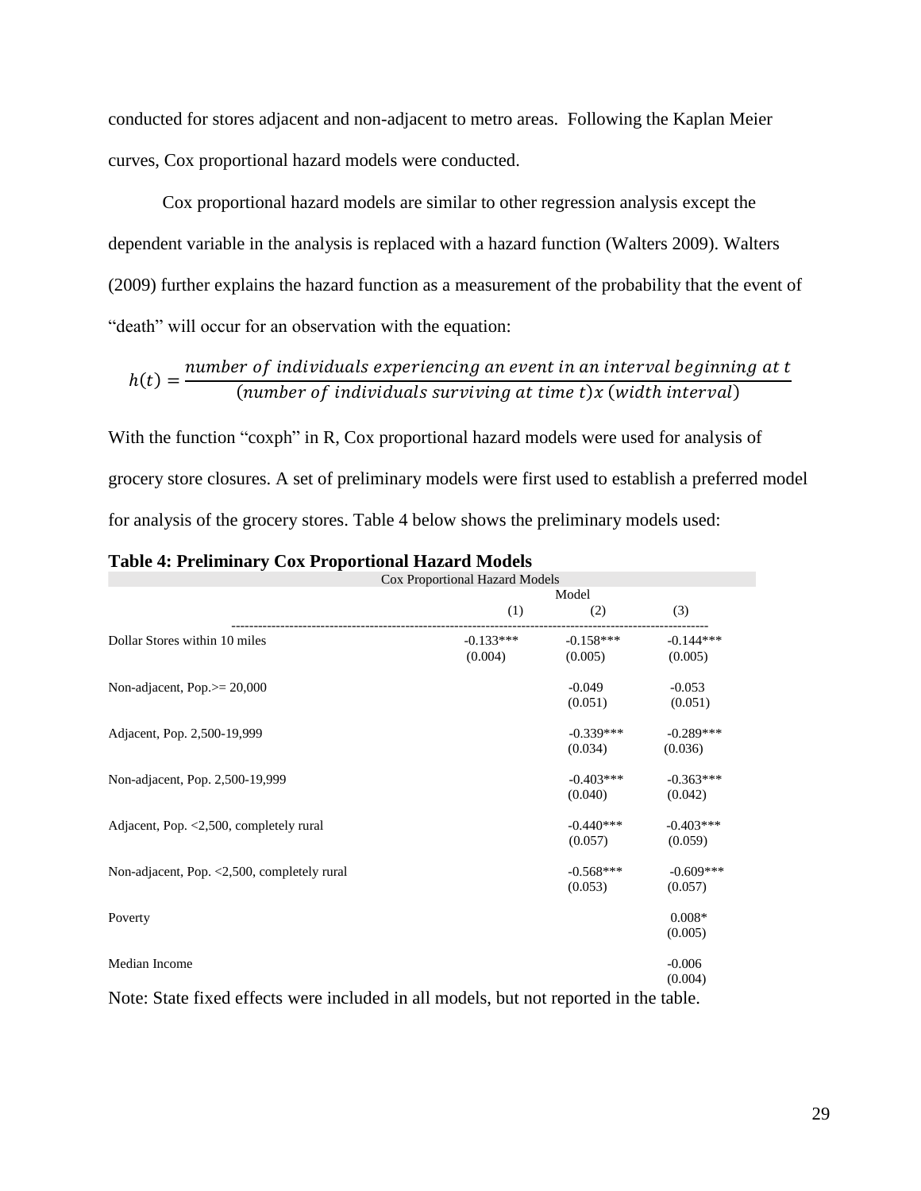conducted for stores adjacent and non-adjacent to metro areas. Following the Kaplan Meier curves, Cox proportional hazard models were conducted.

Cox proportional hazard models are similar to other regression analysis except the dependent variable in the analysis is replaced with a hazard function (Walters 2009). Walters (2009) further explains the hazard function as a measurement of the probability that the event of "death" will occur for an observation with the equation:

$$h(t) = \frac{number\ of\ individuals\ experiencing\ an\ event\ in\ an\ interval\ beginning\ at\ t}{(number\ of\ individuals\ surviving\ at\ time\ t) x\ (width\ interval)}$$

With the function "coxph" in R, Cox proportional hazard models were used for analysis of grocery store closures. A set of preliminary models were first used to establish a preferred model for analysis of the grocery stores. Table 4 below shows the preliminary models used:

**Table 4: Preliminary Cox Proportional Hazard Models**

| Cox Proportional Hazard Models | | | |
|---|---|---|---|
| | Model | | |
| | (1) | (2) | (3) |
| Dollar Stores within 10 miles | -0.133*** | -0.158*** | -0.144*** |
| | (0.004) | (0.005) | (0.005) |
| Non-adjacent, Pop.>= 20,000 | | -0.049 | -0.053 |
| | | (0.051) | (0.051) |
| Adjacent, Pop. 2,500-19,999 | | -0.339*** | -0.289*** |
| | | (0.034) | (0.036) |
| Non-adjacent, Pop. 2,500-19,999 | | -0.403*** | -0.363*** |
| | | (0.040) | (0.042) |
| Adjacent, Pop. <2,500, completely rural | | -0.440*** | -0.403*** |
| | | (0.057) | (0.059) |
| Non-adjacent, Pop. <2,500, completely rural | | -0.568*** | -0.609*** |
| | | (0.053) | (0.057) |
| Poverty | | | 0.008* |
| | | | (0.005) |
| Median Income | | | -0.006 |
| | | | (0.004) |

Note: State fixed effects were included in all models, but not reported in the table.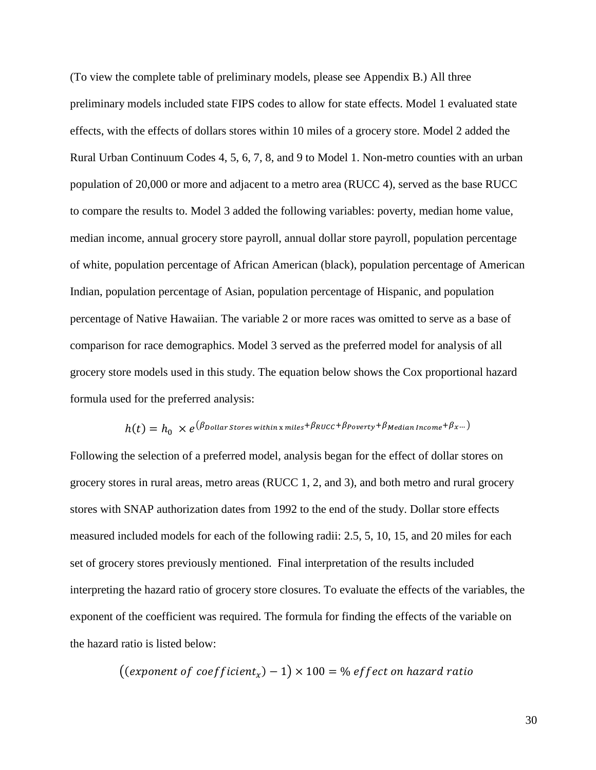(To view the complete table of preliminary models, please see Appendix B.) All three preliminary models included state FIPS codes to allow for state effects. Model 1 evaluated state effects, with the effects of dollars stores within 10 miles of a grocery store. Model 2 added the Rural Urban Continuum Codes 4, 5, 6, 7, 8, and 9 to Model 1. Non-metro counties with an urban population of 20,000 or more and adjacent to a metro area (RUCC 4), served as the base RUCC to compare the results to. Model 3 added the following variables: poverty, median home value, median income, annual grocery store payroll, annual dollar store payroll, population percentage of white, population percentage of African American (black), population percentage of American Indian, population percentage of Asian, population percentage of Hispanic, and population percentage of Native Hawaiian. The variable 2 or more races was omitted to serve as a base of comparison for race demographics. Model 3 served as the preferred model for analysis of all grocery store models used in this study. The equation below shows the Cox proportional hazard formula used for the preferred analysis:

$$h(t) = h_0 \times e^{(\beta_{Dollar\ Stores\ within\ x\ miles} + \beta_{RUCC} + \beta_{Poverty} + \beta_{Median\ Income} + \beta_{x} \dots)}$$

Following the selection of a preferred model, analysis began for the effect of dollar stores on grocery stores in rural areas, metro areas (RUCC 1, 2, and 3), and both metro and rural grocery stores with SNAP authorization dates from 1992 to the end of the study. Dollar store effects measured included models for each of the following radii: 2.5, 5, 10, 15, and 20 miles for each set of grocery stores previously mentioned. Final interpretation of the results included interpreting the hazard ratio of grocery store closures. To evaluate the effects of the variables, the exponent of the coefficient was required. The formula for finding the effects of the variable on the hazard ratio is listed below:

$$\left((exponent\ of\ coefficient_x) - 1\right) \times 100 = \%\ effect\ on\ hazard\ ratio$$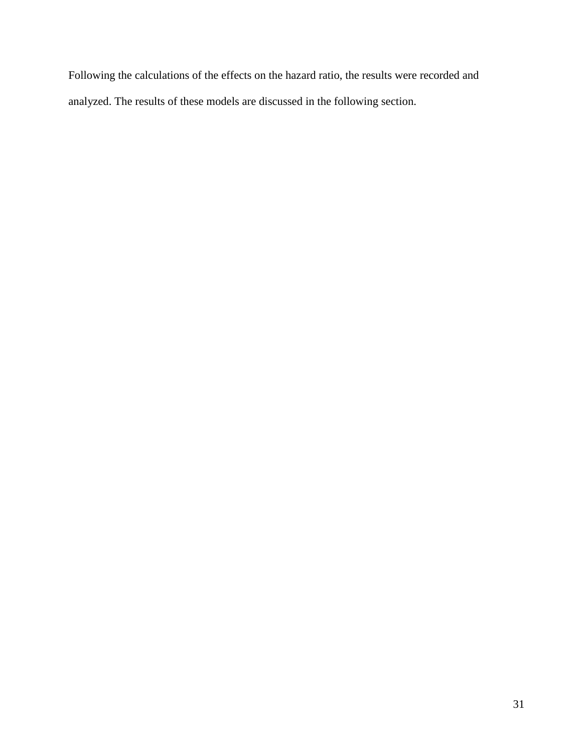Following the calculations of the effects on the hazard ratio, the results were recorded and analyzed. The results of these models are discussed in the following section.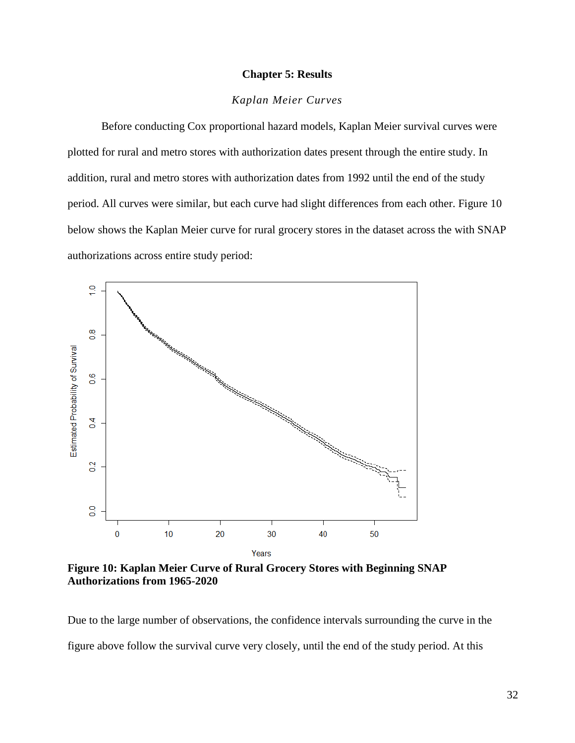# Chapter 5: Results

*Kaplan Meier Curves*

Before conducting Cox proportional hazard models, Kaplan Meier survival curves were plotted for rural and metro stores with authorization dates present through the entire study. In addition, rural and metro stores with authorization dates from 1992 until the end of the study period. All curves were similar, but each curve had slight differences from each other. Figure 10 below shows the Kaplan Meier curve for rural grocery stores in the dataset across the with SNAP authorizations across entire study period:

**Figure 10: Kaplan Meier Curve of Rural Grocery Stores with Beginning SNAP Authorizations from 1965-2020**

Due to the large number of observations, the confidence intervals surrounding the curve in the figure above follow the survival curve very closely, until the end of the study period. At this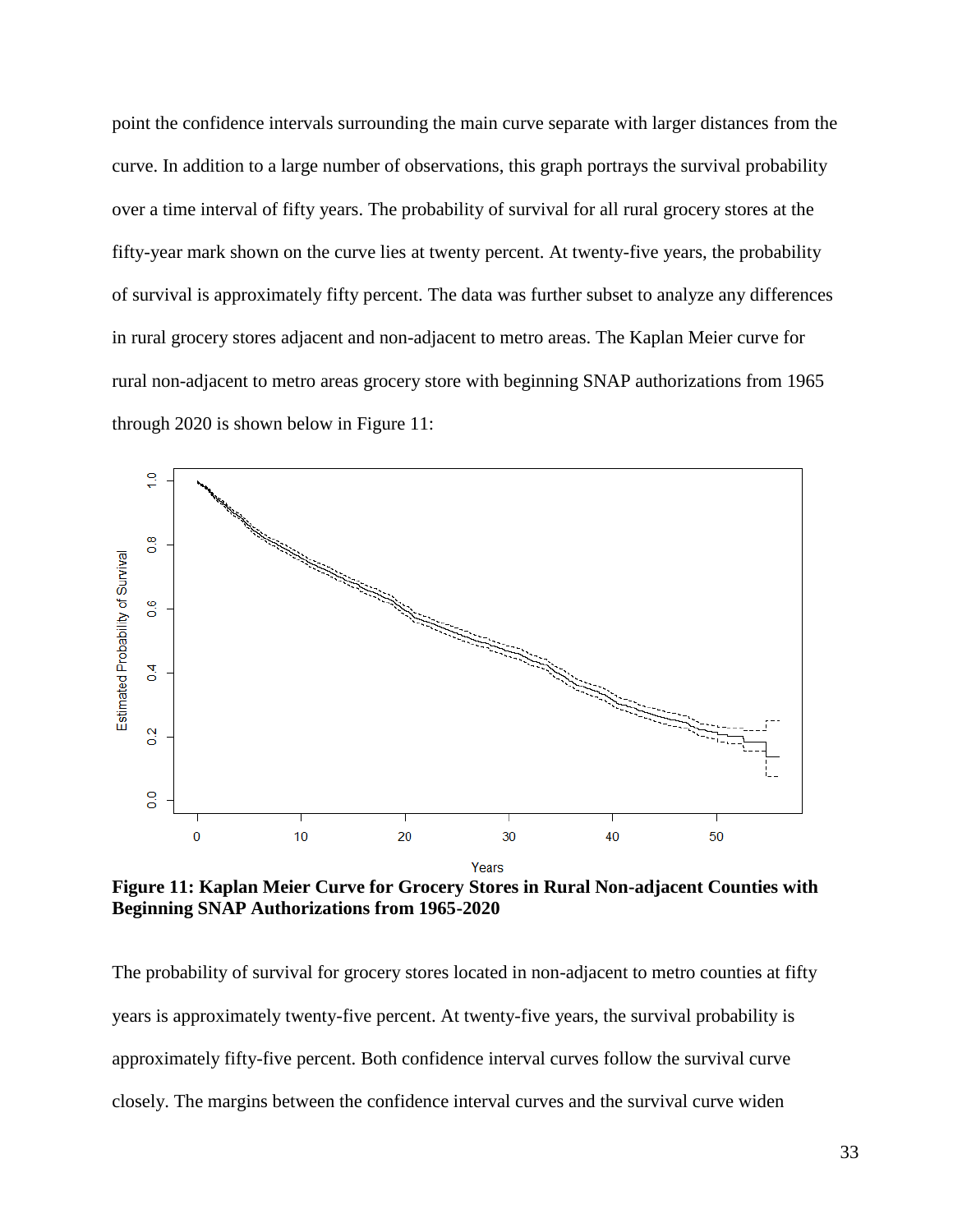point the confidence intervals surrounding the main curve separate with larger distances from the curve. In addition to a large number of observations, this graph portrays the survival probability over a time interval of fifty years. The probability of survival for all rural grocery stores at the fifty-year mark shown on the curve lies at twenty percent. At twenty-five years, the probability of survival is approximately fifty percent. The data was further subset to analyze any differences in rural grocery stores adjacent and non-adjacent to metro areas. The Kaplan Meier curve for rural non-adjacent to metro areas grocery store with beginning SNAP authorizations from 1965 through 2020 is shown below in Figure 11:

**Figure 11: Kaplan Meier Curve for Grocery Stores in Rural Non-adjacent Counties with Beginning SNAP Authorizations from 1965-2020**

The probability of survival for grocery stores located in non-adjacent to metro counties at fifty years is approximately twenty-five percent. At twenty-five years, the survival probability is approximately fifty-five percent. Both confidence interval curves follow the survival curve closely. The margins between the confidence interval curves and the survival curve widen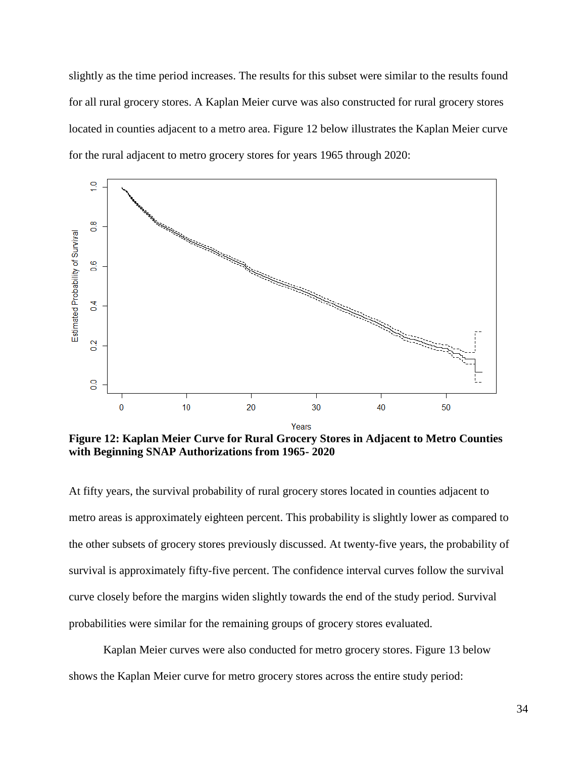slightly as the time period increases. The results for this subset were similar to the results found for all rural grocery stores. A Kaplan Meier curve was also constructed for rural grocery stores located in counties adjacent to a metro area. Figure 12 below illustrates the Kaplan Meier curve for the rural adjacent to metro grocery stores for years 1965 through 2020:

**Figure 12: Kaplan Meier Curve for Rural Grocery Stores in Adjacent to Metro Counties with Beginning SNAP Authorizations from 1965- 2020**

At fifty years, the survival probability of rural grocery stores located in counties adjacent to metro areas is approximately eighteen percent. This probability is slightly lower as compared to the other subsets of grocery stores previously discussed. At twenty-five years, the probability of survival is approximately fifty-five percent. The confidence interval curves follow the survival curve closely before the margins widen slightly towards the end of the study period. Survival probabilities were similar for the remaining groups of grocery stores evaluated.

Kaplan Meier curves were also conducted for metro grocery stores. Figure 13 below shows the Kaplan Meier curve for metro grocery stores across the entire study period: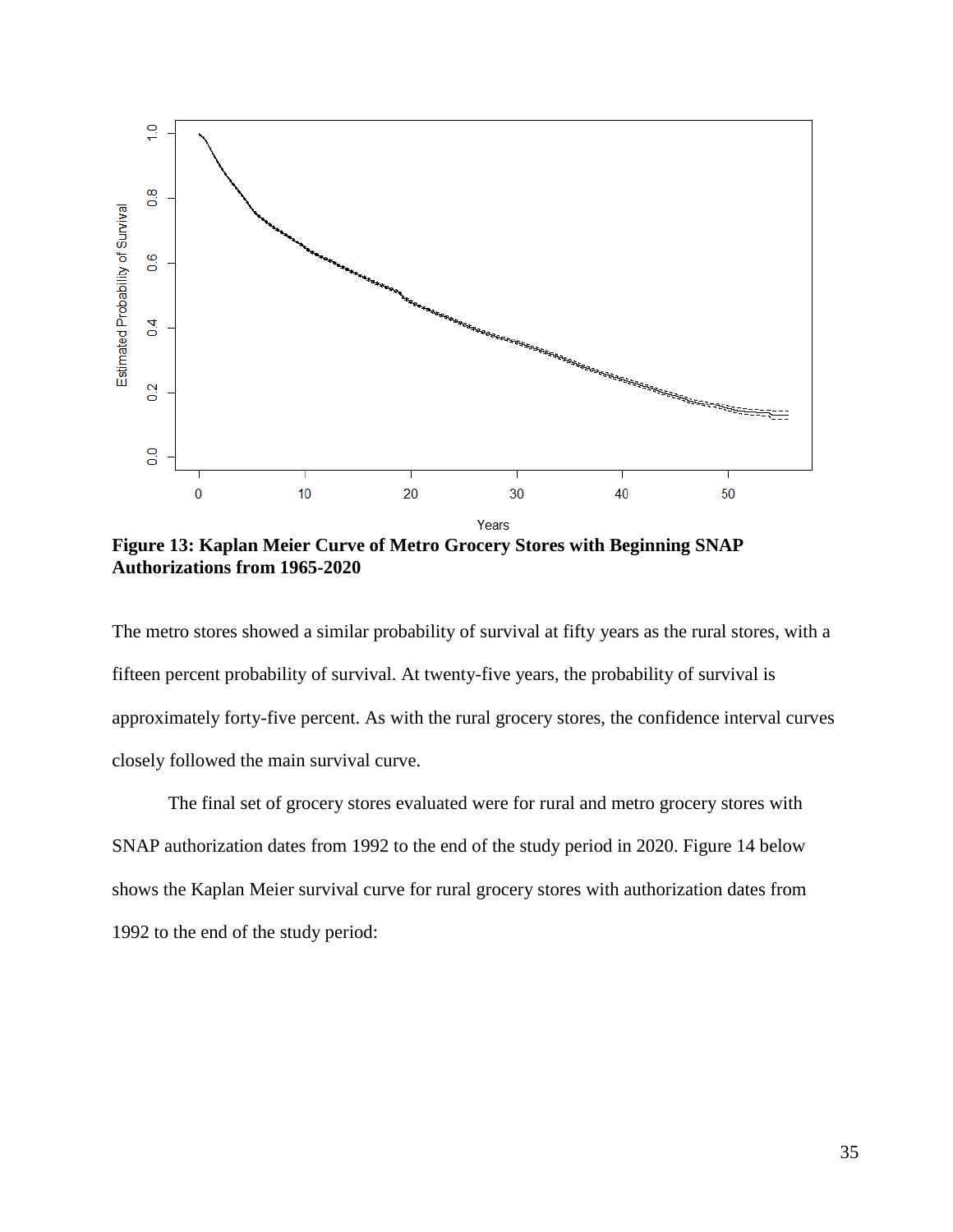**Figure 13: Kaplan Meier Curve of Metro Grocery Stores with Beginning SNAP Authorizations from 1965-2020**

The metro stores showed a similar probability of survival at fifty years as the rural stores, with a fifteen percent probability of survival. At twenty-five years, the probability of survival is approximately forty-five percent. As with the rural grocery stores, the confidence interval curves closely followed the main survival curve.

The final set of grocery stores evaluated were for rural and metro grocery stores with SNAP authorization dates from 1992 to the end of the study period in 2020. Figure 14 below shows the Kaplan Meier survival curve for rural grocery stores with authorization dates from 1992 to the end of the study period: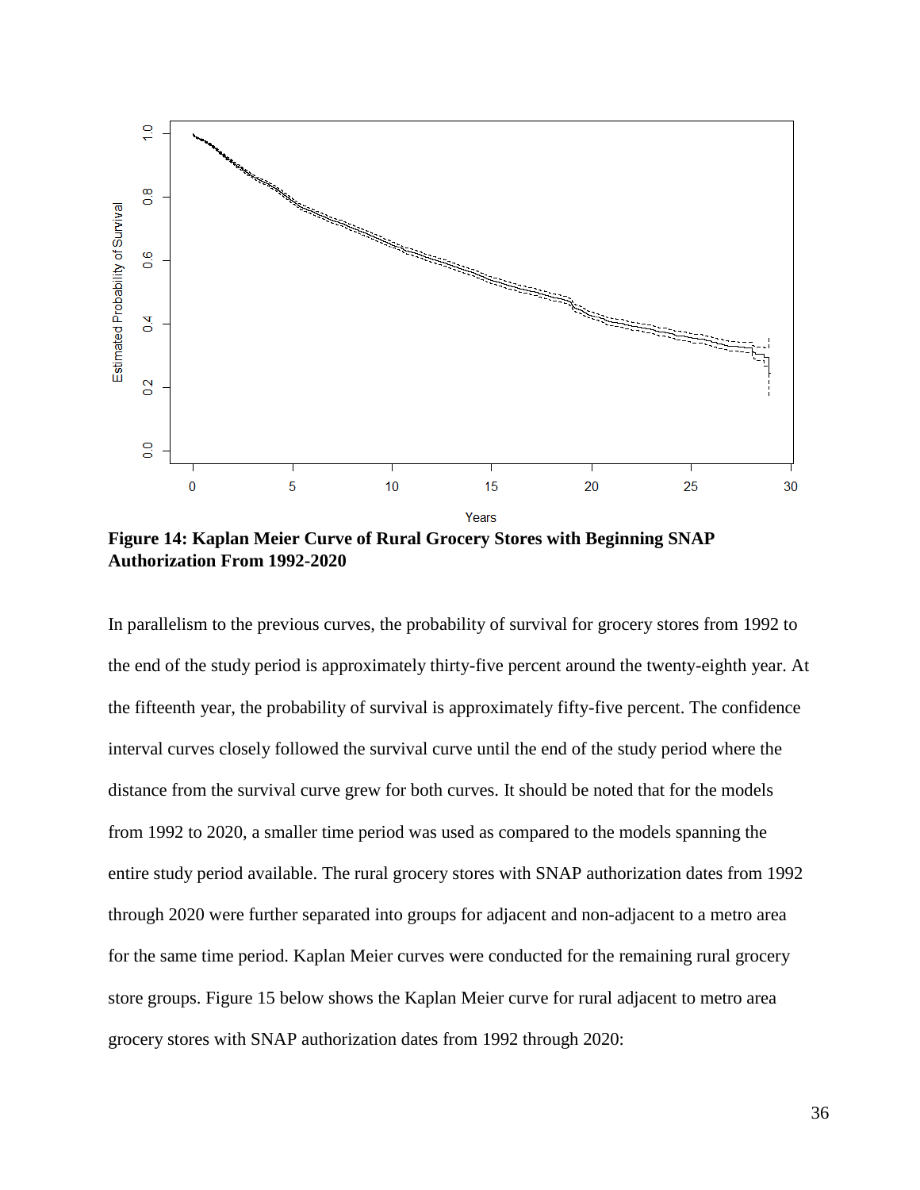**Figure 14: Kaplan Meier Curve of Rural Grocery Stores with Beginning SNAP Authorization From 1992-2020**

In parallelism to the previous curves, the probability of survival for grocery stores from 1992 to the end of the study period is approximately thirty-five percent around the twenty-eighth year. At the fifteenth year, the probability of survival is approximately fifty-five percent. The confidence interval curves closely followed the survival curve until the end of the study period where the distance from the survival curve grew for both curves. It should be noted that for the models from 1992 to 2020, a smaller time period was used as compared to the models spanning the entire study period available. The rural grocery stores with SNAP authorization dates from 1992 through 2020 were further separated into groups for adjacent and non-adjacent to a metro area for the same time period. Kaplan Meier curves were conducted for the remaining rural grocery store groups. Figure 15 below shows the Kaplan Meier curve for rural adjacent to metro area grocery stores with SNAP authorization dates from 1992 through 2020: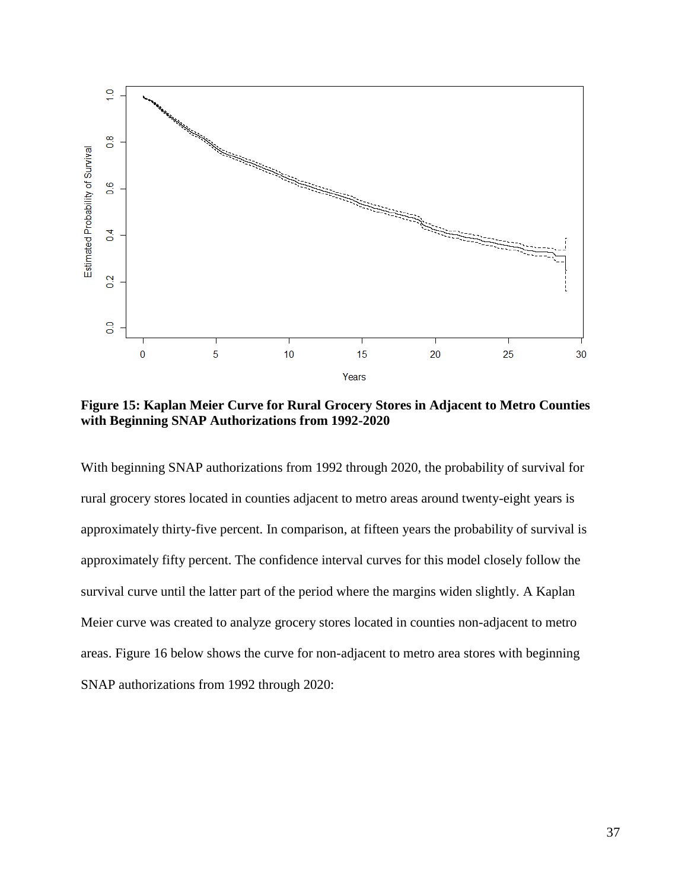**Figure 15: Kaplan Meier Curve for Rural Grocery Stores in Adjacent to Metro Counties with Beginning SNAP Authorizations from 1992-2020**

With beginning SNAP authorizations from 1992 through 2020, the probability of survival for rural grocery stores located in counties adjacent to metro areas around twenty-eight years is approximately thirty-five percent. In comparison, at fifteen years the probability of survival is approximately fifty percent. The confidence interval curves for this model closely follow the survival curve until the latter part of the period where the margins widen slightly. A Kaplan Meier curve was created to analyze grocery stores located in counties non-adjacent to metro areas. Figure 16 below shows the curve for non-adjacent to metro area stores with beginning SNAP authorizations from 1992 through 2020: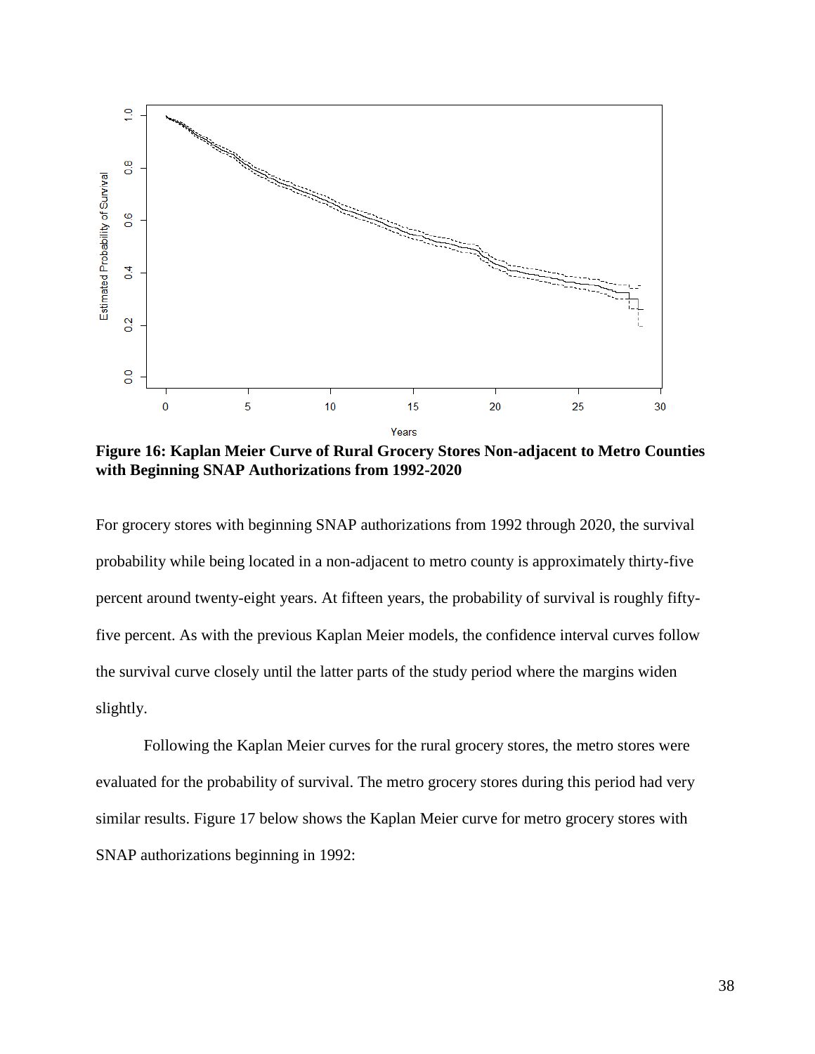**Figure 16: Kaplan Meier Curve of Rural Grocery Stores Non-adjacent to Metro Counties with Beginning SNAP Authorizations from 1992-2020**

For grocery stores with beginning SNAP authorizations from 1992 through 2020, the survival probability while being located in a non-adjacent to metro county is approximately thirty-five percent around twenty-eight years. At fifteen years, the probability of survival is roughly fifty-five percent. As with the previous Kaplan Meier models, the confidence interval curves follow the survival curve closely until the latter parts of the study period where the margins widen slightly.

Following the Kaplan Meier curves for the rural grocery stores, the metro stores were evaluated for the probability of survival. The metro grocery stores during this period had very similar results. Figure 17 below shows the Kaplan Meier curve for metro grocery stores with SNAP authorizations beginning in 1992: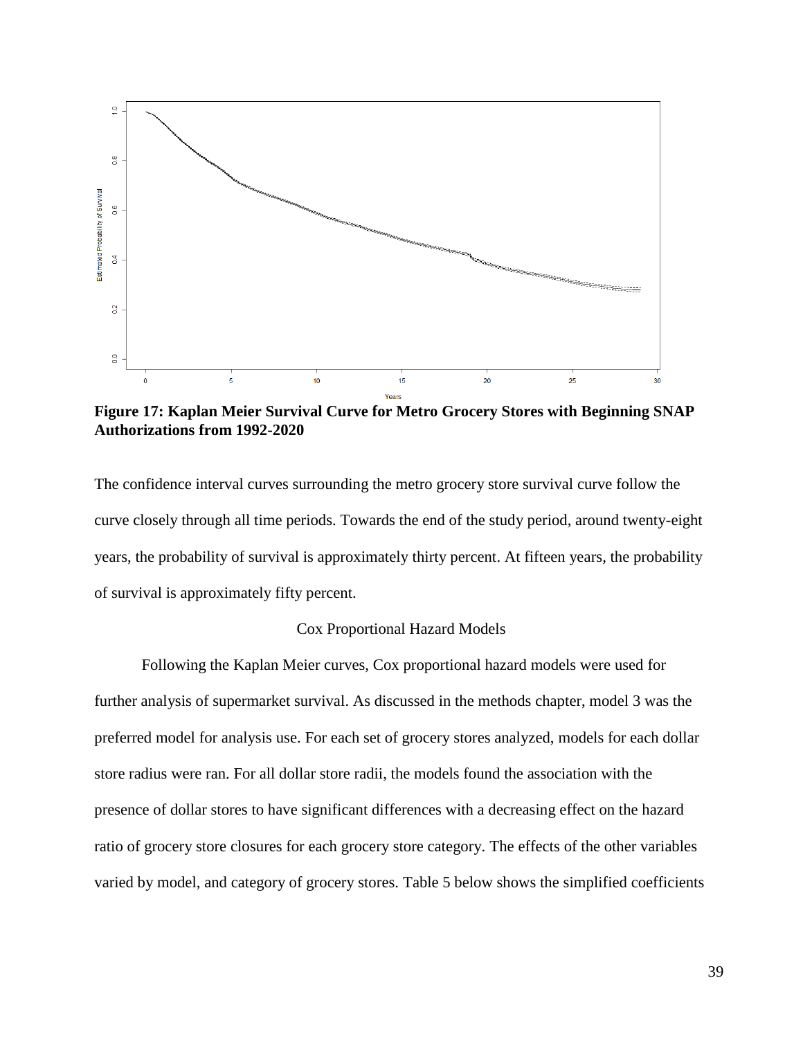**Figure 17: Kaplan Meier Survival Curve for Metro Grocery Stores with Beginning SNAP Authorizations from 1992-2020**

The confidence interval curves surrounding the metro grocery store survival curve follow the curve closely through all time periods. Towards the end of the study period, around twenty-eight years, the probability of survival is approximately thirty percent. At fifteen years, the probability of survival is approximately fifty percent.

## Cox Proportional Hazard Models

Following the Kaplan Meier curves, Cox proportional hazard models were used for further analysis of supermarket survival. As discussed in the methods chapter, model 3 was the preferred model for analysis use. For each set of grocery stores analyzed, models for each dollar store radius were ran. For all dollar store radii, the models found the association with the presence of dollar stores to have significant differences with a decreasing effect on the hazard ratio of grocery store closures for each grocery store category. The effects of the other variables varied by model, and category of grocery stores. Table 5 below shows the simplified coefficients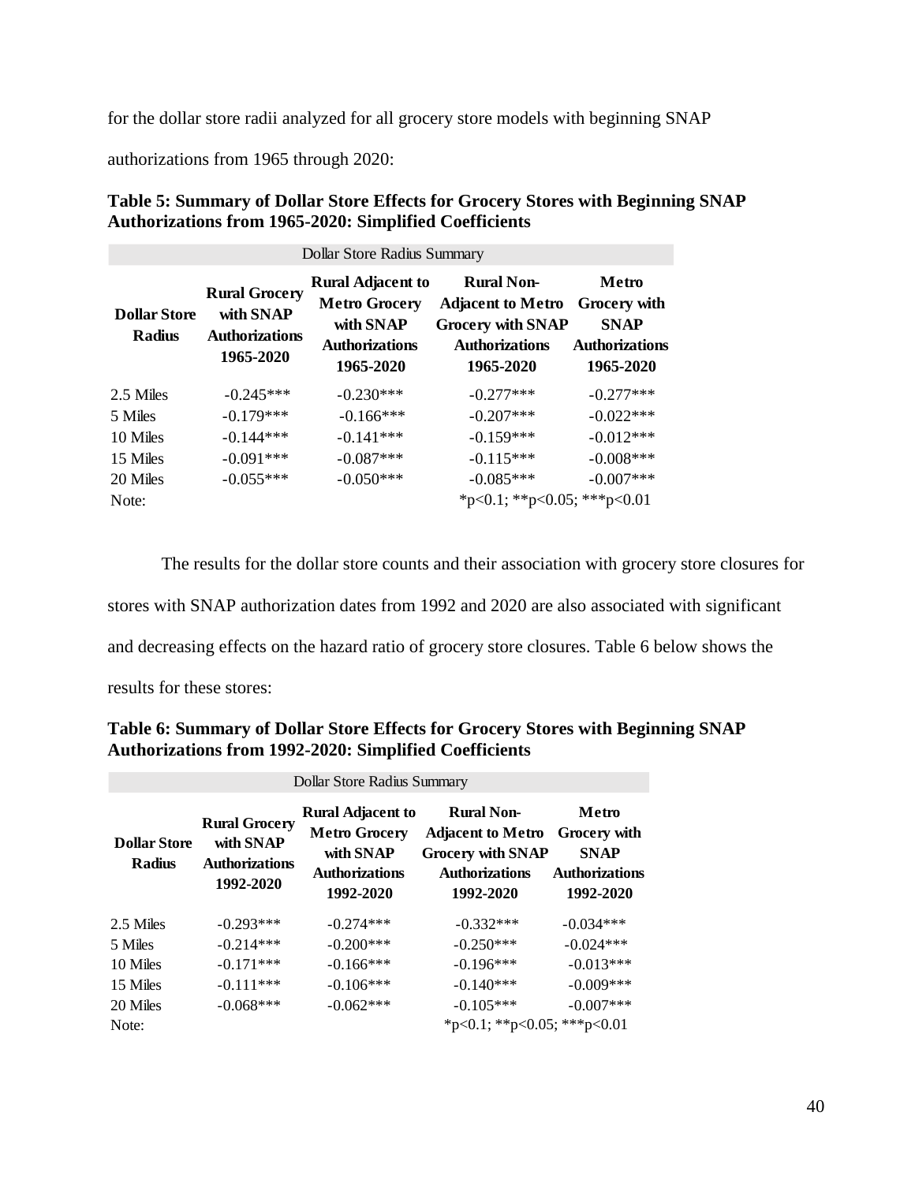for the dollar store radii analyzed for all grocery store models with beginning SNAP authorizations from 1965 through 2020:

**Table 5: Summary of Dollar Store Effects for Grocery Stores with Beginning SNAP Authorizations from 1965-2020: Simplified Coefficients**

| Dollar Store Radius Summary | | | | |
|---|---|---|---|---|
| **Dollar Store Radius** | **Rural Grocery with SNAP Authorizations 1965-2020** | **Rural Adjacent to Metro Grocery with SNAP Authorizations 1965-2020** | **Rural Non-Adjacent to Metro Grocery with SNAP Authorizations 1965-2020** | **Metro Grocery with SNAP Authorizations 1965-2020** |
| 2.5 Miles | -0.245*** | -0.230*** | -0.277*** | -0.277*** |
| 5 Miles | -0.179*** | -0.166*** | -0.207*** | -0.022*** |
| 10 Miles | -0.144*** | -0.141*** | -0.159*** | -0.012*** |
| 15 Miles | -0.091*** | -0.087*** | -0.115*** | -0.008*** |
| 20 Miles | -0.055*** | -0.050*** | -0.085*** | -0.007*** |
| Note: | | | *p<0.1; **p<0.05; ***p<0.01 | |

The results for the dollar store counts and their association with grocery store closures for stores with SNAP authorization dates from 1992 and 2020 are also associated with significant and decreasing effects on the hazard ratio of grocery store closures. Table 6 below shows the results for these stores:

**Table 6: Summary of Dollar Store Effects for Grocery Stores with Beginning SNAP Authorizations from 1992-2020: Simplified Coefficients**

| Dollar Store Radius Summary | | | | |
|---|---|---|---|---|
| **Dollar Store Radius** | **Rural Grocery with SNAP Authorizations 1992-2020** | **Rural Adjacent to Metro Grocery with SNAP Authorizations 1992-2020** | **Rural Non-Adjacent to Metro Grocery with SNAP Authorizations 1992-2020** | **Metro Grocery with SNAP Authorizations 1992-2020** |
| 2.5 Miles | -0.293*** | -0.274*** | -0.332*** | -0.034*** |
| 5 Miles | -0.214*** | -0.200*** | -0.250*** | -0.024*** |
| 10 Miles | -0.171*** | -0.166*** | -0.196*** | -0.013*** |
| 15 Miles | -0.111*** | -0.106*** | -0.140*** | -0.009*** |
| 20 Miles | -0.068*** | -0.062*** | -0.105*** | -0.007*** |
| Note: | | | *p<0.1; **p<0.05; ***p<0.01 | |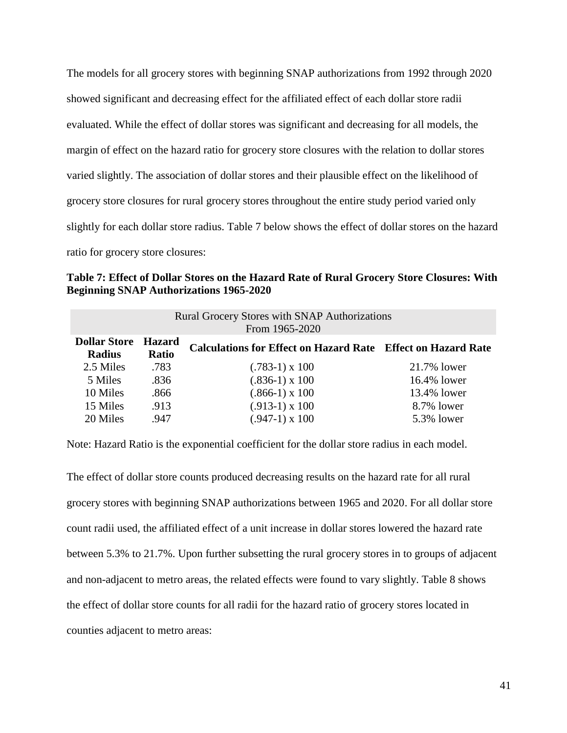The models for all grocery stores with beginning SNAP authorizations from 1992 through 2020 showed significant and decreasing effect for the affiliated effect of each dollar store radii evaluated. While the effect of dollar stores was significant and decreasing for all models, the margin of effect on the hazard ratio for grocery store closures with the relation to dollar stores varied slightly. The association of dollar stores and their plausible effect on the likelihood of grocery store closures for rural grocery stores throughout the entire study period varied only slightly for each dollar store radius. Table 7 below shows the effect of dollar stores on the hazard ratio for grocery store closures:

**Table 7: Effect of Dollar Stores on the Hazard Rate of Rural Grocery Store Closures: With Beginning SNAP Authorizations 1965-2020**

| Rural Grocery Stores with SNAP Authorizations From 1965-2020 | | | |
|---|---|---|---|
| **Dollar Store Radius** | **Hazard Ratio** | **Calculations for Effect on Hazard Rate** | **Effect on Hazard Rate** |
| 2.5 Miles | .783 | (.783-1) x 100 | 21.7% lower |
| 5 Miles | .836 | (.836-1) x 100 | 16.4% lower |
| 10 Miles | .866 | (.866-1) x 100 | 13.4% lower |
| 15 Miles | .913 | (.913-1) x 100 | 8.7% lower |
| 20 Miles | .947 | (.947-1) x 100 | 5.3% lower |

Note: Hazard Ratio is the exponential coefficient for the dollar store radius in each model.

The effect of dollar store counts produced decreasing results on the hazard rate for all rural grocery stores with beginning SNAP authorizations between 1965 and 2020. For all dollar store count radii used, the affiliated effect of a unit increase in dollar stores lowered the hazard rate between 5.3% to 21.7%. Upon further subsetting the rural grocery stores in to groups of adjacent and non-adjacent to metro areas, the related effects were found to vary slightly. Table 8 shows the effect of dollar store counts for all radii for the hazard ratio of grocery stores located in counties adjacent to metro areas: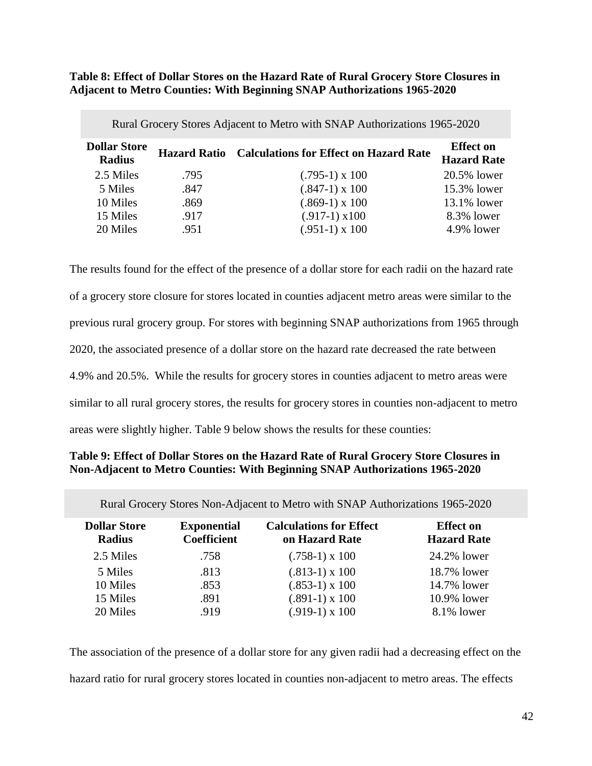**Table 8: Effect of Dollar Stores on the Hazard Rate of Rural Grocery Store Closures in Adjacent to Metro Counties: With Beginning SNAP Authorizations 1965-2020**

| Rural Grocery Stores Adjacent to Metro with SNAP Authorizations 1965-2020 | | | |
|---|---|---|---|
| **Dollar Store Radius** | **Hazard Ratio** | **Calculations for Effect on Hazard Rate** | **Effect on Hazard Rate** |
| 2.5 Miles | .795 | (.795-1) x 100 | 20.5% lower |
| 5 Miles | .847 | (.847-1) x 100 | 15.3% lower |
| 10 Miles | .869 | (.869-1) x 100 | 13.1% lower |
| 15 Miles | .917 | (.917-1) x100 | 8.3% lower |
| 20 Miles | .951 | (.951-1) x 100 | 4.9% lower |

The results found for the effect of the presence of a dollar store for each radii on the hazard rate of a grocery store closure for stores located in counties adjacent metro areas were similar to the previous rural grocery group. For stores with beginning SNAP authorizations from 1965 through 2020, the associated presence of a dollar store on the hazard rate decreased the rate between 4.9% and 20.5%. While the results for grocery stores in counties adjacent to metro areas were similar to all rural grocery stores, the results for grocery stores in counties non-adjacent to metro areas were slightly higher. Table 9 below shows the results for these counties:

**Table 9: Effect of Dollar Stores on the Hazard Rate of Rural Grocery Store Closures in Non-Adjacent to Metro Counties: With Beginning SNAP Authorizations 1965-2020**

| Rural Grocery Stores Non-Adjacent to Metro with SNAP Authorizations 1965-2020 | | | |
|---|---|---|---|
| **Dollar Store Radius** | **Exponential Coefficient** | **Calculations for Effect on Hazard Rate** | **Effect on Hazard Rate** |
| 2.5 Miles | .758 | (.758-1) x 100 | 24.2% lower |
| 5 Miles | .813 | (.813-1) x 100 | 18.7% lower |
| 10 Miles | .853 | (.853-1) x 100 | 14.7% lower |
| 15 Miles | .891 | (.891-1) x 100 | 10.9% lower |
| 20 Miles | .919 | (.919-1) x 100 | 8.1% lower |

The association of the presence of a dollar store for any given radii had a decreasing effect on the hazard ratio for rural grocery stores located in counties non-adjacent to metro areas. The effects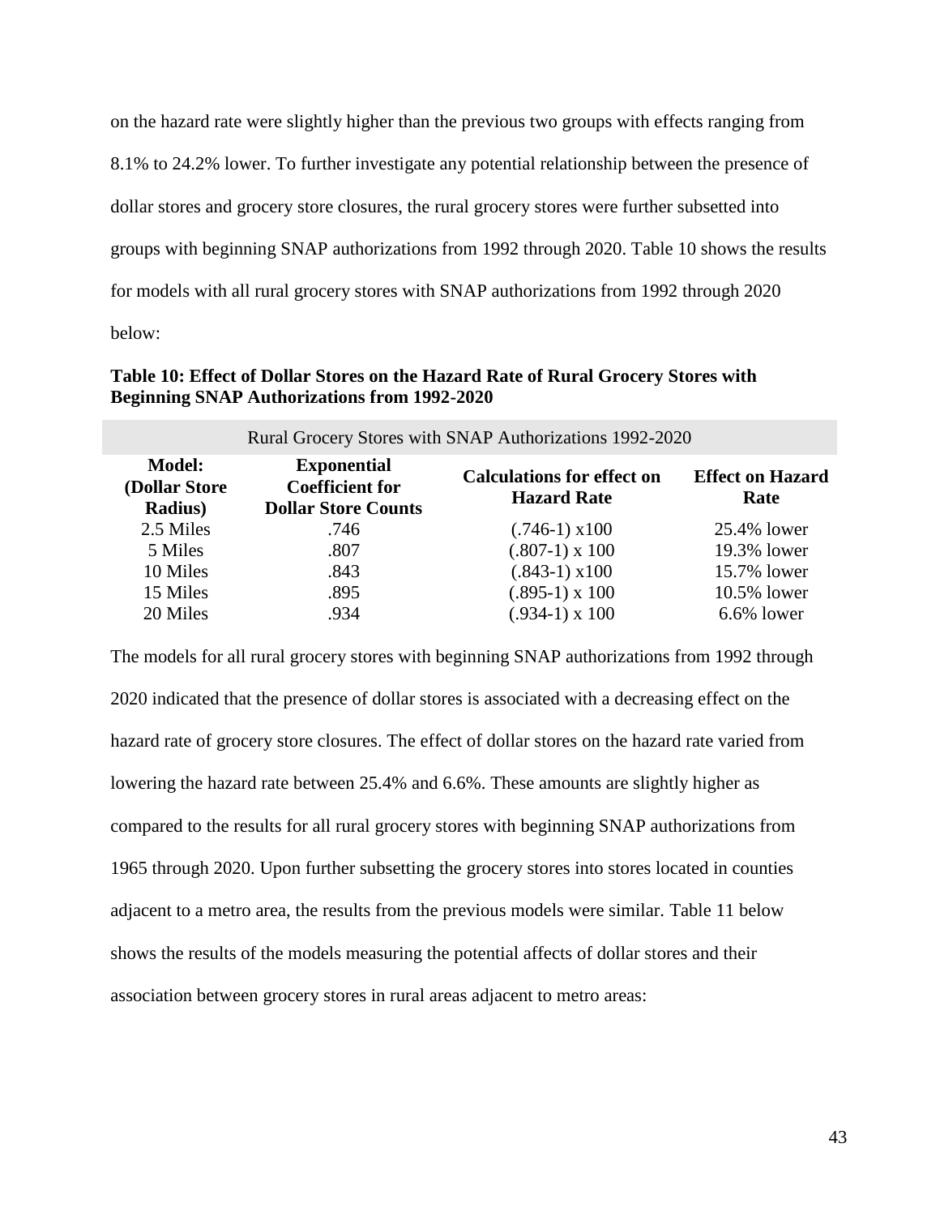on the hazard rate were slightly higher than the previous two groups with effects ranging from 8.1% to 24.2% lower. To further investigate any potential relationship between the presence of dollar stores and grocery store closures, the rural grocery stores were further subsetted into groups with beginning SNAP authorizations from 1992 through 2020. Table 10 shows the results for models with all rural grocery stores with SNAP authorizations from 1992 through 2020 below:

**Table 10: Effect of Dollar Stores on the Hazard Rate of Rural Grocery Stores with Beginning SNAP Authorizations from 1992-2020**

| Rural Grocery Stores with SNAP Authorizations 1992-2020 | | | |
|---|---|---|---|
| **Model: (Dollar Store Radius)** | **Exponential Coefficient for Dollar Store Counts** | **Calculations for effect on Hazard Rate** | **Effect on Hazard Rate** |
| 2.5 Miles | .746 | (.746-1) x100 | 25.4% lower |
| 5 Miles | .807 | (.807-1) x 100 | 19.3% lower |
| 10 Miles | .843 | (.843-1) x100 | 15.7% lower |
| 15 Miles | .895 | (.895-1) x 100 | 10.5% lower |
| 20 Miles | .934 | (.934-1) x 100 | 6.6% lower |

The models for all rural grocery stores with beginning SNAP authorizations from 1992 through 2020 indicated that the presence of dollar stores is associated with a decreasing effect on the hazard rate of grocery store closures. The effect of dollar stores on the hazard rate varied from lowering the hazard rate between 25.4% and 6.6%. These amounts are slightly higher as compared to the results for all rural grocery stores with beginning SNAP authorizations from 1965 through 2020. Upon further subsetting the grocery stores into stores located in counties adjacent to a metro area, the results from the previous models were similar. Table 11 below shows the results of the models measuring the potential affects of dollar stores and their association between grocery stores in rural areas adjacent to metro areas: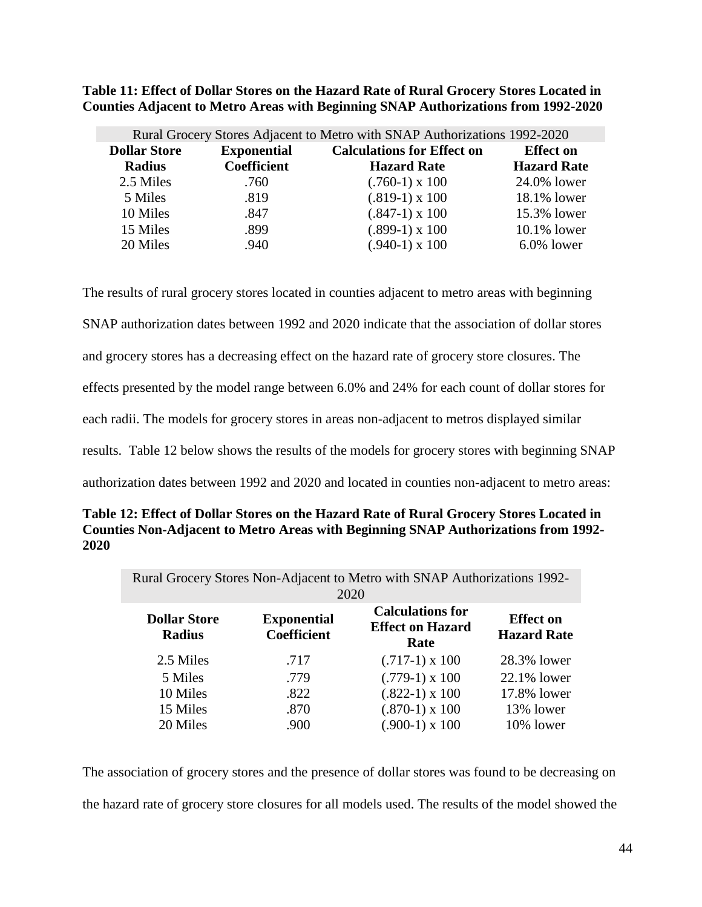**Table 11: Effect of Dollar Stores on the Hazard Rate of Rural Grocery Stores Located in Counties Adjacent to Metro Areas with Beginning SNAP Authorizations from 1992-2020**

| Rural Grocery Stores Adjacent to Metro with SNAP Authorizations 1992-2020 | | | |
|---|---|---|---|
| **Dollar Store Radius** | **Exponential Coefficient** | **Calculations for Effect on Hazard Rate** | **Effect on Hazard Rate** |
| 2.5 Miles | .760 | (.760-1) x 100 | 24.0% lower |
| 5 Miles | .819 | (.819-1) x 100 | 18.1% lower |
| 10 Miles | .847 | (.847-1) x 100 | 15.3% lower |
| 15 Miles | .899 | (.899-1) x 100 | 10.1% lower |
| 20 Miles | .940 | (.940-1) x 100 | 6.0% lower |

The results of rural grocery stores located in counties adjacent to metro areas with beginning SNAP authorization dates between 1992 and 2020 indicate that the association of dollar stores and grocery stores has a decreasing effect on the hazard rate of grocery store closures. The effects presented by the model range between 6.0% and 24% for each count of dollar stores for each radii. The models for grocery stores in areas non-adjacent to metros displayed similar results. Table 12 below shows the results of the models for grocery stores with beginning SNAP authorization dates between 1992 and 2020 and located in counties non-adjacent to metro areas:

**Table 12: Effect of Dollar Stores on the Hazard Rate of Rural Grocery Stores Located in Counties Non-Adjacent to Metro Areas with Beginning SNAP Authorizations from 1992-2020**

| Rural Grocery Stores Non-Adjacent to Metro with SNAP Authorizations 1992-2020 | | | |
|---|---|---|---|
| **Dollar Store Radius** | **Exponential Coefficient** | **Calculations for Effect on Hazard Rate** | **Effect on Hazard Rate** |
| 2.5 Miles | .717 | (.717-1) x 100 | 28.3% lower |
| 5 Miles | .779 | (.779-1) x 100 | 22.1% lower |
| 10 Miles | .822 | (.822-1) x 100 | 17.8% lower |
| 15 Miles | .870 | (.870-1) x 100 | 13% lower |
| 20 Miles | .900 | (.900-1) x 100 | 10% lower |

The association of grocery stores and the presence of dollar stores was found to be decreasing on the hazard rate of grocery store closures for all models used. The results of the model showed the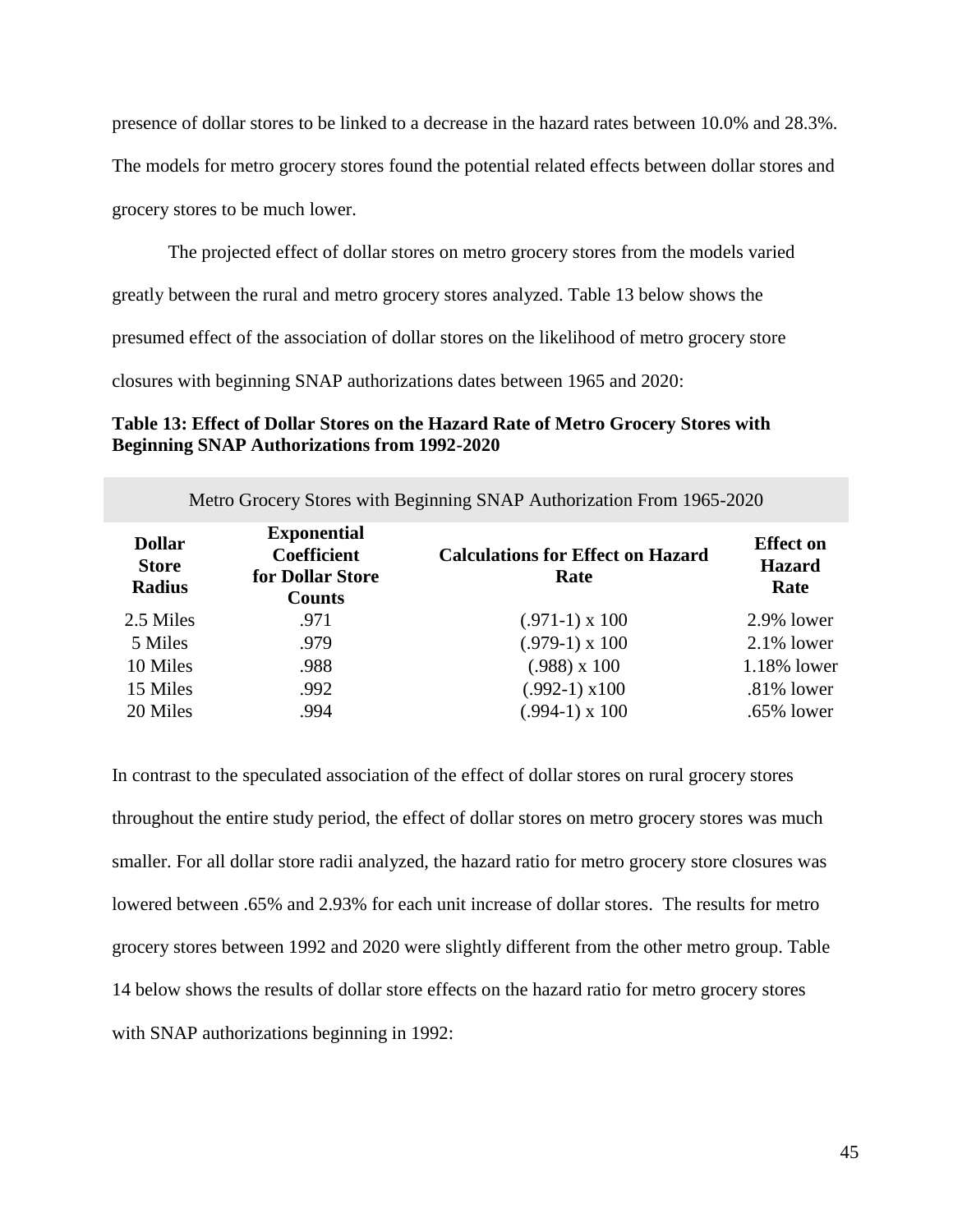presence of dollar stores to be linked to a decrease in the hazard rates between 10.0% and 28.3%. The models for metro grocery stores found the potential related effects between dollar stores and grocery stores to be much lower.

The projected effect of dollar stores on metro grocery stores from the models varied greatly between the rural and metro grocery stores analyzed. Table 13 below shows the presumed effect of the association of dollar stores on the likelihood of metro grocery store closures with beginning SNAP authorizations dates between 1965 and 2020:

**Table 13: Effect of Dollar Stores on the Hazard Rate of Metro Grocery Stores with Beginning SNAP Authorizations from 1992-2020**

| Metro Grocery Stores with Beginning SNAP Authorization From 1965-2020 | | | |
|---|---|---|---|
| **Dollar Store Radius** | **Exponential Coefficient for Dollar Store Counts** | **Calculations for Effect on Hazard Rate** | **Effect on Hazard Rate** |
| 2.5 Miles | .971 | (.971-1) x 100 | 2.9% lower |
| 5 Miles | .979 | (.979-1) x 100 | 2.1% lower |
| 10 Miles | .988 | (.988) x 100 | 1.18% lower |
| 15 Miles | .992 | (.992-1) x100 | .81% lower |
| 20 Miles | .994 | (.994-1) x 100 | .65% lower |

In contrast to the speculated association of the effect of dollar stores on rural grocery stores throughout the entire study period, the effect of dollar stores on metro grocery stores was much smaller. For all dollar store radii analyzed, the hazard ratio for metro grocery store closures was lowered between .65% and 2.93% for each unit increase of dollar stores. The results for metro grocery stores between 1992 and 2020 were slightly different from the other metro group. Table 14 below shows the results of dollar store effects on the hazard ratio for metro grocery stores with SNAP authorizations beginning in 1992: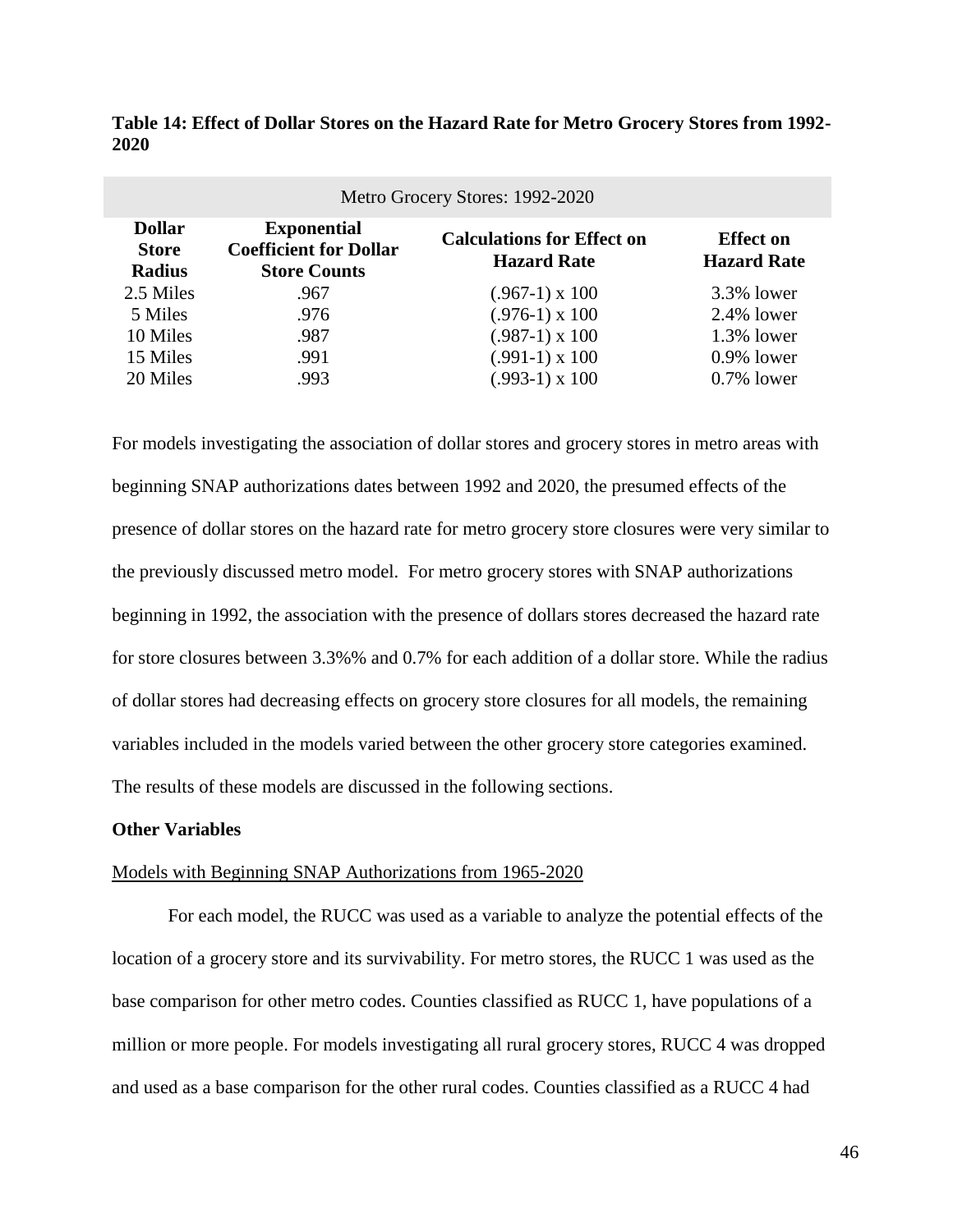**Table 14: Effect of Dollar Stores on the Hazard Rate for Metro Grocery Stores from 1992-2020**

| Metro Grocery Stores: 1992-2020 | | | |
|---|---|---|---|
| **Dollar Store Radius** | **Exponential Coefficient for Dollar Store Counts** | **Calculations for Effect on Hazard Rate** | **Effect on Hazard Rate** |
| 2.5 Miles | .967 | (.967-1) x 100 | 3.3% lower |
| 5 Miles | .976 | (.976-1) x 100 | 2.4% lower |
| 10 Miles | .987 | (.987-1) x 100 | 1.3% lower |
| 15 Miles | .991 | (.991-1) x 100 | 0.9% lower |
| 20 Miles | .993 | (.993-1) x 100 | 0.7% lower |

For models investigating the association of dollar stores and grocery stores in metro areas with beginning SNAP authorizations dates between 1992 and 2020, the presumed effects of the presence of dollar stores on the hazard rate for metro grocery store closures were very similar to the previously discussed metro model. For metro grocery stores with SNAP authorizations beginning in 1992, the association with the presence of dollars stores decreased the hazard rate for store closures between 3.3%% and 0.7% for each addition of a dollar store. While the radius of dollar stores had decreasing effects on grocery store closures for all models, the remaining variables included in the models varied between the other grocery store categories examined. The results of these models are discussed in the following sections.

**Other Variables**

Models with Beginning SNAP Authorizations from 1965-2020

For each model, the RUCC was used as a variable to analyze the potential effects of the location of a grocery store and its survivability. For metro stores, the RUCC 1 was used as the base comparison for other metro codes. Counties classified as RUCC 1, have populations of a million or more people. For models investigating all rural grocery stores, RUCC 4 was dropped and used as a base comparison for the other rural codes. Counties classified as a RUCC 4 had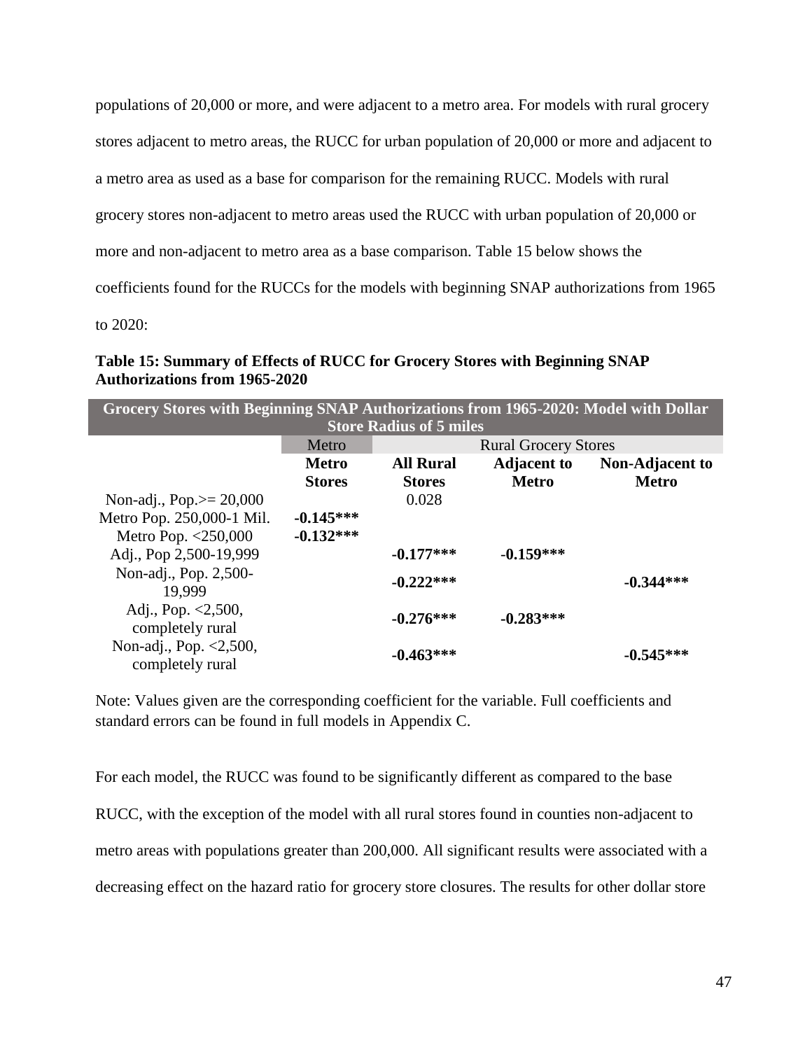populations of 20,000 or more, and were adjacent to a metro area. For models with rural grocery stores adjacent to metro areas, the RUCC for urban population of 20,000 or more and adjacent to a metro area as used as a base for comparison for the remaining RUCC. Models with rural grocery stores non-adjacent to metro areas used the RUCC with urban population of 20,000 or more and non-adjacent to metro area as a base comparison. Table 15 below shows the coefficients found for the RUCCs for the models with beginning SNAP authorizations from 1965 to 2020:

**Table 15: Summary of Effects of RUCC for Grocery Stores with Beginning SNAP Authorizations from 1965-2020**

| Grocery Stores with Beginning SNAP Authorizations from 1965-2020: Model with Dollar Store Radius of 5 miles | | | | |
|---|---|---|---|---|
| | Metro | Rural Grocery Stores | | |
| | **Metro Stores** | **All Rural Stores** | **Adjacent to Metro** | **Non-Adjacent to Metro** |
| Non-adj., Pop.>= 20,000 | | 0.028 | | |
| Metro Pop. 250,000-1 Mil. | **-0.145*** ** | | | |
| Metro Pop. <250,000 | **-0.132*** ** | | | |
| Adj., Pop 2,500-19,999 | | **-0.177*** ** | **-0.159*** ** | |
| Non-adj., Pop. 2,500-19,999 | | **-0.222*** ** | | **-0.344*** ** |
| Adj., Pop. <2,500, completely rural | | **-0.276*** ** | **-0.283*** ** | |
| Non-adj., Pop. <2,500, completely rural | | **-0.463*** ** | | **-0.545*** ** |

Note: Values given are the corresponding coefficient for the variable. Full coefficients and standard errors can be found in full models in Appendix C.

For each model, the RUCC was found to be significantly different as compared to the base RUCC, with the exception of the model with all rural stores found in counties non-adjacent to metro areas with populations greater than 200,000. All significant results were associated with a decreasing effect on the hazard ratio for grocery store closures. The results for other dollar store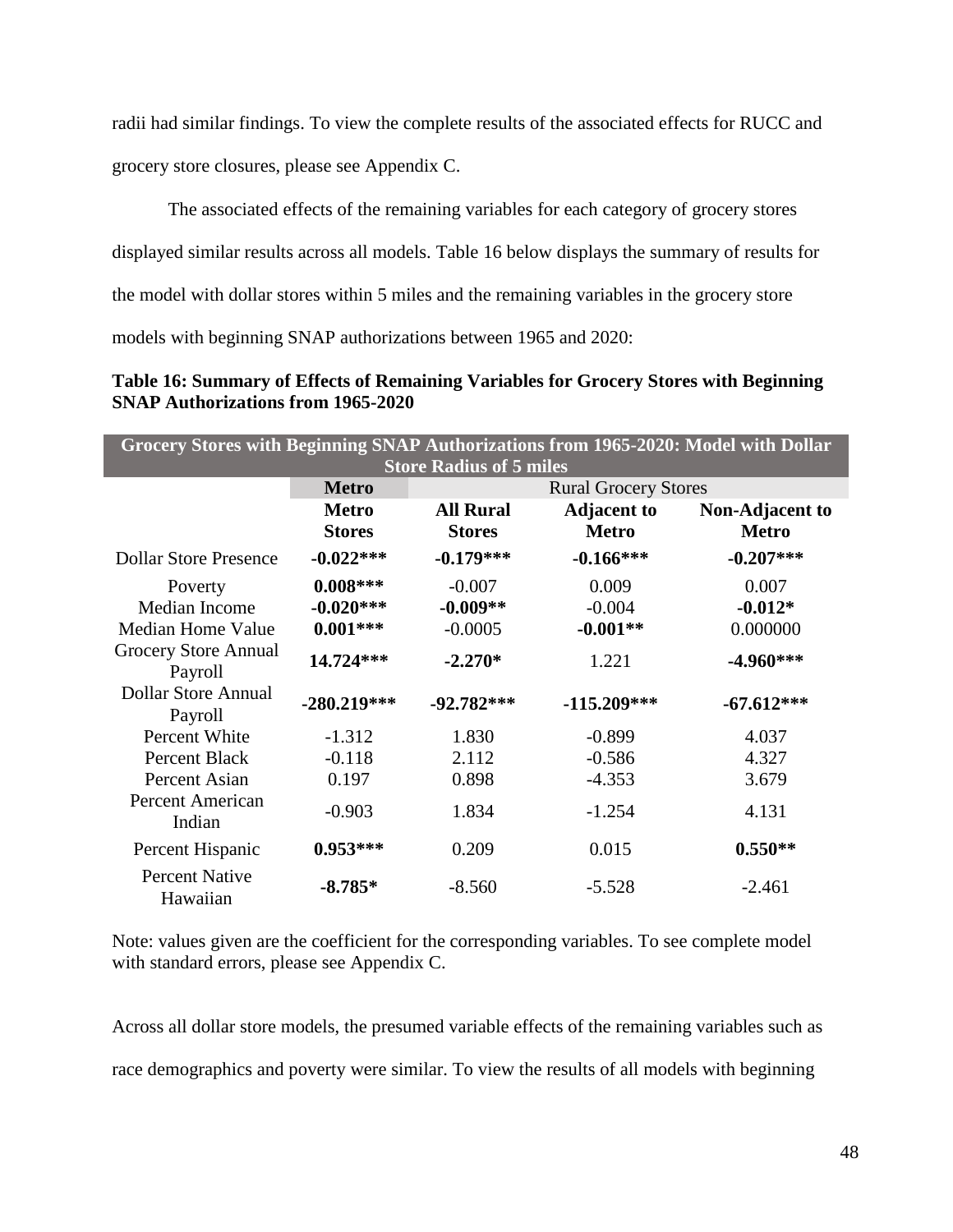radii had similar findings. To view the complete results of the associated effects for RUCC and grocery store closures, please see Appendix C.

The associated effects of the remaining variables for each category of grocery stores displayed similar results across all models. Table 16 below displays the summary of results for the model with dollar stores within 5 miles and the remaining variables in the grocery store models with beginning SNAP authorizations between 1965 and 2020:

**Table 16: Summary of Effects of Remaining Variables for Grocery Stores with Beginning SNAP Authorizations from 1965-2020**

| Grocery Stores with Beginning SNAP Authorizations from 1965-2020: Model with Dollar Store Radius of 5 miles | | | | |
|---|---|---|---|---|
| | **Metro** | Rural Grocery Stores | | |
| | **Metro Stores** | **All Rural Stores** | **Adjacent to Metro** | **Non-Adjacent to Metro** |
| Dollar Store Presence | **-0.022*** ** | **-0.179*** ** | **-0.166*** ** | **-0.207*** ** |
| Poverty | **0.008*** ** | -0.007 | 0.009 | 0.007 |
| Median Income | **-0.020*** ** | **-0.009** ** | -0.004 | **-0.012* ** |
| Median Home Value | **0.001*** ** | -0.0005 | **-0.001** ** | 0.000000 |
| Grocery Store Annual Payroll | **14.724*** ** | **-2.270* ** | 1.221 | **-4.960*** ** |
| Dollar Store Annual Payroll | **-280.219*** ** | **-92.782*** ** | **-115.209*** ** | **-67.612*** ** |
| Percent White | -1.312 | 1.830 | -0.899 | 4.037 |
| Percent Black | -0.118 | 2.112 | -0.586 | 4.327 |
| Percent Asian | 0.197 | 0.898 | -4.353 | 3.679 |
| Percent American Indian | -0.903 | 1.834 | -1.254 | 4.131 |
| Percent Hispanic | **0.953*** ** | 0.209 | 0.015 | **0.550** ** |
| Percent Native Hawaiian | **-8.785* ** | -8.560 | -5.528 | -2.461 |

Note: values given are the coefficient for the corresponding variables. To see complete model with standard errors, please see Appendix C.

Across all dollar store models, the presumed variable effects of the remaining variables such as race demographics and poverty were similar. To view the results of all models with beginning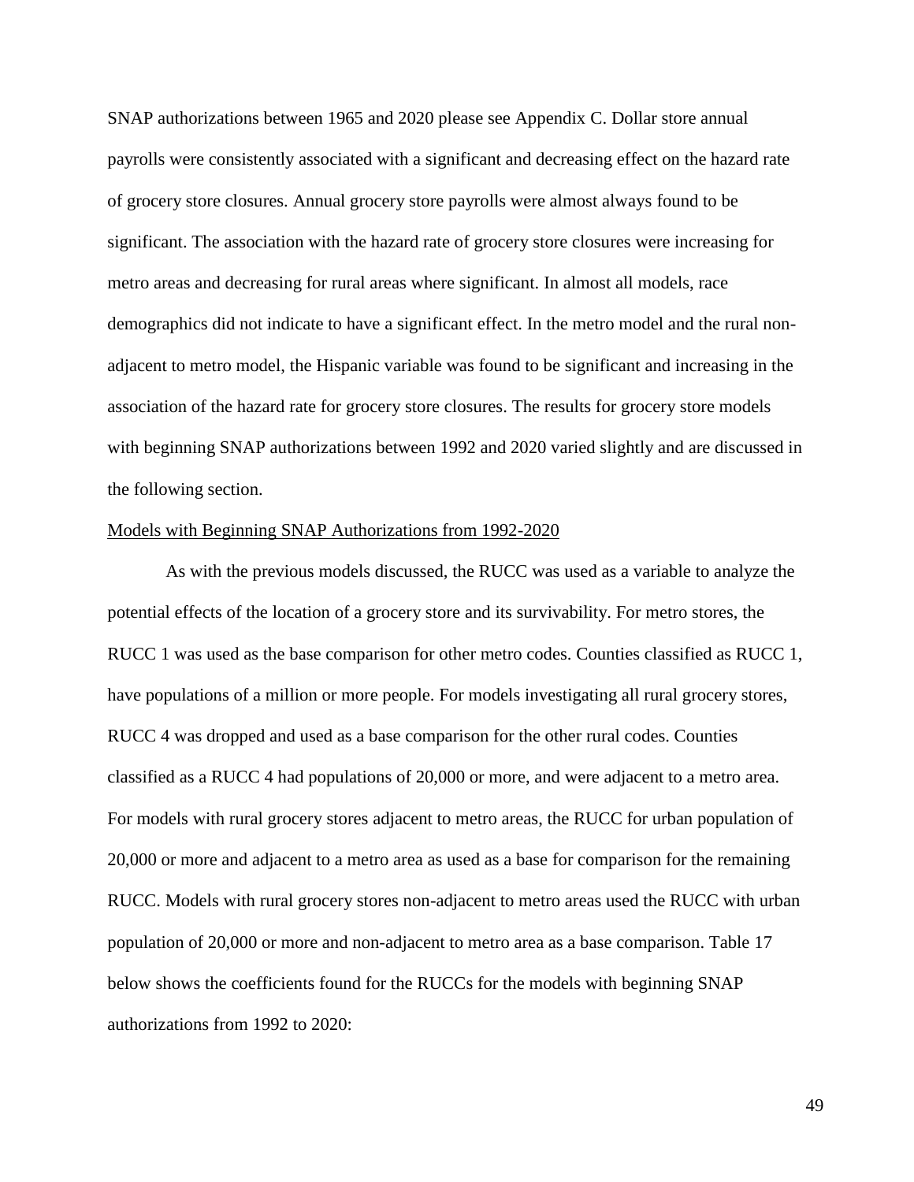SNAP authorizations between 1965 and 2020 please see Appendix C. Dollar store annual payrolls were consistently associated with a significant and decreasing effect on the hazard rate of grocery store closures. Annual grocery store payrolls were almost always found to be significant. The association with the hazard rate of grocery store closures were increasing for metro areas and decreasing for rural areas where significant. In almost all models, race demographics did not indicate to have a significant effect. In the metro model and the rural non-adjacent to metro model, the Hispanic variable was found to be significant and increasing in the association of the hazard rate for grocery store closures. The results for grocery store models with beginning SNAP authorizations between 1992 and 2020 varied slightly and are discussed in the following section.

<u>Models with Beginning SNAP Authorizations from 1992-2020</u>

As with the previous models discussed, the RUCC was used as a variable to analyze the potential effects of the location of a grocery store and its survivability. For metro stores, the RUCC 1 was used as the base comparison for other metro codes. Counties classified as RUCC 1, have populations of a million or more people. For models investigating all rural grocery stores, RUCC 4 was dropped and used as a base comparison for the other rural codes. Counties classified as a RUCC 4 had populations of 20,000 or more, and were adjacent to a metro area. For models with rural grocery stores adjacent to metro areas, the RUCC for urban population of 20,000 or more and adjacent to a metro area as used as a base for comparison for the remaining RUCC. Models with rural grocery stores non-adjacent to metro areas used the RUCC with urban population of 20,000 or more and non-adjacent to metro area as a base comparison. Table 17 below shows the coefficients found for the RUCCs for the models with beginning SNAP authorizations from 1992 to 2020: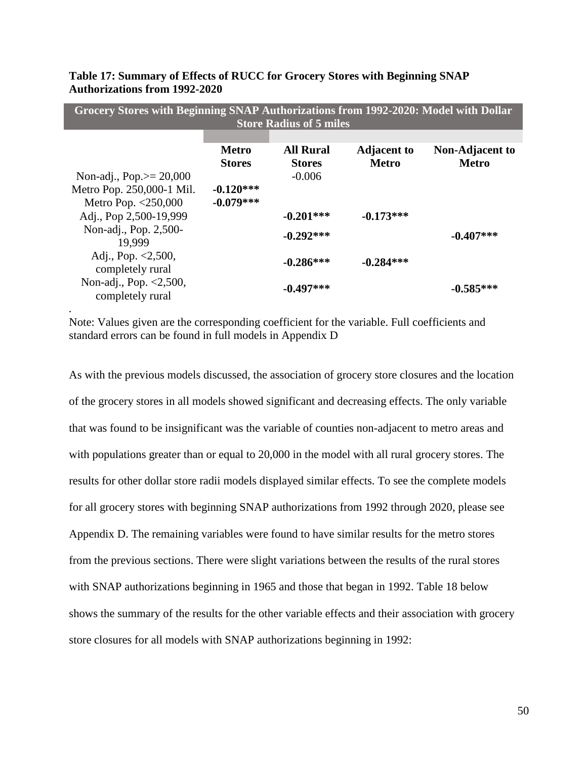**Table 17: Summary of Effects of RUCC for Grocery Stores with Beginning SNAP Authorizations from 1992-2020**

| Grocery Stores with Beginning SNAP Authorizations from 1992-2020: Model with Dollar Store Radius of 5 miles | | | | |
|---|---|---|---|---|
| | **Metro Stores** | **All Rural Stores** | **Adjacent to Metro** | **Non-Adjacent to Metro** |
| Non-adj., Pop.>= 20,000 | | -0.006 | | |
| Metro Pop. 250,000-1 Mil. | **-0.120*** ** | | | |
| Metro Pop. <250,000 | **-0.079*** ** | | | |
| Adj., Pop 2,500-19,999 | | **-0.201*** ** | **-0.173*** ** | |
| Non-adj., Pop. 2,500-19,999 | | **-0.292*** ** | | **-0.407*** ** |
| Adj., Pop. <2,500, completely rural | | **-0.286*** ** | **-0.284*** ** | |
| Non-adj., Pop. <2,500, completely rural | | **-0.497*** ** | | **-0.585*** ** |

.

Note: Values given are the corresponding coefficient for the variable. Full coefficients and standard errors can be found in full models in Appendix D

As with the previous models discussed, the association of grocery store closures and the location of the grocery stores in all models showed significant and decreasing effects. The only variable that was found to be insignificant was the variable of counties non-adjacent to metro areas and with populations greater than or equal to 20,000 in the model with all rural grocery stores. The results for other dollar store radii models displayed similar effects. To see the complete models for all grocery stores with beginning SNAP authorizations from 1992 through 2020, please see Appendix D. The remaining variables were found to have similar results for the metro stores from the previous sections. There were slight variations between the results of the rural stores with SNAP authorizations beginning in 1965 and those that began in 1992. Table 18 below shows the summary of the results for the other variable effects and their association with grocery store closures for all models with SNAP authorizations beginning in 1992: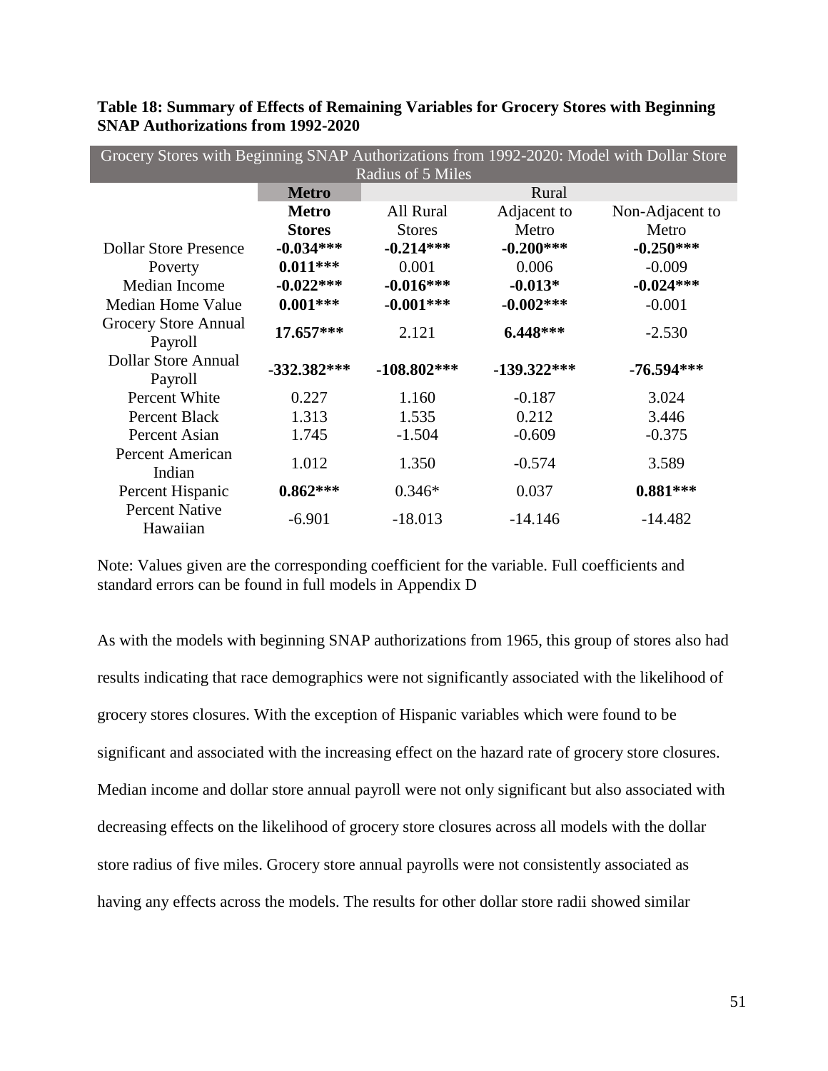**Table 18: Summary of Effects of Remaining Variables for Grocery Stores with Beginning SNAP Authorizations from 1992-2020**

| Grocery Stores with Beginning SNAP Authorizations from 1992-2020: Model with Dollar Store Radius of 5 Miles | | | | |
|---|---|---|---|---|
| | **Metro** | Rural | | |
| | **Metro Stores** | All Rural Stores | Adjacent to Metro | Non-Adjacent to Metro |
| Dollar Store Presence | **-0.034*** ** | **-0.214*** ** | **-0.200*** ** | **-0.250*** ** |
| Poverty | **0.011*** ** | 0.001 | 0.006 | -0.009 |
| Median Income | **-0.022*** ** | **-0.016*** ** | **-0.013*** | **-0.024*** ** |
| Median Home Value | **0.001*** ** | **-0.001*** ** | **-0.002*** ** | -0.001 |
| Grocery Store Annual Payroll | **17.657*** ** | 2.121 | **6.448*** ** | -2.530 |
| Dollar Store Annual Payroll | **-332.382*** ** | **-108.802*** ** | **-139.322*** ** | **-76.594*** ** |
| Percent White | 0.227 | 1.160 | -0.187 | 3.024 |
| Percent Black | 1.313 | 1.535 | 0.212 | 3.446 |
| Percent Asian | 1.745 | -1.504 | -0.609 | -0.375 |
| Percent American Indian | 1.012 | 1.350 | -0.574 | 3.589 |
| Percent Hispanic | **0.862*** ** | 0.346* | 0.037 | **0.881*** ** |
| Percent Native Hawaiian | -6.901 | -18.013 | -14.146 | -14.482 |

Note: Values given are the corresponding coefficient for the variable. Full coefficients and standard errors can be found in full models in Appendix D

As with the models with beginning SNAP authorizations from 1965, this group of stores also had results indicating that race demographics were not significantly associated with the likelihood of grocery stores closures. With the exception of Hispanic variables which were found to be significant and associated with the increasing effect on the hazard rate of grocery store closures. Median income and dollar store annual payroll were not only significant but also associated with decreasing effects on the likelihood of grocery store closures across all models with the dollar store radius of five miles. Grocery store annual payrolls were not consistently associated as having any effects across the models. The results for other dollar store radii showed similar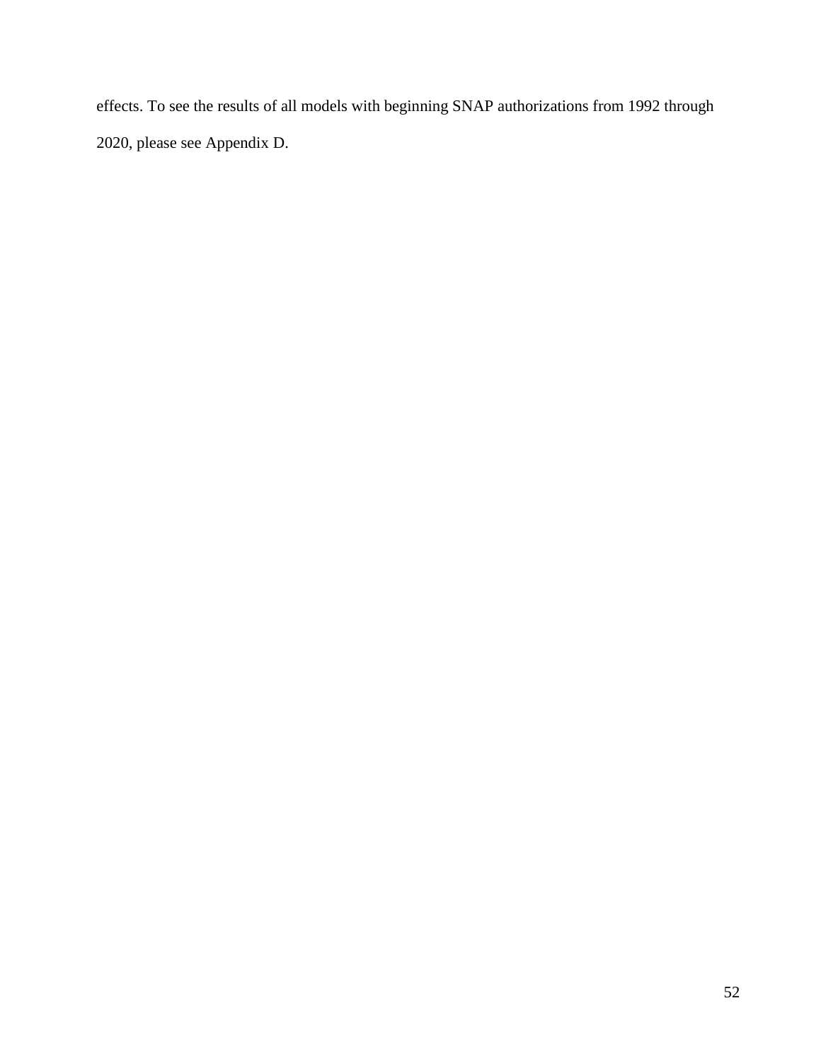effects. To see the results of all models with beginning SNAP authorizations from 1992 through 2020, please see Appendix D.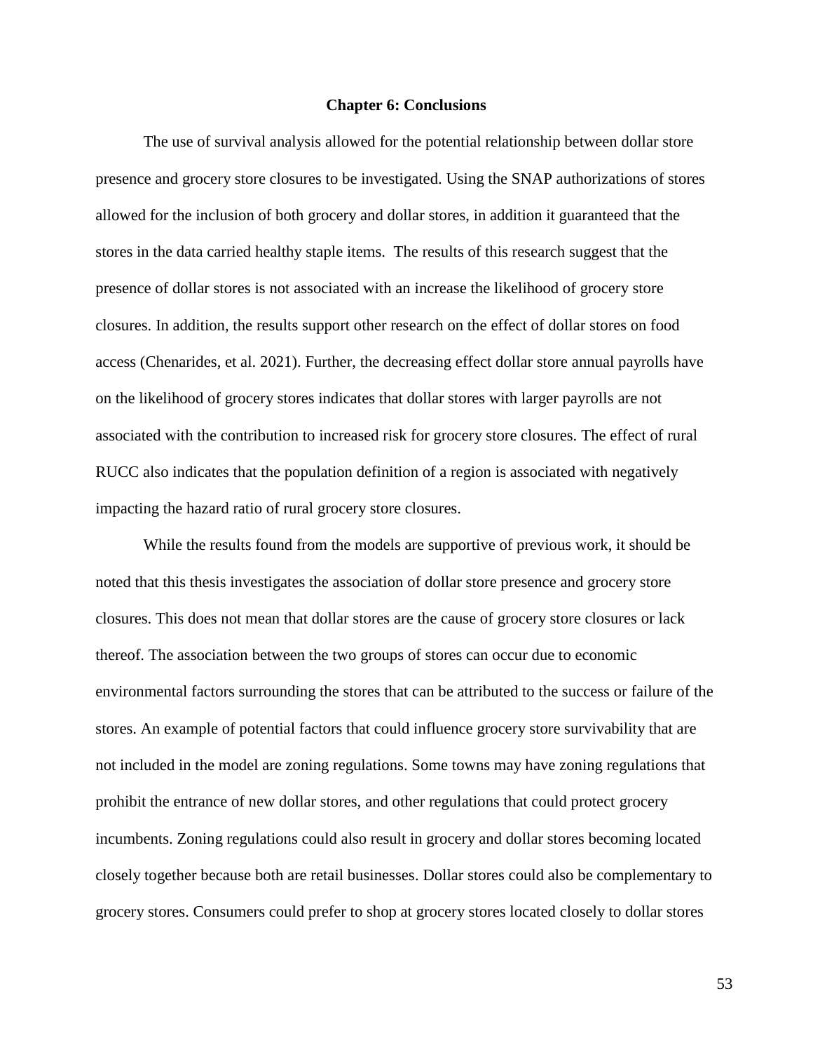# Chapter 6: Conclusions

The use of survival analysis allowed for the potential relationship between dollar store presence and grocery store closures to be investigated. Using the SNAP authorizations of stores allowed for the inclusion of both grocery and dollar stores, in addition it guaranteed that the stores in the data carried healthy staple items. The results of this research suggest that the presence of dollar stores is not associated with an increase the likelihood of grocery store closures. In addition, the results support other research on the effect of dollar stores on food access (Chenarides, et al. 2021). Further, the decreasing effect dollar store annual payrolls have on the likelihood of grocery stores indicates that dollar stores with larger payrolls are not associated with the contribution to increased risk for grocery store closures. The effect of rural RUCC also indicates that the population definition of a region is associated with negatively impacting the hazard ratio of rural grocery store closures.

While the results found from the models are supportive of previous work, it should be noted that this thesis investigates the association of dollar store presence and grocery store closures. This does not mean that dollar stores are the cause of grocery store closures or lack thereof. The association between the two groups of stores can occur due to economic environmental factors surrounding the stores that can be attributed to the success or failure of the stores. An example of potential factors that could influence grocery store survivability that are not included in the model are zoning regulations. Some towns may have zoning regulations that prohibit the entrance of new dollar stores, and other regulations that could protect grocery incumbents. Zoning regulations could also result in grocery and dollar stores becoming located closely together because both are retail businesses. Dollar stores could also be complementary to grocery stores. Consumers could prefer to shop at grocery stores located closely to dollar stores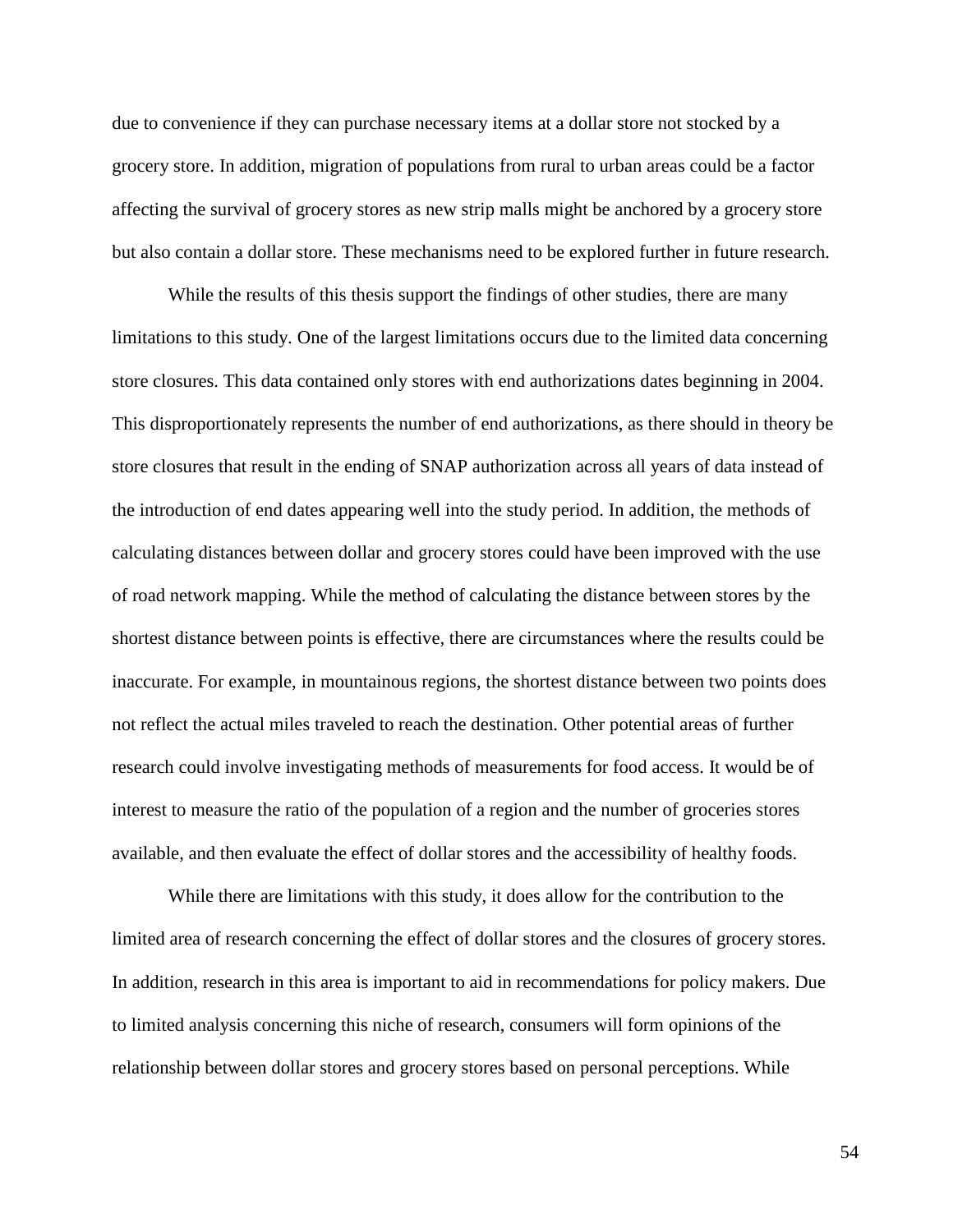due to convenience if they can purchase necessary items at a dollar store not stocked by a grocery store. In addition, migration of populations from rural to urban areas could be a factor affecting the survival of grocery stores as new strip malls might be anchored by a grocery store but also contain a dollar store. These mechanisms need to be explored further in future research.

While the results of this thesis support the findings of other studies, there are many limitations to this study. One of the largest limitations occurs due to the limited data concerning store closures. This data contained only stores with end authorizations dates beginning in 2004. This disproportionately represents the number of end authorizations, as there should in theory be store closures that result in the ending of SNAP authorization across all years of data instead of the introduction of end dates appearing well into the study period. In addition, the methods of calculating distances between dollar and grocery stores could have been improved with the use of road network mapping. While the method of calculating the distance between stores by the shortest distance between points is effective, there are circumstances where the results could be inaccurate. For example, in mountainous regions, the shortest distance between two points does not reflect the actual miles traveled to reach the destination. Other potential areas of further research could involve investigating methods of measurements for food access. It would be of interest to measure the ratio of the population of a region and the number of groceries stores available, and then evaluate the effect of dollar stores and the accessibility of healthy foods.

While there are limitations with this study, it does allow for the contribution to the limited area of research concerning the effect of dollar stores and the closures of grocery stores. In addition, research in this area is important to aid in recommendations for policy makers. Due to limited analysis concerning this niche of research, consumers will form opinions of the relationship between dollar stores and grocery stores based on personal perceptions. While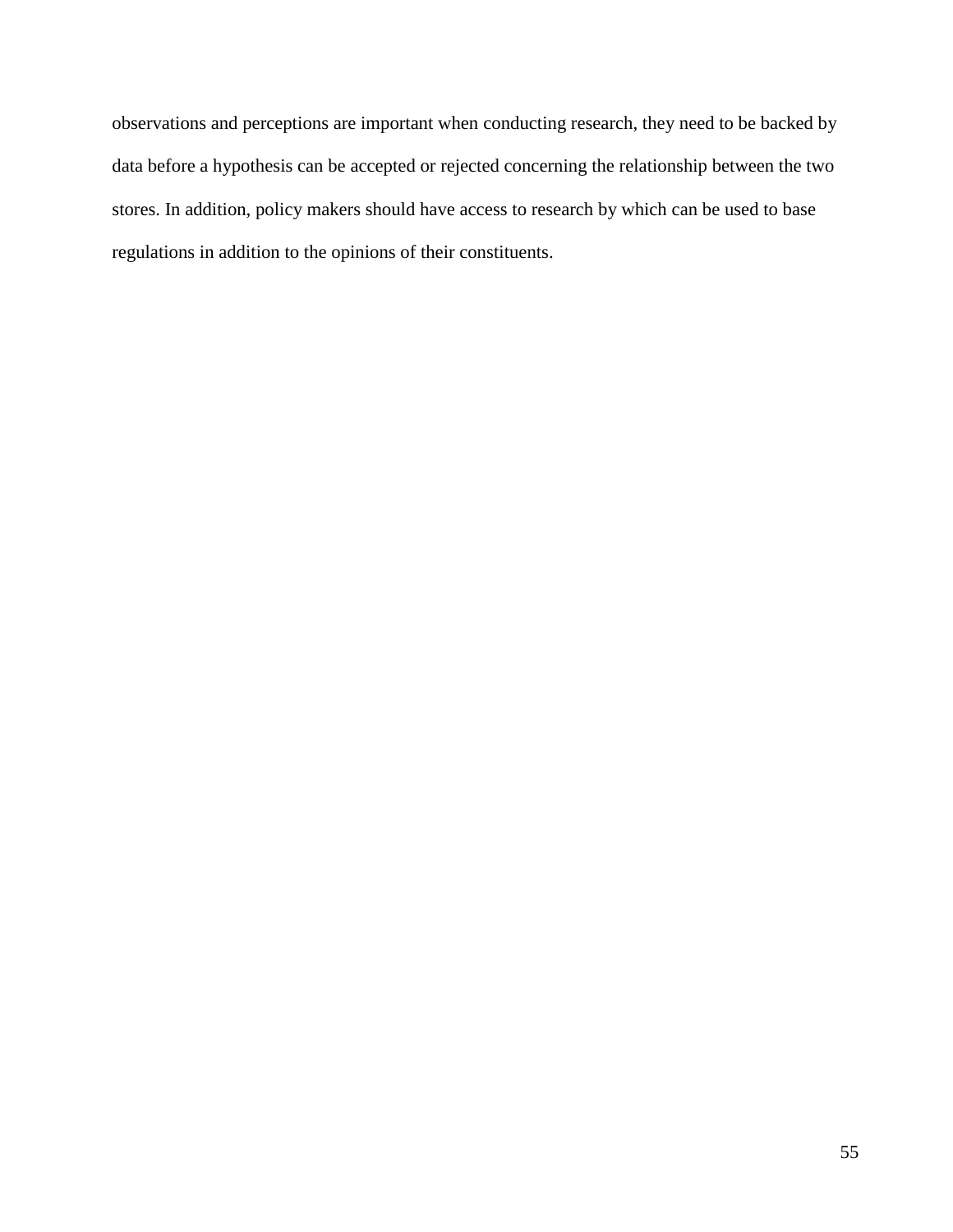observations and perceptions are important when conducting research, they need to be backed by data before a hypothesis can be accepted or rejected concerning the relationship between the two stores. In addition, policy makers should have access to research by which can be used to base regulations in addition to the opinions of their constituents.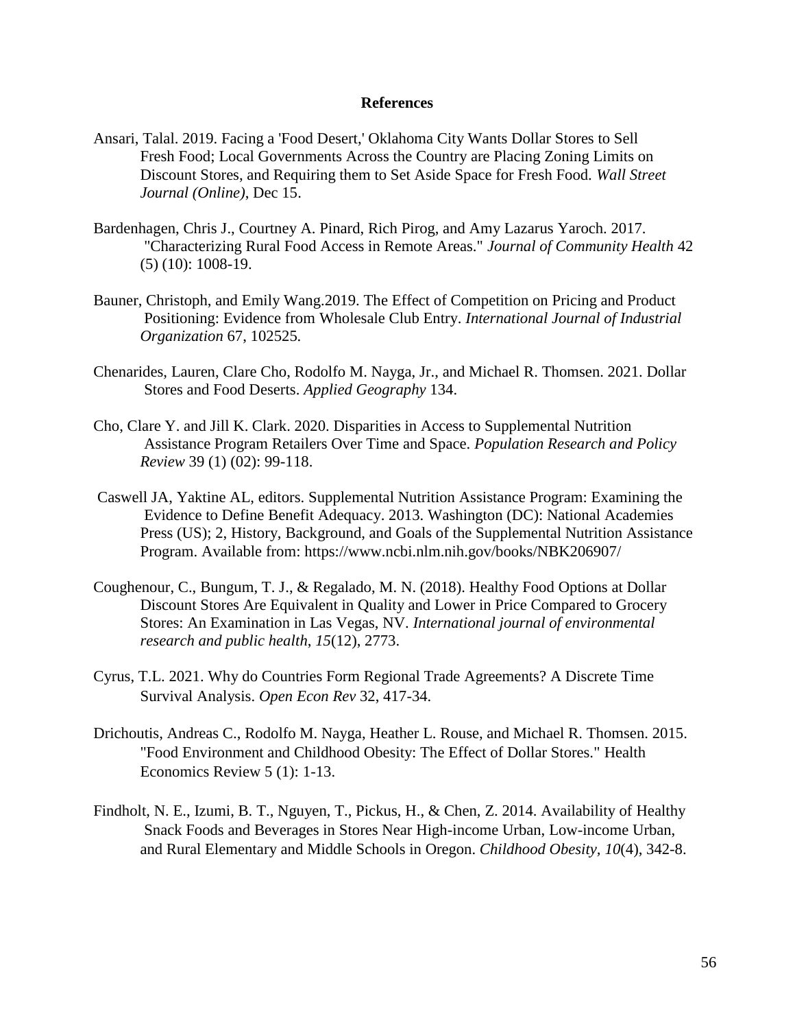## References

Ansari, Talal. 2019. Facing a 'Food Desert,' Oklahoma City Wants Dollar Stores to Sell Fresh Food; Local Governments Across the Country are Placing Zoning Limits on Discount Stores, and Requiring them to Set Aside Space for Fresh Food. *Wall Street Journal (Online)*, Dec 15.

Bardenhagen, Chris J., Courtney A. Pinard, Rich Pirog, and Amy Lazarus Yaroch. 2017. "Characterizing Rural Food Access in Remote Areas." *Journal of Community Health* 42 (5) (10): 1008-19.

Bauner, Christoph, and Emily Wang.2019. The Effect of Competition on Pricing and Product Positioning: Evidence from Wholesale Club Entry. *International Journal of Industrial Organization* 67, 102525.

Chenarides, Lauren, Clare Cho, Rodolfo M. Nayga, Jr., and Michael R. Thomsen. 2021. Dollar Stores and Food Deserts. *Applied Geography* 134.

Cho, Clare Y. and Jill K. Clark. 2020. Disparities in Access to Supplemental Nutrition Assistance Program Retailers Over Time and Space. *Population Research and Policy Review* 39 (1) (02): 99-118.

Caswell JA, Yaktine AL, editors. Supplemental Nutrition Assistance Program: Examining the Evidence to Define Benefit Adequacy. 2013. Washington (DC): National Academies Press (US); 2, History, Background, and Goals of the Supplemental Nutrition Assistance Program. Available from: https://www.ncbi.nlm.nih.gov/books/NBK206907/

Coughenour, C., Bungum, T. J., & Regalado, M. N. (2018). Healthy Food Options at Dollar Discount Stores Are Equivalent in Quality and Lower in Price Compared to Grocery Stores: An Examination in Las Vegas, NV. *International journal of environmental research and public health*, *15*(12), 2773.

Cyrus, T.L. 2021. Why do Countries Form Regional Trade Agreements? A Discrete Time Survival Analysis. *Open Econ Rev* 32, 417-34.

Drichoutis, Andreas C., Rodolfo M. Nayga, Heather L. Rouse, and Michael R. Thomsen. 2015. "Food Environment and Childhood Obesity: The Effect of Dollar Stores." Health Economics Review 5 (1): 1-13.

Findholt, N. E., Izumi, B. T., Nguyen, T., Pickus, H., & Chen, Z. 2014. Availability of Healthy Snack Foods and Beverages in Stores Near High-income Urban, Low-income Urban, and Rural Elementary and Middle Schools in Oregon. *Childhood Obesity, 10*(4), 342-8.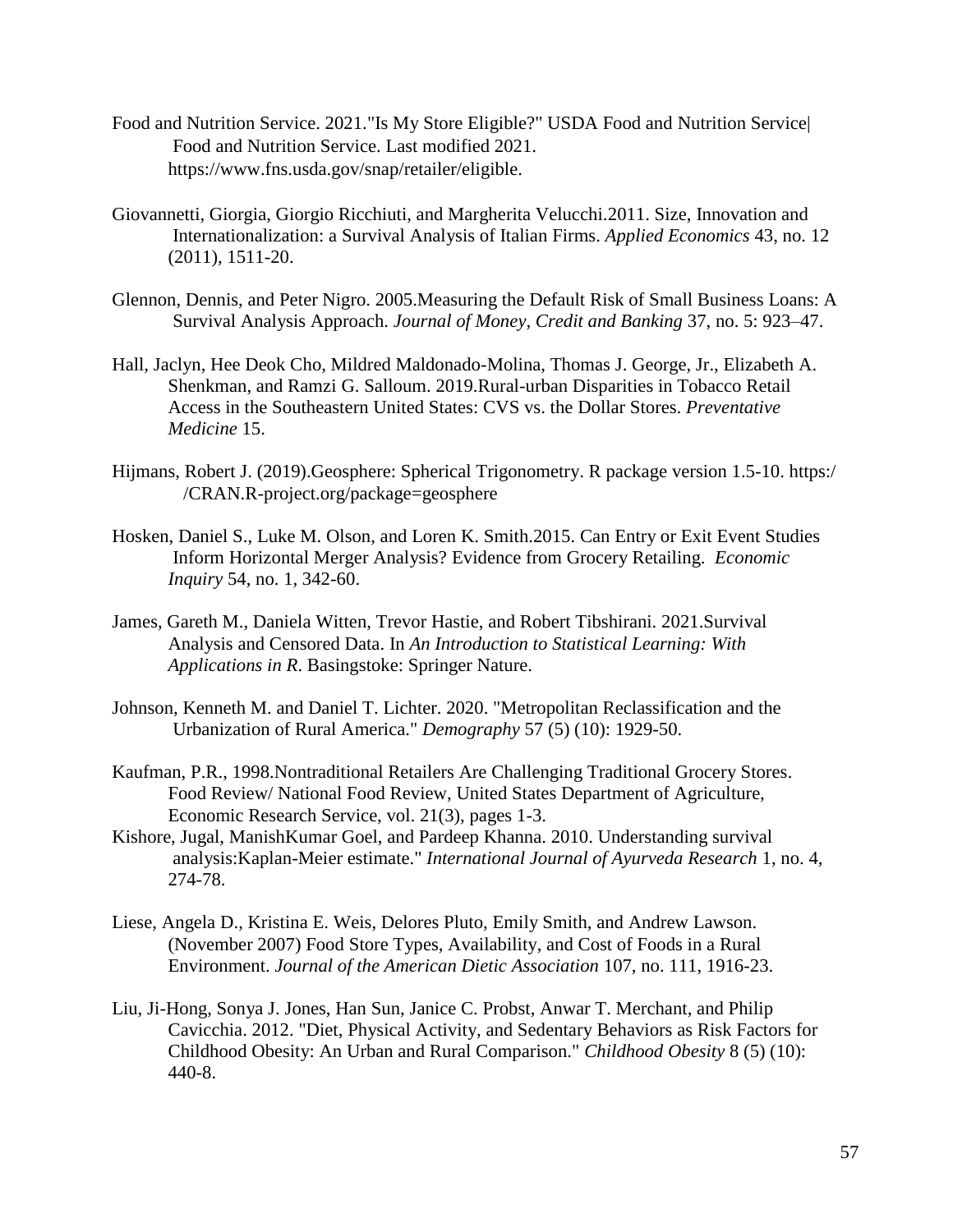Food and Nutrition Service. 2021."Is My Store Eligible?" USDA Food and Nutrition Service| Food and Nutrition Service. Last modified 2021. https://www.fns.usda.gov/snap/retailer/eligible.

Giovannetti, Giorgia, Giorgio Ricchiuti, and Margherita Velucchi.2011. Size, Innovation and Internationalization: a Survival Analysis of Italian Firms. *Applied Economics* 43, no. 12 (2011), 1511-20.

Glennon, Dennis, and Peter Nigro. 2005.Measuring the Default Risk of Small Business Loans: A Survival Analysis Approach. *Journal of Money, Credit and Banking* 37, no. 5: 923–47.

Hall, Jaclyn, Hee Deok Cho, Mildred Maldonado-Molina, Thomas J. George, Jr., Elizabeth A. Shenkman, and Ramzi G. Salloum. 2019.Rural-urban Disparities in Tobacco Retail Access in the Southeastern United States: CVS vs. the Dollar Stores. *Preventative Medicine* 15.

Hijmans, Robert J. (2019).Geosphere: Spherical Trigonometry. R package version 1.5-10. https://CRAN.R-project.org/package=geosphere

Hosken, Daniel S., Luke M. Olson, and Loren K. Smith.2015. Can Entry or Exit Event Studies Inform Horizontal Merger Analysis? Evidence from Grocery Retailing. *Economic Inquiry* 54, no. 1, 342-60.

James, Gareth M., Daniela Witten, Trevor Hastie, and Robert Tibshirani. 2021.Survival Analysis and Censored Data. In *An Introduction to Statistical Learning: With Applications in R*. Basingstoke: Springer Nature.

Johnson, Kenneth M. and Daniel T. Lichter. 2020. "Metropolitan Reclassification and the Urbanization of Rural America." *Demography* 57 (5) (10): 1929-50.

Kaufman, P.R., 1998.Nontraditional Retailers Are Challenging Traditional Grocery Stores. Food Review/ National Food Review, United States Department of Agriculture, Economic Research Service, vol. 21(3), pages 1-3.

Kishore, Jugal, ManishKumar Goel, and Pardeep Khanna. 2010. Understanding survival analysis:Kaplan-Meier estimate." *International Journal of Ayurveda Research* 1, no. 4, 274-78.

Liese, Angela D., Kristina E. Weis, Delores Pluto, Emily Smith, and Andrew Lawson. (November 2007) Food Store Types, Availability, and Cost of Foods in a Rural Environment. *Journal of the American Dietic Association* 107, no. 111, 1916-23.

Liu, Ji-Hong, Sonya J. Jones, Han Sun, Janice C. Probst, Anwar T. Merchant, and Philip Cavicchia. 2012. "Diet, Physical Activity, and Sedentary Behaviors as Risk Factors for Childhood Obesity: An Urban and Rural Comparison." *Childhood Obesity* 8 (5) (10): 440-8.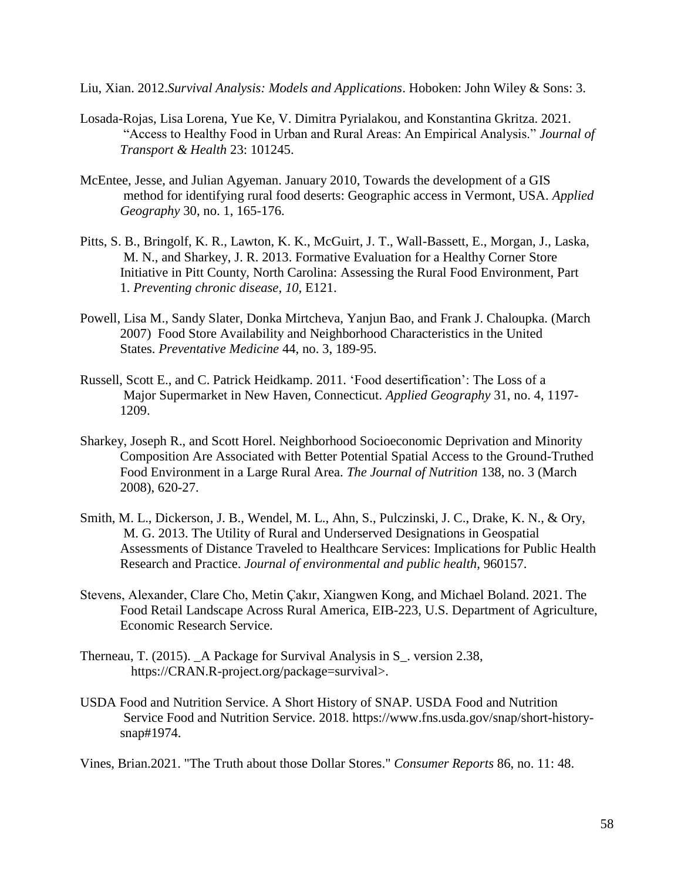Liu, Xian. 2012.*Survival Analysis: Models and Applications*. Hoboken: John Wiley & Sons: 3.

Losada-Rojas, Lisa Lorena, Yue Ke, V. Dimitra Pyrialakou, and Konstantina Gkritza. 2021. "Access to Healthy Food in Urban and Rural Areas: An Empirical Analysis." *Journal of Transport & Health* 23: 101245.

McEntee, Jesse, and Julian Agyeman. January 2010, Towards the development of a GIS method for identifying rural food deserts: Geographic access in Vermont, USA. *Applied Geography* 30, no. 1, 165-176.

Pitts, S. B., Bringolf, K. R., Lawton, K. K., McGuirt, J. T., Wall-Bassett, E., Morgan, J., Laska, M. N., and Sharkey, J. R. 2013. Formative Evaluation for a Healthy Corner Store Initiative in Pitt County, North Carolina: Assessing the Rural Food Environment, Part 1. *Preventing chronic disease*, *10*, E121.

Powell, Lisa M., Sandy Slater, Donka Mirtcheva, Yanjun Bao, and Frank J. Chaloupka. (March 2007) Food Store Availability and Neighborhood Characteristics in the United States. *Preventative Medicine* 44, no. 3, 189-95.

Russell, Scott E., and C. Patrick Heidkamp. 2011. 'Food desertification': The Loss of a Major Supermarket in New Haven, Connecticut. *Applied Geography* 31, no. 4, 1197-1209.

Sharkey, Joseph R., and Scott Horel. Neighborhood Socioeconomic Deprivation and Minority Composition Are Associated with Better Potential Spatial Access to the Ground-Truthed Food Environment in a Large Rural Area. *The Journal of Nutrition* 138, no. 3 (March 2008), 620-27.

Smith, M. L., Dickerson, J. B., Wendel, M. L., Ahn, S., Pulczinski, J. C., Drake, K. N., & Ory, M. G. 2013. The Utility of Rural and Underserved Designations in Geospatial Assessments of Distance Traveled to Healthcare Services: Implications for Public Health Research and Practice. *Journal of environmental and public health*, 960157.

Stevens, Alexander, Clare Cho, Metin Çakır, Xiangwen Kong, and Michael Boland. 2021. The Food Retail Landscape Across Rural America, EIB-223, U.S. Department of Agriculture, Economic Research Service.

Therneau, T. (2015). _A Package for Survival Analysis in S_. version 2.38, https://CRAN.R-project.org/package=survival>.

USDA Food and Nutrition Service. A Short History of SNAP. USDA Food and Nutrition Service Food and Nutrition Service. 2018. https://www.fns.usda.gov/snap/short-history-snap#1974.

Vines, Brian.2021. "The Truth about those Dollar Stores." *Consumer Reports* 86, no. 11: 48.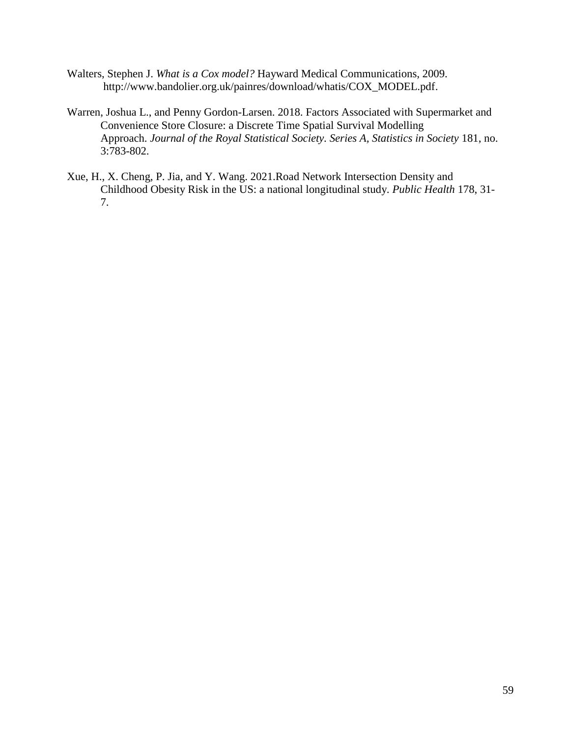Walters, Stephen J. *What is a Cox model?* Hayward Medical Communications, 2009. http://www.bandolier.org.uk/painres/download/whatis/COX_MODEL.pdf.

Warren, Joshua L., and Penny Gordon-Larsen. 2018. Factors Associated with Supermarket and Convenience Store Closure: a Discrete Time Spatial Survival Modelling Approach. *Journal of the Royal Statistical Society. Series A, Statistics in Society* 181, no. 3:783-802.

Xue, H., X. Cheng, P. Jia, and Y. Wang. 2021.Road Network Intersection Density and Childhood Obesity Risk in the US: a national longitudinal study. *Public Health* 178, 31-7.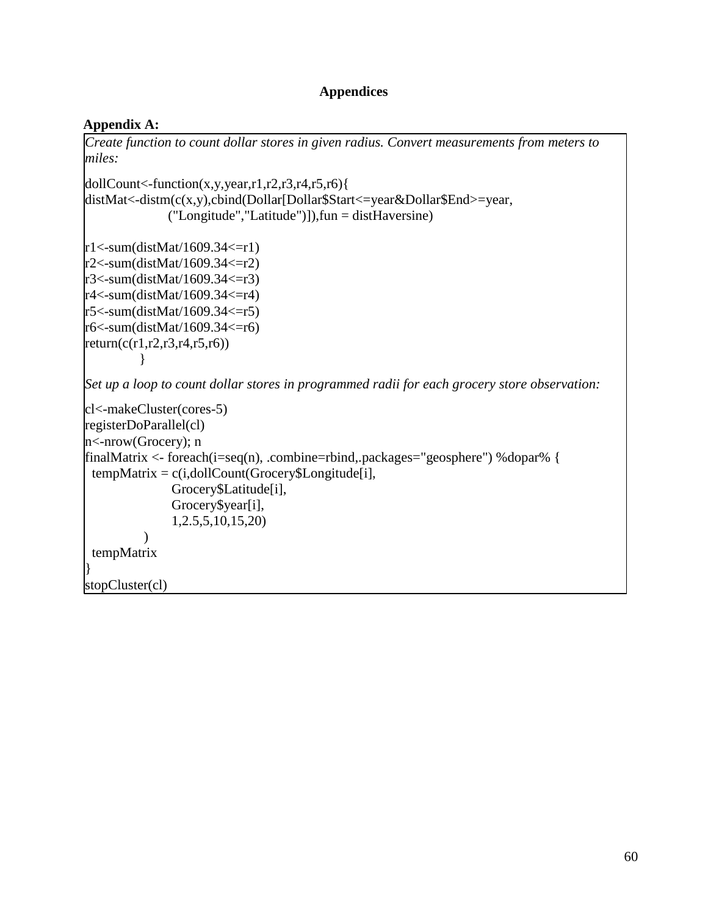# Appendices

## Appendix A:

*Create function to count dollar stores in given radius. Convert measurements from meters to miles:*

```
dollCount<-function(x,y,year,r1,r2,r3,r4,r5,r6){
distMat<-distm(c(x,y),cbind(Dollar[Dollar$Start<=year&Dollar$End>=year,
                    ("Longitude","Latitude")]),fun = distHaversine)

r1<-sum(distMat/1609.34<=r1)
r2<-sum(distMat/1609.34<=r2)
r3<-sum(distMat/1609.34<=r3)
r4<-sum(distMat/1609.34<=r4)
r5<-sum(distMat/1609.34<=r5)
r6<-sum(distMat/1609.34<=r6)
return(c(r1,r2,r3,r4,r5,r6))
            }
```

*Set up a loop to count dollar stores in programmed radii for each grocery store observation:*

```
cl<-makeCluster(cores-5)
registerDoParallel(cl)
n<-nrow(Grocery); n
finalMatrix <- foreach(i=seq(n), .combine=rbind,.packages="geosphere") %dopar% {
  tempMatrix = c(i,dollCount(Grocery$Longitude[i],
                    Grocery$Latitude[i],
                    Grocery$year[i],
                    1,2.5,5,10,15,20)
            )
  tempMatrix
}
stopCluster(cl)
```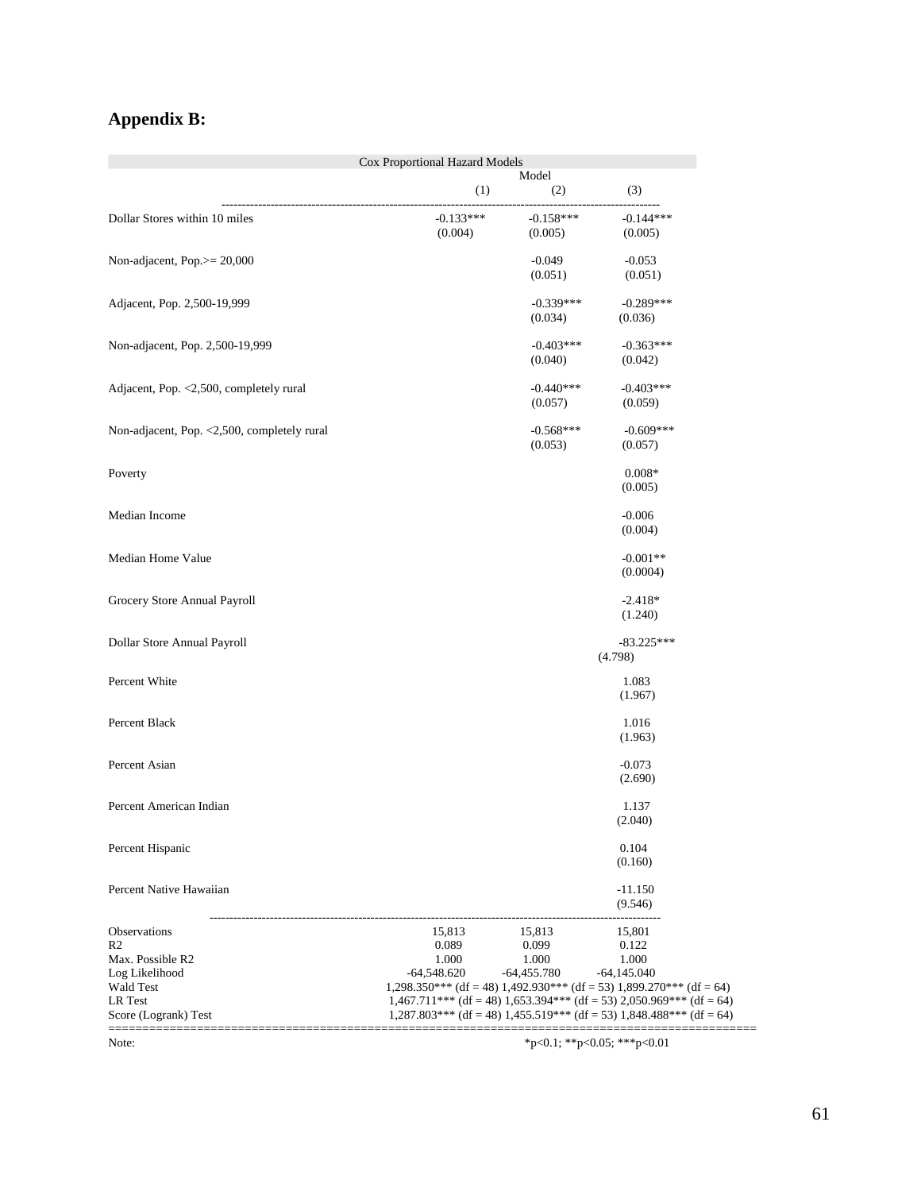## Appendix B:

Cox Proportional Hazard Models

| | Model (1) | (2) | (3) |
|---|---|---|---|
| Dollar Stores within 10 miles | -0.133*** | -0.158*** | -0.144*** |
| | (0.004) | (0.005) | (0.005) |
| Non-adjacent, Pop.>= 20,000 | | -0.049 | -0.053 |
| | | (0.051) | (0.051) |
| Adjacent, Pop. 2,500-19,999 | | -0.339*** | -0.289*** |
| | | (0.034) | (0.036) |
| Non-adjacent, Pop. 2,500-19,999 | | -0.403*** | -0.363*** |
| | | (0.040) | (0.042) |
| Adjacent, Pop. <2,500, completely rural | | -0.440*** | -0.403*** |
| | | (0.057) | (0.059) |
| Non-adjacent, Pop. <2,500, completely rural | | -0.568*** | -0.609*** |
| | | (0.053) | (0.057) |
| Poverty | | | 0.008* |
| | | | (0.005) |
| Median Income | | | -0.006 |
| | | | (0.004) |
| Median Home Value | | | -0.001** |
| | | | (0.0004) |
| Grocery Store Annual Payroll | | | -2.418* |
| | | | (1.240) |
| Dollar Store Annual Payroll | | | -83.225*** |
| | | | (4.798) |
| Percent White | | | 1.083 |
| | | | (1.967) |
| Percent Black | | | 1.016 |
| | | | (1.963) |
| Percent Asian | | | -0.073 |
| | | | (2.690) |
| Percent American Indian | | | 1.137 |
| | | | (2.040) |
| Percent Hispanic | | | 0.104 |
| | | | (0.160) |
| Percent Native Hawaiian | | | -11.150 |
| | | | (9.546) |
| Observations | 15,813 | 15,813 | 15,801 |
| R2 | 0.089 | 0.099 | 0.122 |
| Max. Possible R2 | 1.000 | 1.000 | 1.000 |
| Log Likelihood | -64,548.620 | -64,455.780 | -64,145.040 |
| Wald Test | 1,298.350*** (df = 48) | 1,492.930*** (df = 53) | 1,899.270*** (df = 64) |
| LR Test | 1,467.711*** (df = 48) | 1,653.394*** (df = 53) | 2,050.969*** (df = 64) |
| Score (Logrank) Test | 1,287.803*** (df = 48) | 1,455.519*** (df = 53) | 1,848.488*** (df = 64) |

Note: *p<0.1; **p<0.05; ***p<0.01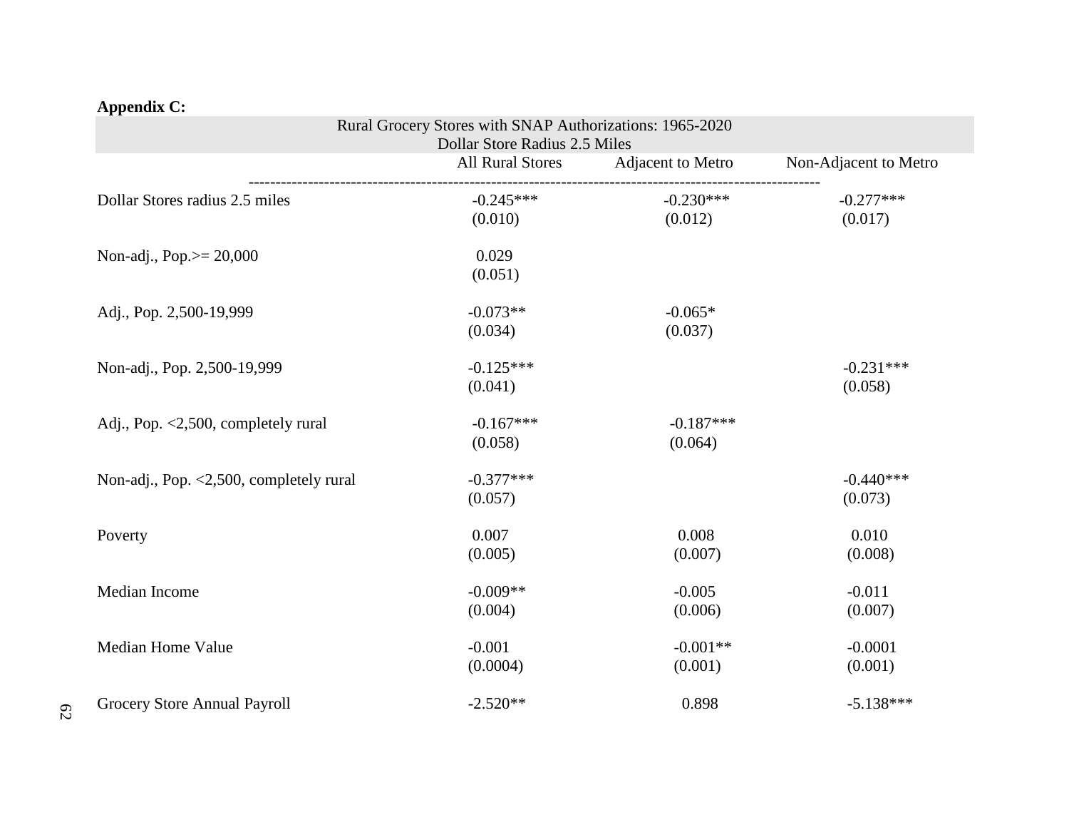**Appendix C:**

| Rural Grocery Stores with SNAP Authorizations: 1965-2020<br>Dollar Store Radius 2.5 Miles | | | |
|---|---|---|---|
| | All Rural Stores | Adjacent to Metro | Non-Adjacent to Metro |
| Dollar Stores radius 2.5 miles | -0.245***<br>(0.010) | -0.230***<br>(0.012) | -0.277***<br>(0.017) |
| Non-adj., Pop.>= 20,000 | 0.029<br>(0.051) | | |
| Adj., Pop. 2,500-19,999 | -0.073**<br>(0.034) | -0.065*<br>(0.037) | |
| Non-adj., Pop. 2,500-19,999 | -0.125***<br>(0.041) | | -0.231***<br>(0.058) |
| Adj., Pop. <2,500, completely rural | -0.167***<br>(0.058) | -0.187***<br>(0.064) | |
| Non-adj., Pop. <2,500, completely rural | -0.377***<br>(0.057) | | -0.440***<br>(0.073) |
| Poverty | 0.007<br>(0.005) | 0.008<br>(0.007) | 0.010<br>(0.008) |
| Median Income | -0.009**<br>(0.004) | -0.005<br>(0.006) | -0.011<br>(0.007) |
| Median Home Value | -0.001<br>(0.0004) | -0.001**<br>(0.001) | -0.0001<br>(0.001) |
| Grocery Store Annual Payroll | -2.520** | 0.898 | -5.138*** |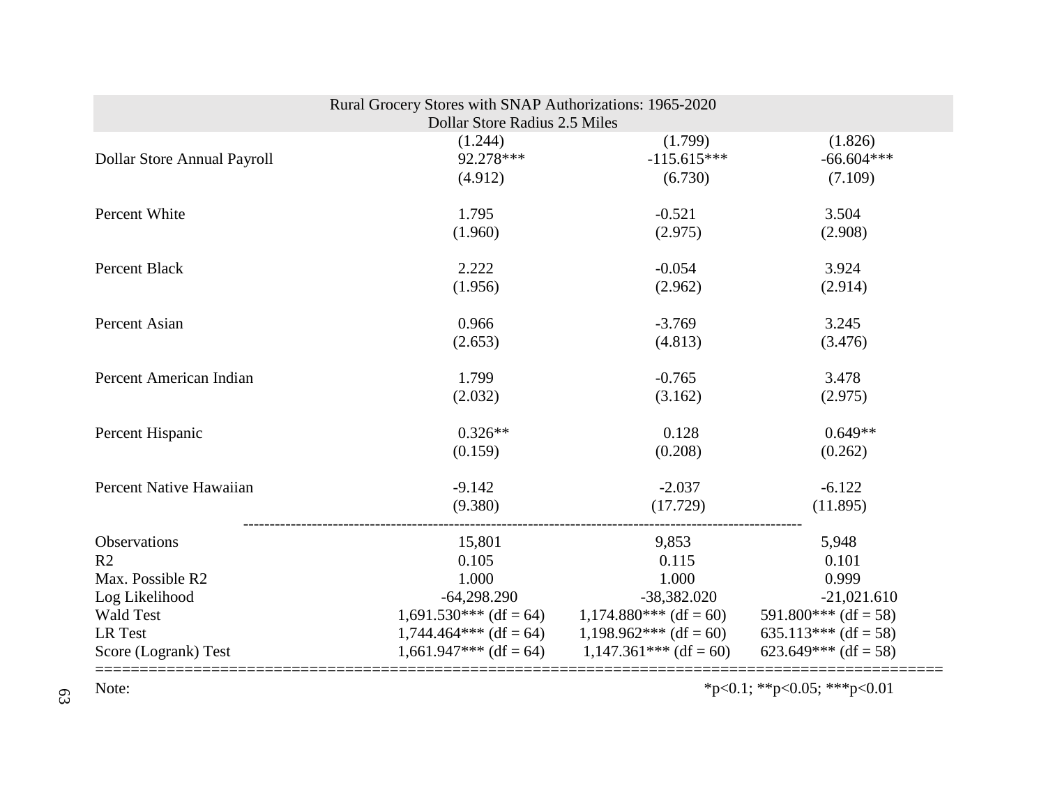Rural Grocery Stores with SNAP Authorizations: 1965-2020

Dollar Store Radius 2.5 Miles

| | | | |
|---|---|---|---|
| | (1.244) | (1.799) | (1.826) |
| Dollar Store Annual Payroll | 92.278*** | -115.615*** | -66.604*** |
| | (4.912) | (6.730) | (7.109) |
| Percent White | 1.795 | -0.521 | 3.504 |
| | (1.960) | (2.975) | (2.908) |
| Percent Black | 2.222 | -0.054 | 3.924 |
| | (1.956) | (2.962) | (2.914) |
| Percent Asian | 0.966 | -3.769 | 3.245 |
| | (2.653) | (4.813) | (3.476) |
| Percent American Indian | 1.799 | -0.765 | 3.478 |
| | (2.032) | (3.162) | (2.975) |
| Percent Hispanic | 0.326** | 0.128 | 0.649** |
| | (0.159) | (0.208) | (0.262) |
| Percent Native Hawaiian | -9.142 | -2.037 | -6.122 |
| | (9.380) | (17.729) | (11.895) |
| Observations | 15,801 | 9,853 | 5,948 |
| R2 | 0.105 | 0.115 | 0.101 |
| Max. Possible R2 | 1.000 | 1.000 | 0.999 |
| Log Likelihood | -64,298.290 | -38,382.020 | -21,021.610 |
| Wald Test | 1,691.530*** (df = 64) | 1,174.880*** (df = 60) | 591.800*** (df = 58) |
| LR Test | 1,744.464*** (df = 64) | 1,198.962*** (df = 60) | 635.113*** (df = 58) |
| Score (Logrank) Test | 1,661.947*** (df = 64) | 1,147.361*** (df = 60) | 623.649*** (df = 58) |
| Note: | | | *p<0.1; **p<0.05; ***p<0.01 |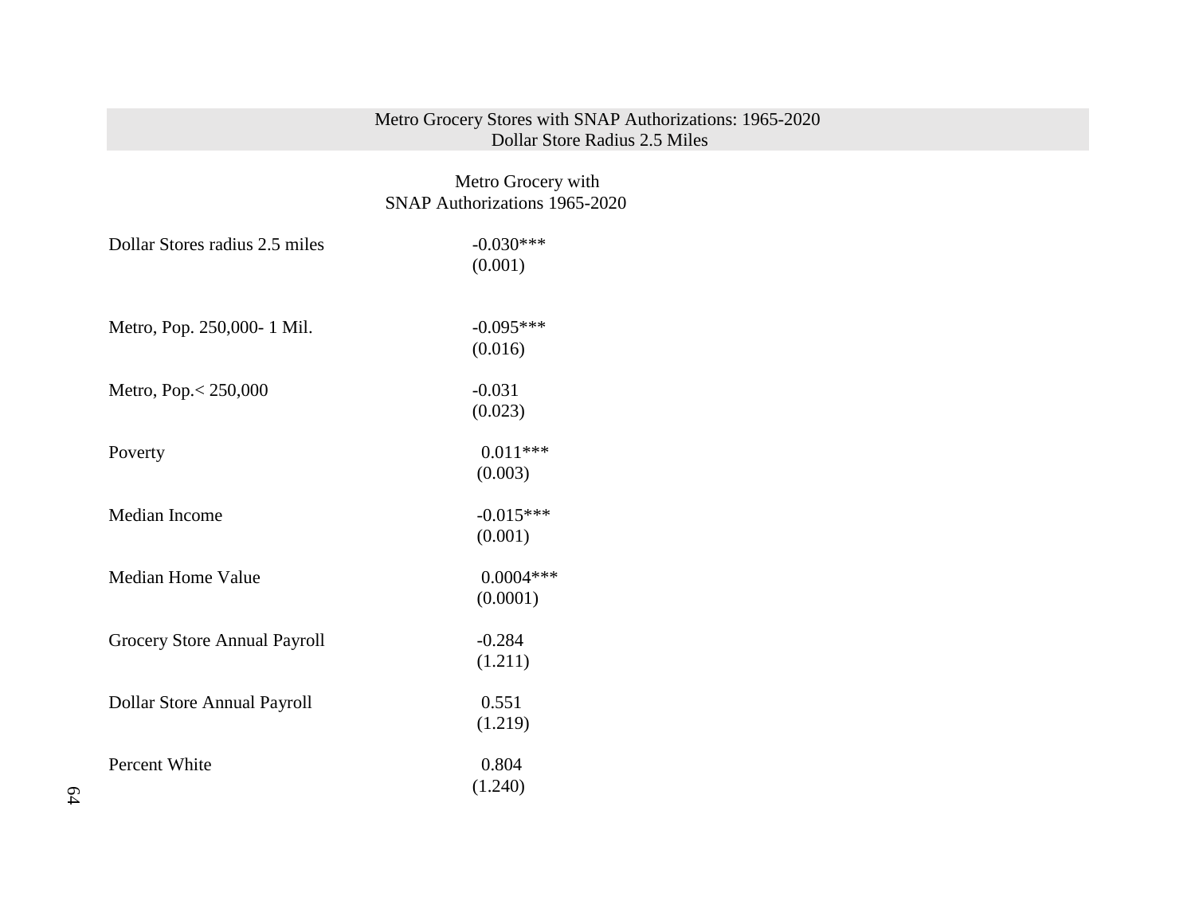Metro Grocery Stores with SNAP Authorizations: 1965-2020
Dollar Store Radius 2.5 Miles

| | Metro Grocery with SNAP Authorizations 1965-2020 |
|---|---|
| Dollar Stores radius 2.5 miles | -0.030*** |
| | (0.001) |
| Metro, Pop. 250,000- 1 Mil. | -0.095*** |
| | (0.016) |
| Metro, Pop.< 250,000 | -0.031 |
| | (0.023) |
| Poverty | 0.011*** |
| | (0.003) |
| Median Income | -0.015*** |
| | (0.001) |
| Median Home Value | 0.0004*** |
| | (0.0001) |
| Grocery Store Annual Payroll | -0.284 |
| | (1.211) |
| Dollar Store Annual Payroll | 0.551 |
| | (1.219) |
| Percent White | 0.804 |
| | (1.240) |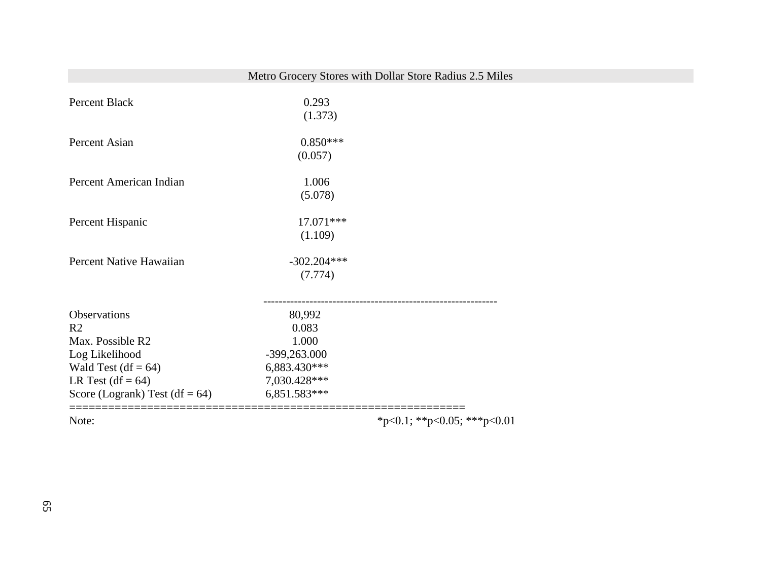| | Metro Grocery Stores with Dollar Store Radius 2.5 Miles |
|---|---|
| Percent Black | 0.293 |
| | (1.373) |
| Percent Asian | 0.850*** |
| | (0.057) |
| Percent American Indian | 1.006 |
| | (5.078) |
| Percent Hispanic | 17.071*** |
| | (1.109) |
| Percent Native Hawaiian | -302.204*** |
| | (7.774) |
| Observations | 80,992 |
| R2 | 0.083 |
| Max. Possible R2 | 1.000 |
| Log Likelihood | -399,263.000 |
| Wald Test (df = 64) | 6,883.430*** |
| LR Test (df = 64) | 7,030.428*** |
| Score (Logrank) Test (df = 64) | 6,851.583*** |

Note: *p<0.1; **p<0.05; ***p<0.01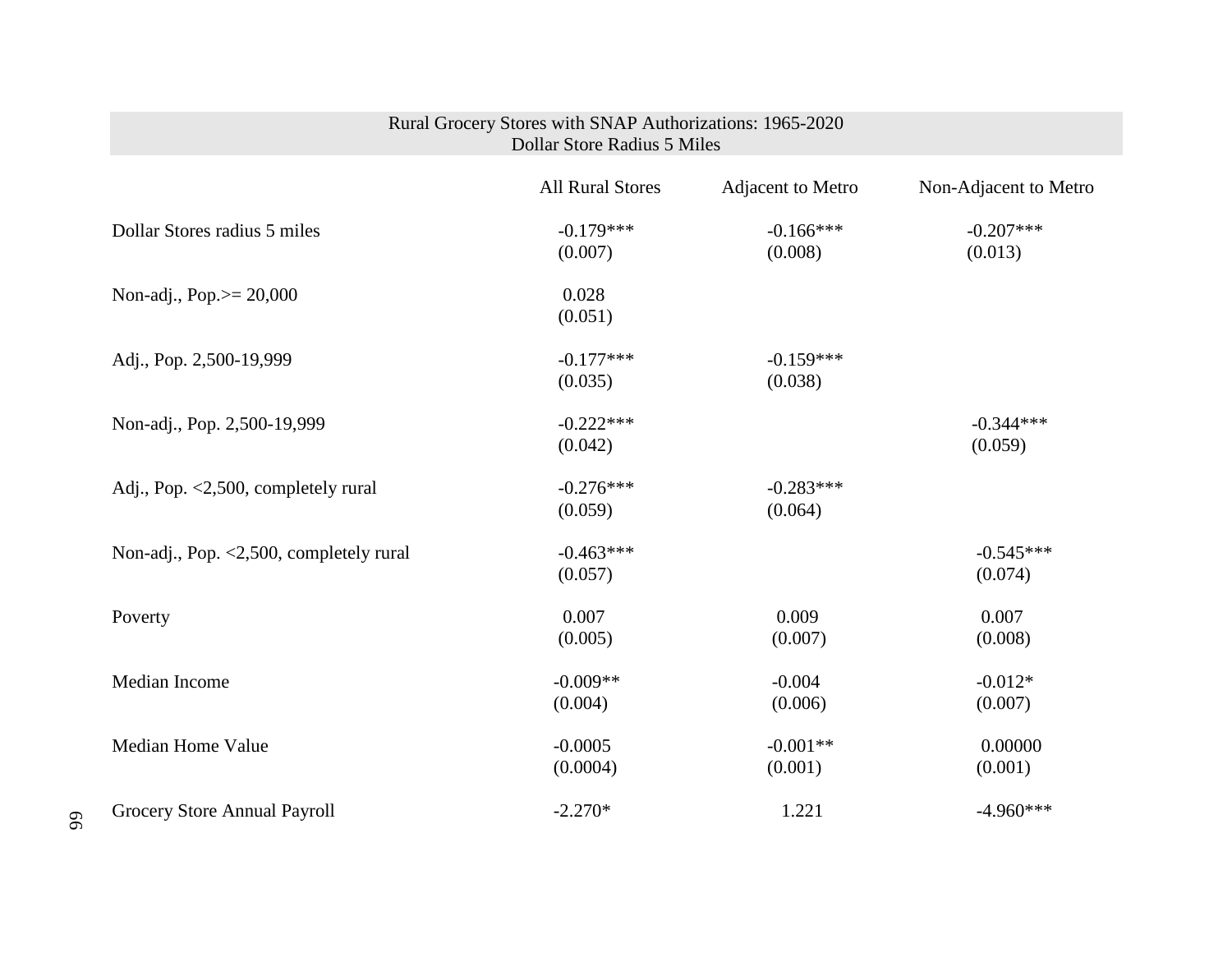| Rural Grocery Stores with SNAP Authorizations: 1965-2020<br>Dollar Store Radius 5 Miles | | | |
|---|---|---|---|
| | All Rural Stores | Adjacent to Metro | Non-Adjacent to Metro |
| Dollar Stores radius 5 miles | -0.179***<br>(0.007) | -0.166***<br>(0.008) | -0.207***<br>(0.013) |
| Non-adj., Pop.>= 20,000 | 0.028<br>(0.051) | | |
| Adj., Pop. 2,500-19,999 | -0.177***<br>(0.035) | -0.159***<br>(0.038) | |
| Non-adj., Pop. 2,500-19,999 | -0.222***<br>(0.042) | | -0.344***<br>(0.059) |
| Adj., Pop. <2,500, completely rural | -0.276***<br>(0.059) | -0.283***<br>(0.064) | |
| Non-adj., Pop. <2,500, completely rural | -0.463***<br>(0.057) | | -0.545***<br>(0.074) |
| Poverty | 0.007<br>(0.005) | 0.009<br>(0.007) | 0.007<br>(0.008) |
| Median Income | -0.009**<br>(0.004) | -0.004<br>(0.006) | -0.012*<br>(0.007) |
| Median Home Value | -0.0005<br>(0.0004) | -0.001**<br>(0.001) | 0.00000<br>(0.001) |
| Grocery Store Annual Payroll | -2.270* | 1.221 | -4.960*** |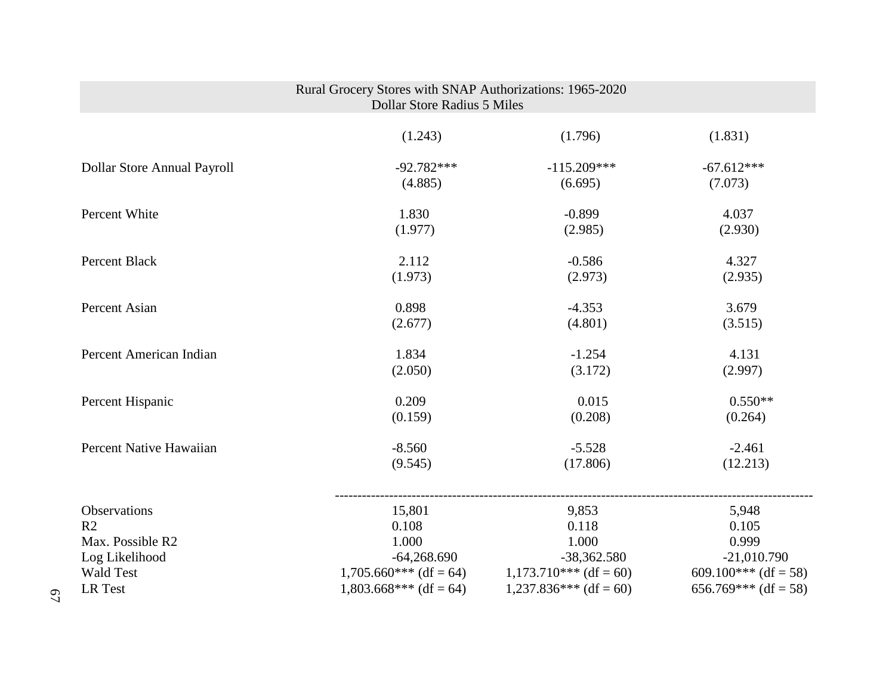| Rural Grocery Stores with SNAP Authorizations: 1965-2020 Dollar Store Radius 5 Miles | | | |
|---|---|---|---|
| | (1.243) | (1.796) | (1.831) |
| Dollar Store Annual Payroll | -92.782*** | -115.209*** | -67.612*** |
| | (4.885) | (6.695) | (7.073) |
| Percent White | 1.830 | -0.899 | 4.037 |
| | (1.977) | (2.985) | (2.930) |
| Percent Black | 2.112 | -0.586 | 4.327 |
| | (1.973) | (2.973) | (2.935) |
| Percent Asian | 0.898 | -4.353 | 3.679 |
| | (2.677) | (4.801) | (3.515) |
| Percent American Indian | 1.834 | -1.254 | 4.131 |
| | (2.050) | (3.172) | (2.997) |
| Percent Hispanic | 0.209 | 0.015 | 0.550** |
| | (0.159) | (0.208) | (0.264) |
| Percent Native Hawaiian | -8.560 | -5.528 | -2.461 |
| | (9.545) | (17.806) | (12.213) |
| Observations | 15,801 | 9,853 | 5,948 |
| R2 | 0.108 | 0.118 | 0.105 |
| Max. Possible R2 | 1.000 | 1.000 | 0.999 |
| Log Likelihood | -64,268.690 | -38,362.580 | -21,010.790 |
| Wald Test | 1,705.660*** (df = 64) | 1,173.710*** (df = 60) | 609.100*** (df = 58) |
| LR Test | 1,803.668*** (df = 64) | 1,237.836*** (df = 60) | 656.769*** (df = 58) |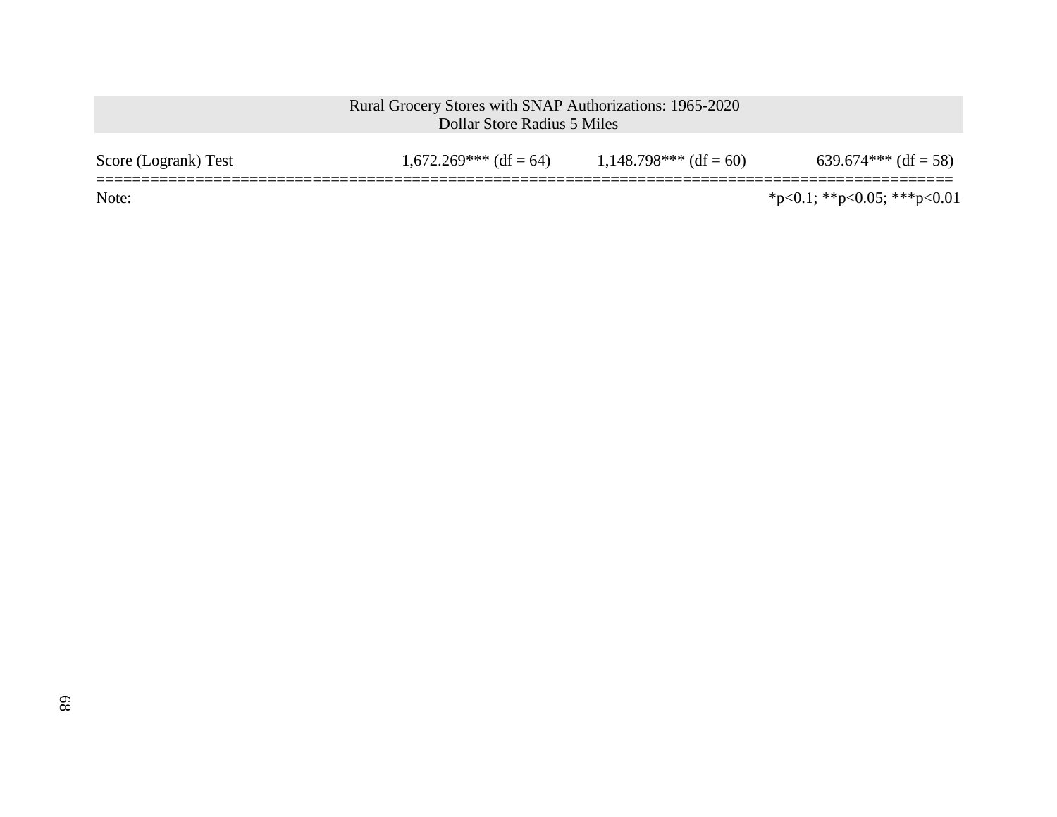| Rural Grocery Stores with SNAP Authorizations: 1965-2020<br>Dollar Store Radius 5 Miles | | | |
|---|---|---|---|
| Score (Logrank) Test | 1,672.269*** (df = 64) | 1,148.798*** (df = 60) | 639.674*** (df = 58) |
| Note: | | | *p<0.1; **p<0.05; ***p<0.01 |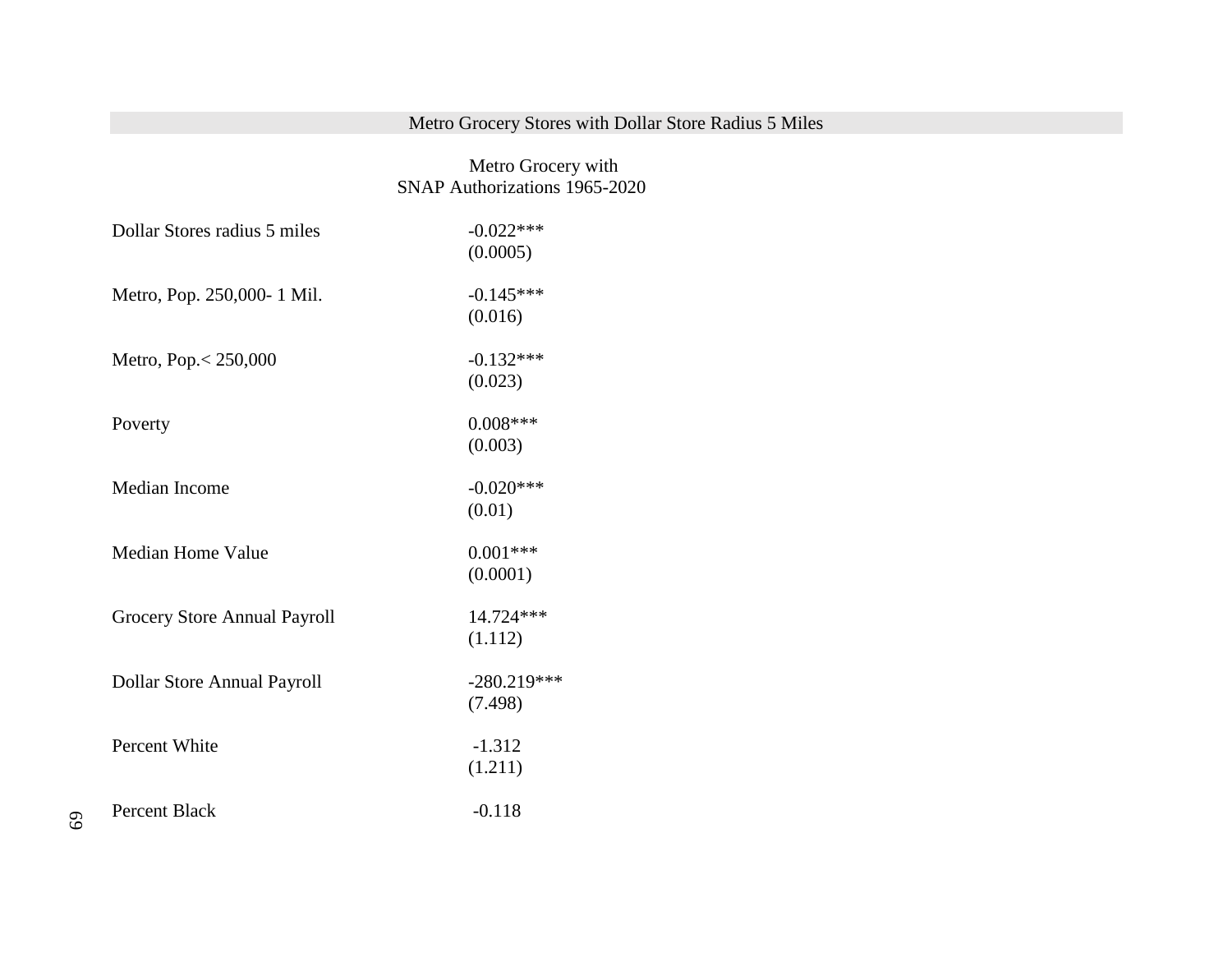| Metro Grocery Stores with Dollar Store Radius 5 Miles | |
|---|---|
| | Metro Grocery with SNAP Authorizations 1965-2020 |
| Dollar Stores radius 5 miles | -0.022*** |
| | (0.0005) |
| Metro, Pop. 250,000- 1 Mil. | -0.145*** |
| | (0.016) |
| Metro, Pop.< 250,000 | -0.132*** |
| | (0.023) |
| Poverty | 0.008*** |
| | (0.003) |
| Median Income | -0.020*** |
| | (0.01) |
| Median Home Value | 0.001*** |
| | (0.0001) |
| Grocery Store Annual Payroll | 14.724*** |
| | (1.112) |
| Dollar Store Annual Payroll | -280.219*** |
| | (7.498) |
| Percent White | -1.312 |
| | (1.211) |
| Percent Black | -0.118 |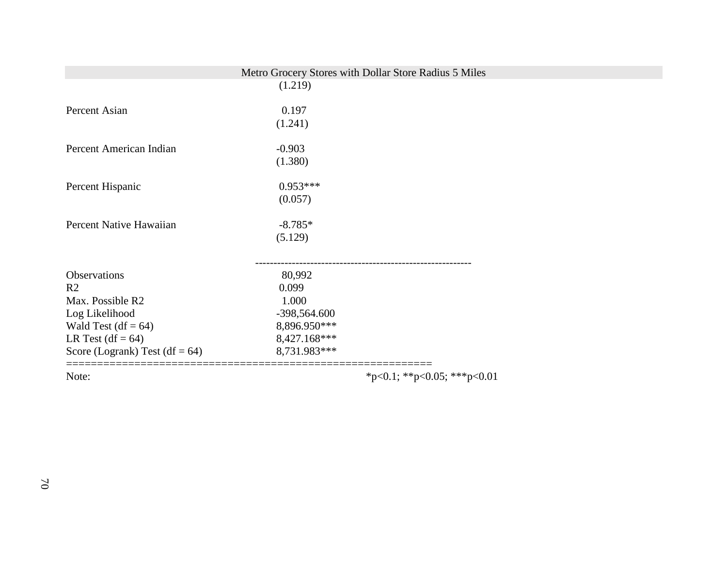| | Metro Grocery Stores with Dollar Store Radius 5 Miles |
|---|---|
| | (1.219) |
| Percent Asian | 0.197 |
| | (1.241) |
| Percent American Indian | -0.903 |
| | (1.380) |
| Percent Hispanic | 0.953*** |
| | (0.057) |
| Percent Native Hawaiian | -8.785* |
| | (5.129) |
| Observations | 80,992 |
| R2 | 0.099 |
| Max. Possible R2 | 1.000 |
| Log Likelihood | -398,564.600 |
| Wald Test (df = 64) | 8,896.950*** |
| LR Test (df = 64) | 8,427.168*** |
| Score (Logrank) Test (df = 64) | 8,731.983*** |
| Note: | *p<0.1; **p<0.05; ***p<0.01 |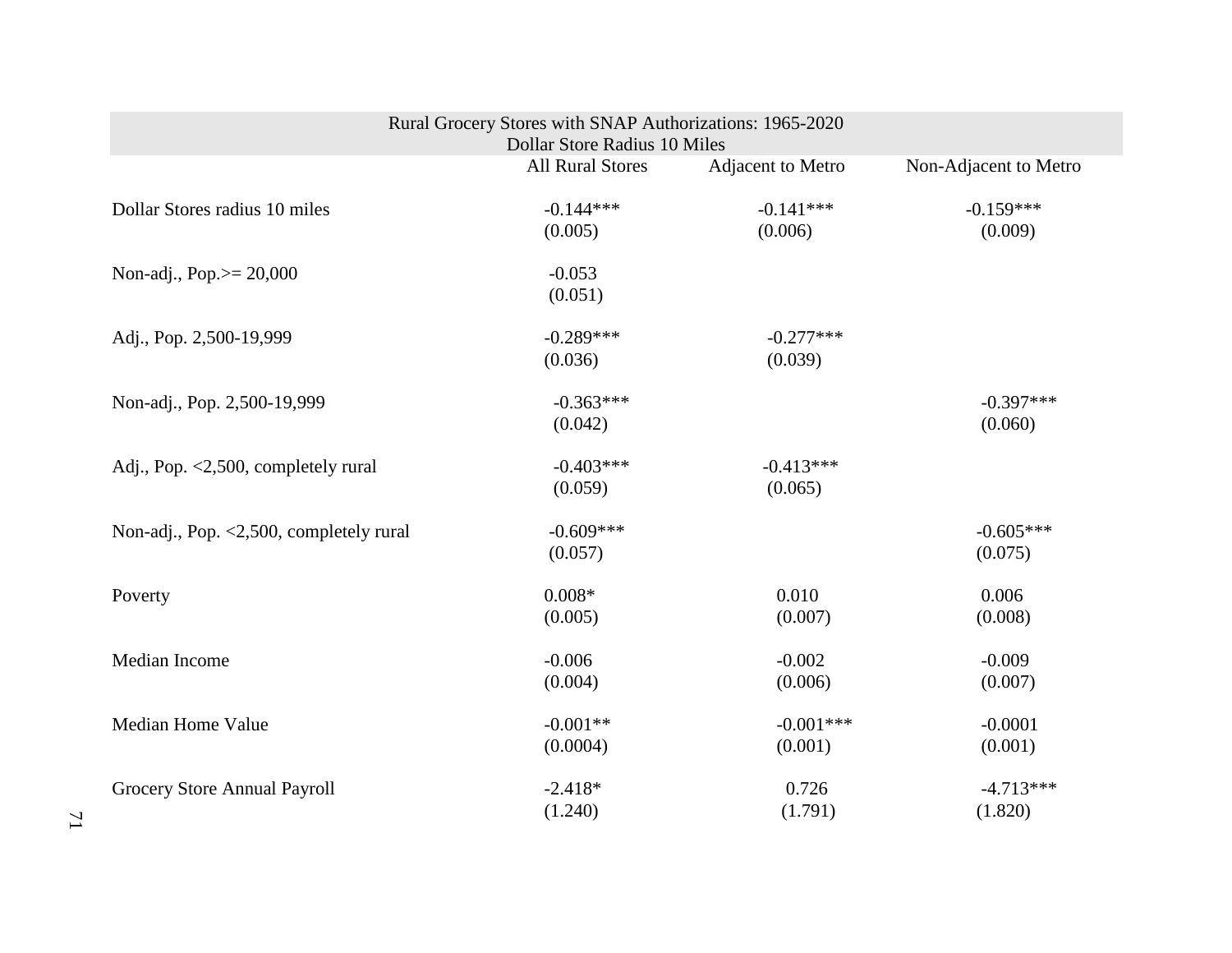| Rural Grocery Stores with SNAP Authorizations: 1965-2020 Dollar Store Radius 10 Miles | | | |
|---|---|---|---|
| | All Rural Stores | Adjacent to Metro | Non-Adjacent to Metro |
| Dollar Stores radius 10 miles | -0.144*** | -0.141*** | -0.159*** |
| | (0.005) | (0.006) | (0.009) |
| Non-adj., Pop.>= 20,000 | -0.053 | | |
| | (0.051) | | |
| Adj., Pop. 2,500-19,999 | -0.289*** | -0.277*** | |
| | (0.036) | (0.039) | |
| Non-adj., Pop. 2,500-19,999 | -0.363*** | | -0.397*** |
| | (0.042) | | (0.060) |
| Adj., Pop. <2,500, completely rural | -0.403*** | -0.413*** | |
| | (0.059) | (0.065) | |
| Non-adj., Pop. <2,500, completely rural | -0.609*** | | -0.605*** |
| | (0.057) | | (0.075) |
| Poverty | 0.008* | 0.010 | 0.006 |
| | (0.005) | (0.007) | (0.008) |
| Median Income | -0.006 | -0.002 | -0.009 |
| | (0.004) | (0.006) | (0.007) |
| Median Home Value | -0.001** | -0.001*** | -0.0001 |
| | (0.0004) | (0.001) | (0.001) |
| Grocery Store Annual Payroll | -2.418* | 0.726 | -4.713*** |
| | (1.240) | (1.791) | (1.820) |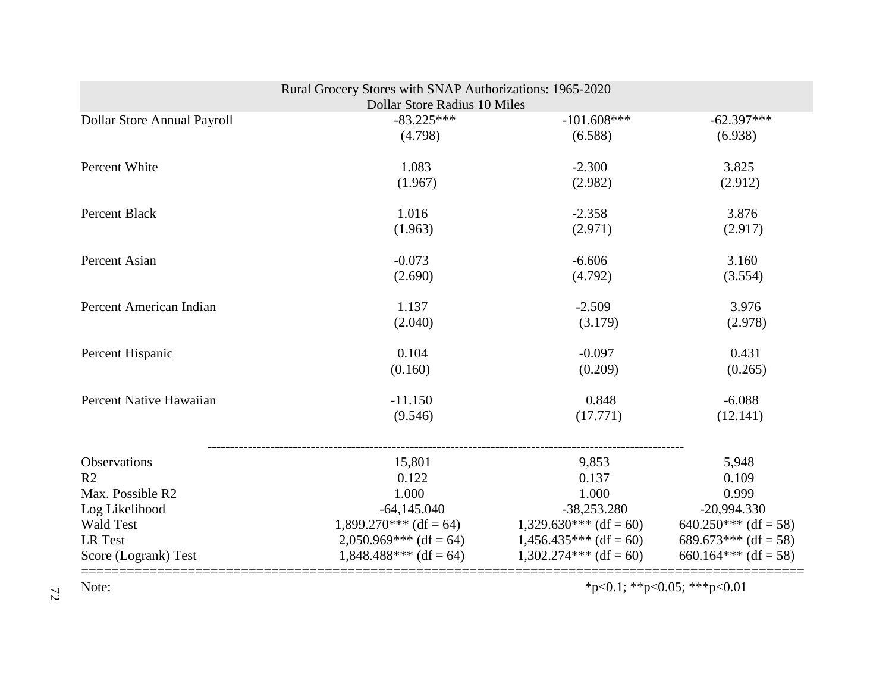| Rural Grocery Stores with SNAP Authorizations: 1965-2020 Dollar Store Radius 10 Miles | | | |
|---|---|---|---|
| Dollar Store Annual Payroll | -83.225*** | -101.608*** | -62.397*** |
| | (4.798) | (6.588) | (6.938) |
| Percent White | 1.083 | -2.300 | 3.825 |
| | (1.967) | (2.982) | (2.912) |
| Percent Black | 1.016 | -2.358 | 3.876 |
| | (1.963) | (2.971) | (2.917) |
| Percent Asian | -0.073 | -6.606 | 3.160 |
| | (2.690) | (4.792) | (3.554) |
| Percent American Indian | 1.137 | -2.509 | 3.976 |
| | (2.040) | (3.179) | (2.978) |
| Percent Hispanic | 0.104 | -0.097 | 0.431 |
| | (0.160) | (0.209) | (0.265) |
| Percent Native Hawaiian | -11.150 | 0.848 | -6.088 |
| | (9.546) | (17.771) | (12.141) |
| Observations | 15,801 | 9,853 | 5,948 |
| R2 | 0.122 | 0.137 | 0.109 |
| Max. Possible R2 | 1.000 | 1.000 | 0.999 |
| Log Likelihood | -64,145.040 | -38,253.280 | -20,994.330 |
| Wald Test | 1,899.270*** (df = 64) | 1,329.630*** (df = 60) | 640.250*** (df = 58) |
| LR Test | 2,050.969*** (df = 64) | 1,456.435*** (df = 60) | 689.673*** (df = 58) |
| Score (Logrank) Test | 1,848.488*** (df = 64) | 1,302.274*** (df = 60) | 660.164*** (df = 58) |
| Note: | | *p<0.1; **p<0.05; ***p<0.01 | |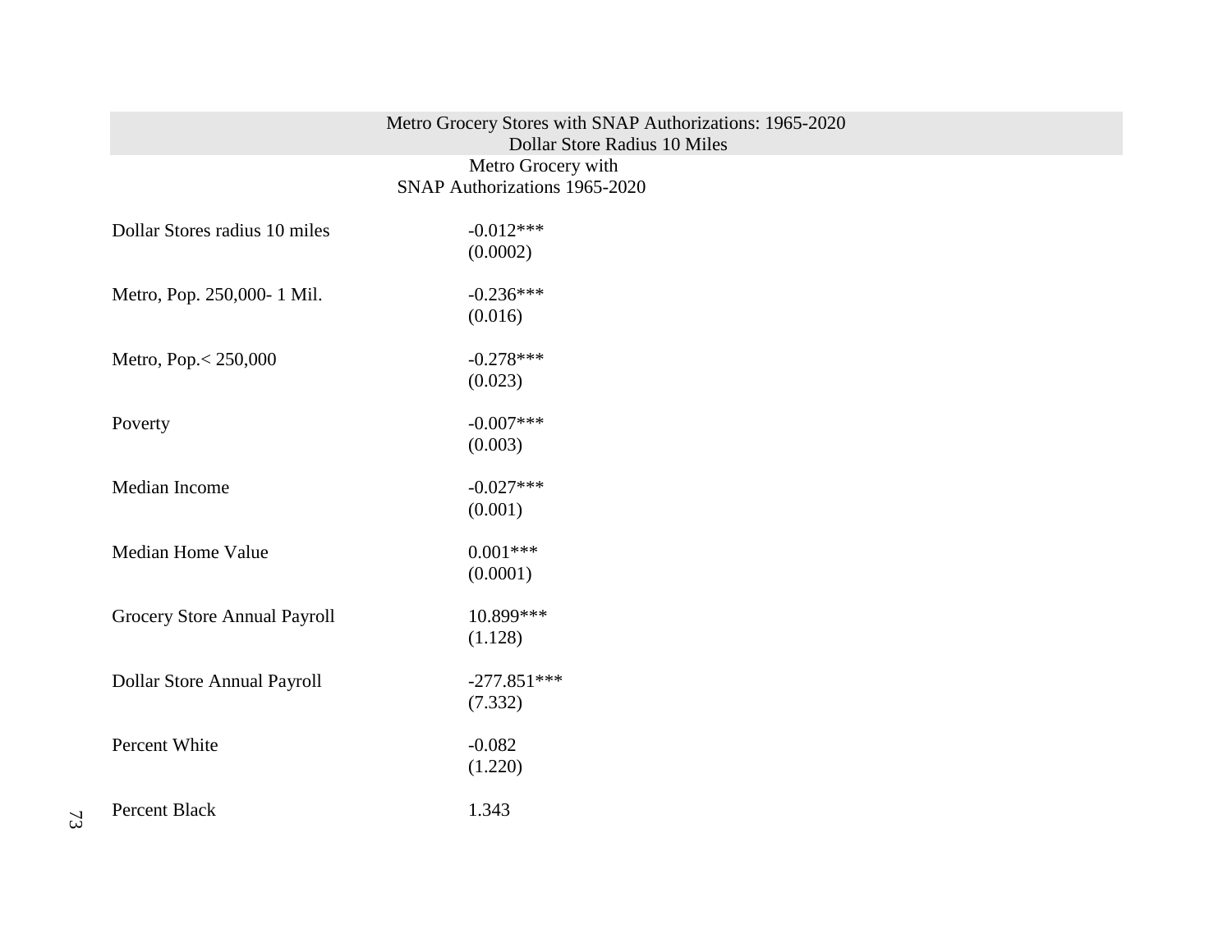| Metro Grocery Stores with SNAP Authorizations: 1965-2020 Dollar Store Radius 10 Miles | |
|---|---|
| | Metro Grocery with SNAP Authorizations 1965-2020 |
| Dollar Stores radius 10 miles | -0.012*** |
| | (0.0002) |
| Metro, Pop. 250,000- 1 Mil. | -0.236*** |
| | (0.016) |
| Metro, Pop.< 250,000 | -0.278*** |
| | (0.023) |
| Poverty | -0.007*** |
| | (0.003) |
| Median Income | -0.027*** |
| | (0.001) |
| Median Home Value | 0.001*** |
| | (0.0001) |
| Grocery Store Annual Payroll | 10.899*** |
| | (1.128) |
| Dollar Store Annual Payroll | -277.851*** |
| | (7.332) |
| Percent White | -0.082 |
| | (1.220) |
| Percent Black | 1.343 |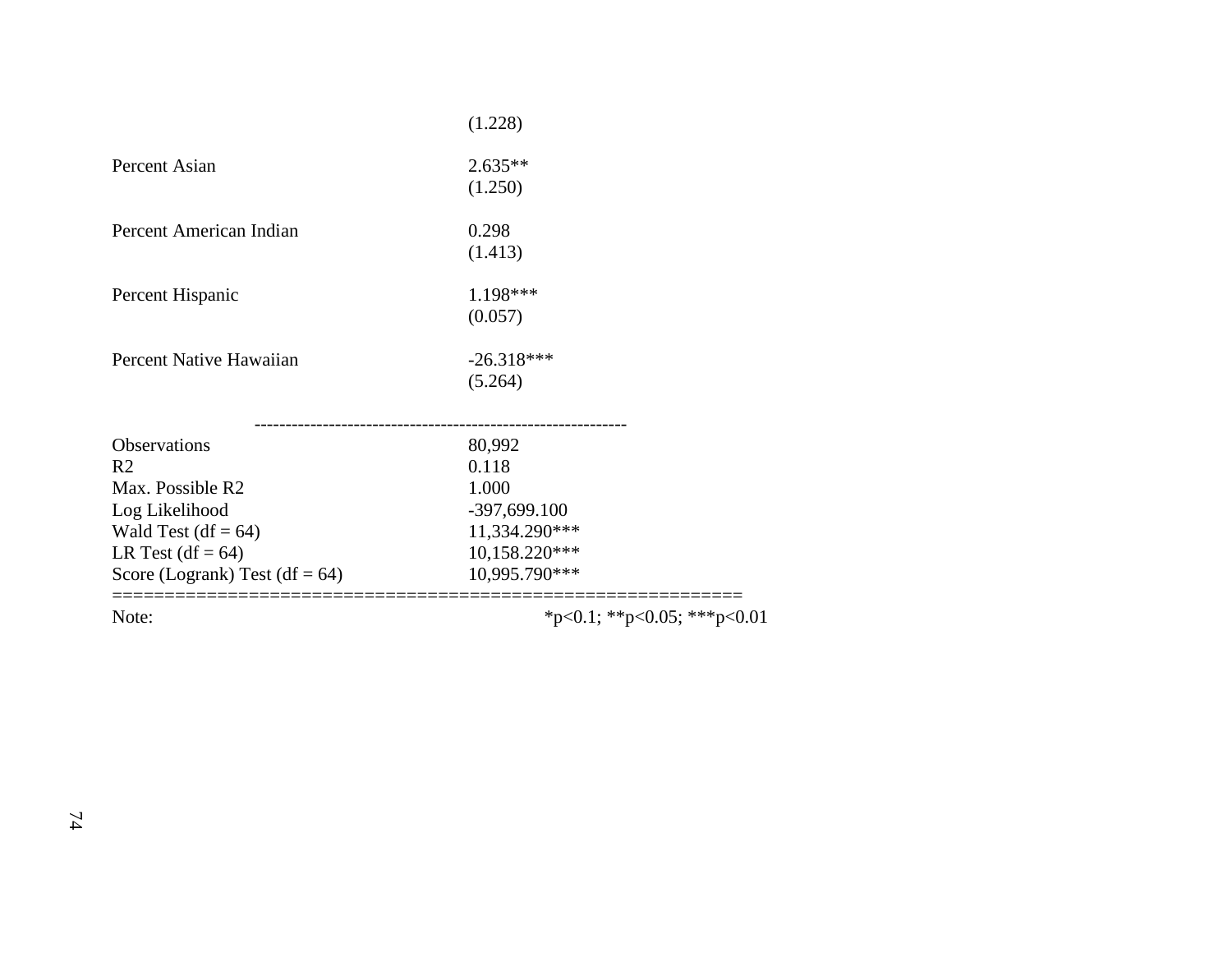| | |
|---|---|
| | (1.228) |
| Percent Asian | 2.635** |
| | (1.250) |
| Percent American Indian | 0.298 |
| | (1.413) |
| Percent Hispanic | 1.198*** |
| | (0.057) |
| Percent Native Hawaiian | -26.318*** |
| | (5.264) |
| Observations | 80,992 |
| $R^2$ | 0.118 |
| Max. Possible $R^2$ | 1.000 |
| Log Likelihood | -397,699.100 |
| Wald Test (df = 64) | 11,334.290*** |
| LR Test (df = 64) | 10,158.220*** |
| Score (Logrank) Test (df = 64) | 10,995.790*** |
| Note: | *p<0.1; **p<0.05; ***p<0.01 |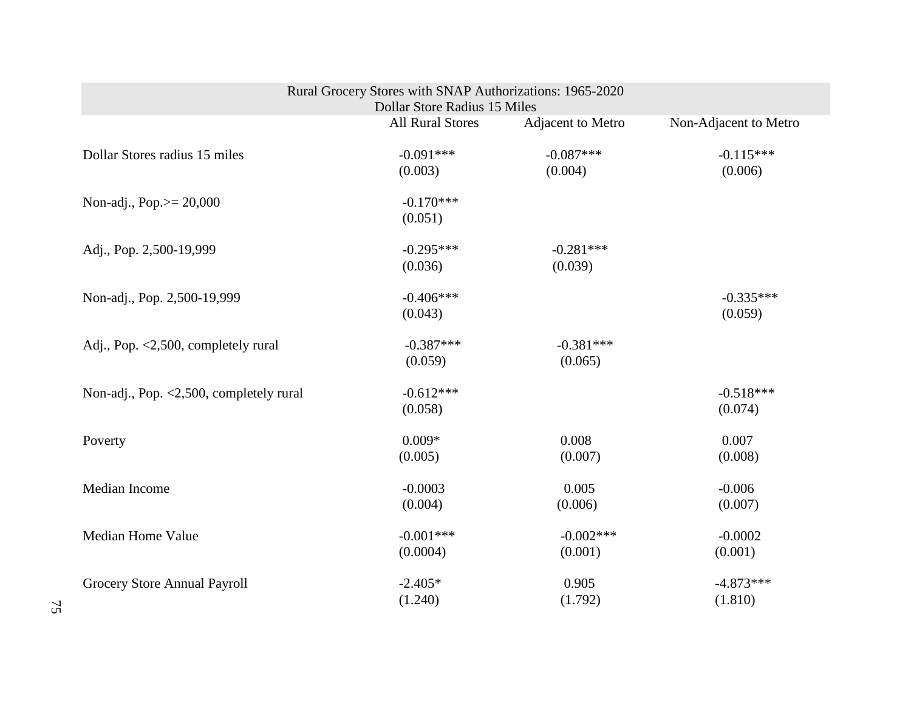| Rural Grocery Stores with SNAP Authorizations: 1965-2020<br>Dollar Store Radius 15 Miles | | | |
|---|---|---|---|
| | All Rural Stores | Adjacent to Metro | Non-Adjacent to Metro |
| Dollar Stores radius 15 miles | -0.091***<br>(0.003) | -0.087***<br>(0.004) | -0.115***<br>(0.006) |
| Non-adj., Pop.>= 20,000 | -0.170***<br>(0.051) | | |
| Adj., Pop. 2,500-19,999 | -0.295***<br>(0.036) | -0.281***<br>(0.039) | |
| Non-adj., Pop. 2,500-19,999 | -0.406***<br>(0.043) | | -0.335***<br>(0.059) |
| Adj., Pop. <2,500, completely rural | -0.387***<br>(0.059) | -0.381***<br>(0.065) | |
| Non-adj., Pop. <2,500, completely rural | -0.612***<br>(0.058) | | -0.518***<br>(0.074) |
| Poverty | 0.009*<br>(0.005) | 0.008<br>(0.007) | 0.007<br>(0.008) |
| Median Income | -0.0003<br>(0.004) | 0.005<br>(0.006) | -0.006<br>(0.007) |
| Median Home Value | -0.001***<br>(0.0004) | -0.002***<br>(0.001) | -0.0002<br>(0.001) |
| Grocery Store Annual Payroll | -2.405*<br>(1.240) | 0.905<br>(1.792) | -4.873***<br>(1.810) |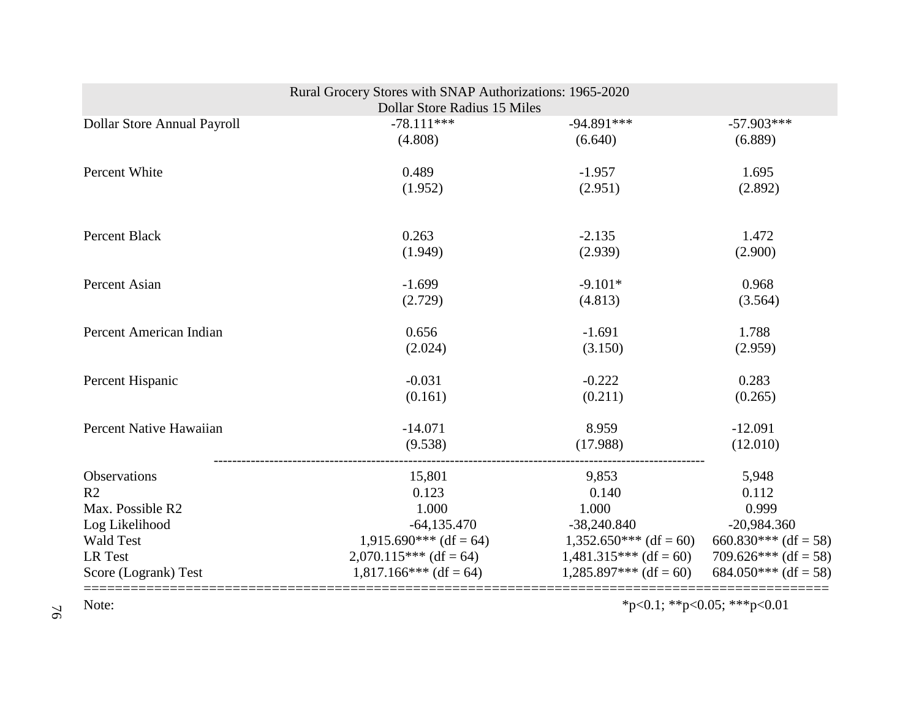| Rural Grocery Stores with SNAP Authorizations: 1965-2020<br>Dollar Store Radius 15 Miles | | | |
|---|---|---|---|
| Dollar Store Annual Payroll | -78.111*** | -94.891*** | -57.903*** |
| | (4.808) | (6.640) | (6.889) |
| Percent White | 0.489 | -1.957 | 1.695 |
| | (1.952) | (2.951) | (2.892) |
| Percent Black | 0.263 | -2.135 | 1.472 |
| | (1.949) | (2.939) | (2.900) |
| Percent Asian | -1.699 | -9.101* | 0.968 |
| | (2.729) | (4.813) | (3.564) |
| Percent American Indian | 0.656 | -1.691 | 1.788 |
| | (2.024) | (3.150) | (2.959) |
| Percent Hispanic | -0.031 | -0.222 | 0.283 |
| | (0.161) | (0.211) | (0.265) |
| Percent Native Hawaiian | -14.071 | 8.959 | -12.091 |
| | (9.538) | (17.988) | (12.010) |
| Observations | 15,801 | 9,853 | 5,948 |
| R2 | 0.123 | 0.140 | 0.112 |
| Max. Possible R2 | 1.000 | 1.000 | 0.999 |
| Log Likelihood | -64,135.470 | -38,240.840 | -20,984.360 |
| Wald Test | 1,915.690*** (df = 64) | 1,352.650*** (df = 60) | 660.830*** (df = 58) |
| LR Test | 2,070.115*** (df = 64) | 1,481.315*** (df = 60) | 709.626*** (df = 58) |
| Score (Logrank) Test | 1,817.166*** (df = 64) | 1,285.897*** (df = 60) | 684.050*** (df = 58) |
| Note: | | *p<0.1; **p<0.05; ***p<0.01 | |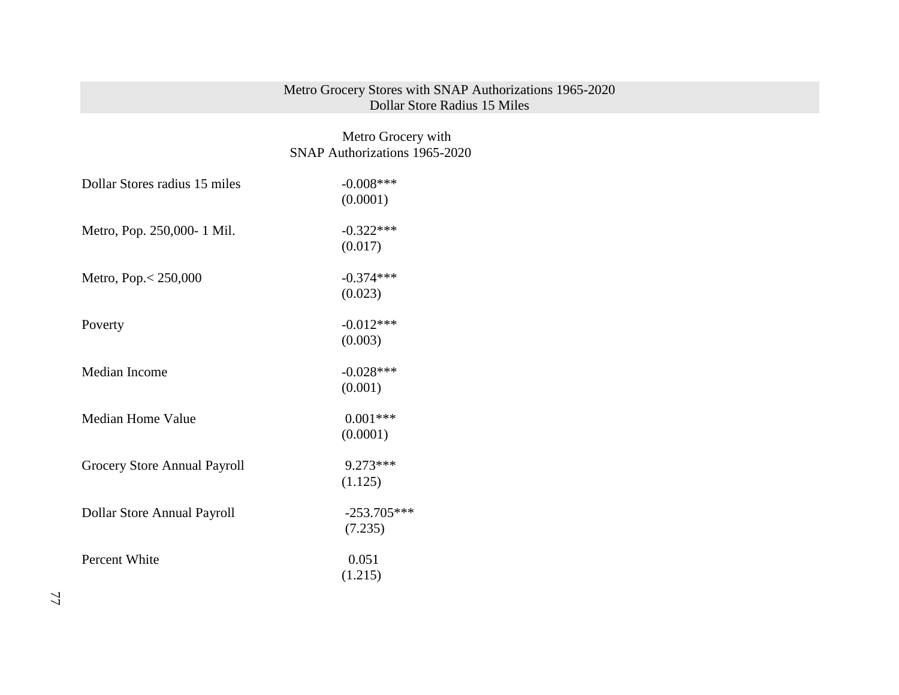| Metro Grocery Stores with SNAP Authorizations 1965-2020<br>Dollar Store Radius 15 Miles | |
|---|---|
| | Metro Grocery with SNAP Authorizations 1965-2020 |
| Dollar Stores radius 15 miles | -0.008***<br>(0.0001) |
| Metro, Pop. 250,000- 1 Mil. | -0.322***<br>(0.017) |
| Metro, Pop.< 250,000 | -0.374***<br>(0.023) |
| Poverty | -0.012***<br>(0.003) |
| Median Income | -0.028***<br>(0.001) |
| Median Home Value | 0.001***<br>(0.0001) |
| Grocery Store Annual Payroll | 9.273***<br>(1.125) |
| Dollar Store Annual Payroll | -253.705***<br>(7.235) |
| Percent White | 0.051<br>(1.215) |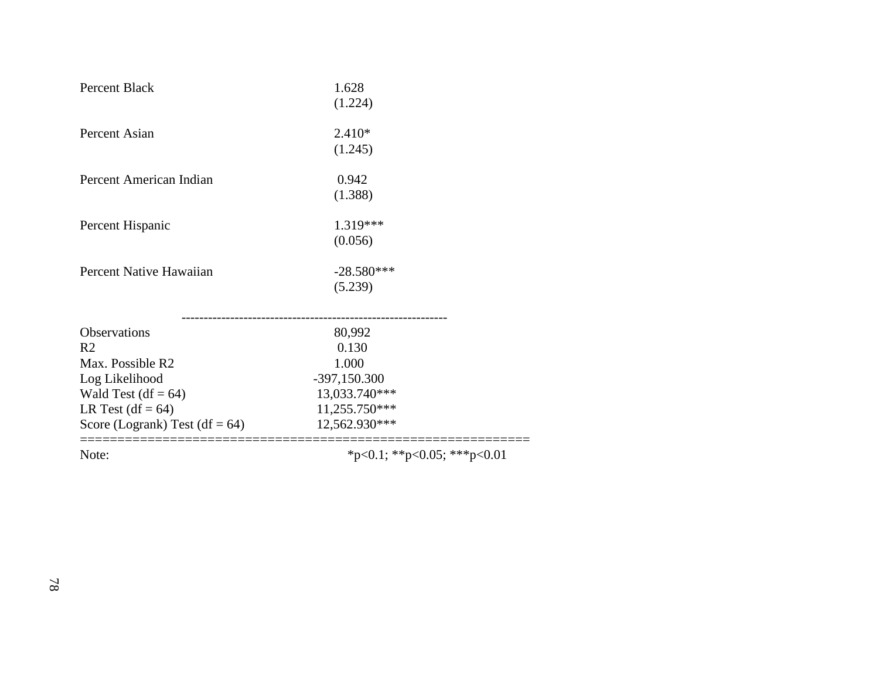| | |
|---|---|
| Percent Black | 1.628 |
| | (1.224) |
| Percent Asian | 2.410* |
| | (1.245) |
| Percent American Indian | 0.942 |
| | (1.388) |
| Percent Hispanic | 1.319*** |
| | (0.056) |
| Percent Native Hawaiian | -28.580*** |
| | (5.239) |
| Observations | 80,992 |
| $R^2$ | 0.130 |
| Max. Possible $R^2$ | 1.000 |
| Log Likelihood | -397,150.300 |
| Wald Test (df = 64) | 13,033.740*** |
| LR Test (df = 64) | 11,255.750*** |
| Score (Logrank) Test (df = 64) | 12,562.930*** |
| Note: | *p<0.1; **p<0.05; ***p<0.01 |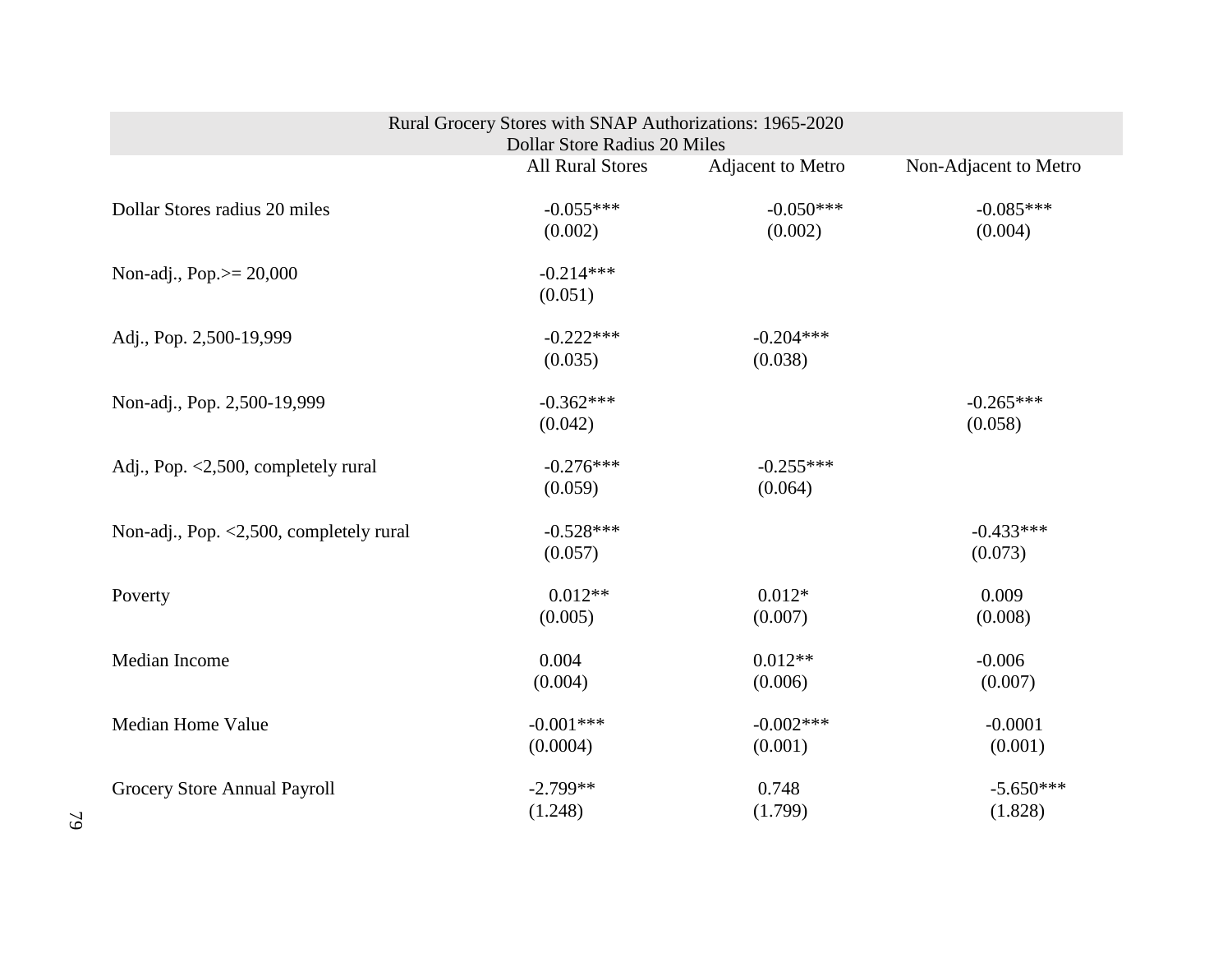| Rural Grocery Stores with SNAP Authorizations: 1965-2020<br>Dollar Store Radius 20 Miles | | | |
|---|---|---|---|
| | All Rural Stores | Adjacent to Metro | Non-Adjacent to Metro |
| Dollar Stores radius 20 miles | -0.055***<br>(0.002) | -0.050***<br>(0.002) | -0.085***<br>(0.004) |
| Non-adj., Pop.>= 20,000 | -0.214***<br>(0.051) | | |
| Adj., Pop. 2,500-19,999 | -0.222***<br>(0.035) | -0.204***<br>(0.038) | |
| Non-adj., Pop. 2,500-19,999 | -0.362***<br>(0.042) | | -0.265***<br>(0.058) |
| Adj., Pop. <2,500, completely rural | -0.276***<br>(0.059) | -0.255***<br>(0.064) | |
| Non-adj., Pop. <2,500, completely rural | -0.528***<br>(0.057) | | -0.433***<br>(0.073) |
| Poverty | 0.012**<br>(0.005) | 0.012*<br>(0.007) | 0.009<br>(0.008) |
| Median Income | 0.004<br>(0.004) | 0.012**<br>(0.006) | -0.006<br>(0.007) |
| Median Home Value | -0.001***<br>(0.0004) | -0.002***<br>(0.001) | -0.0001<br>(0.001) |
| Grocery Store Annual Payroll | -2.799**<br>(1.248) | 0.748<br>(1.799) | -5.650***<br>(1.828) |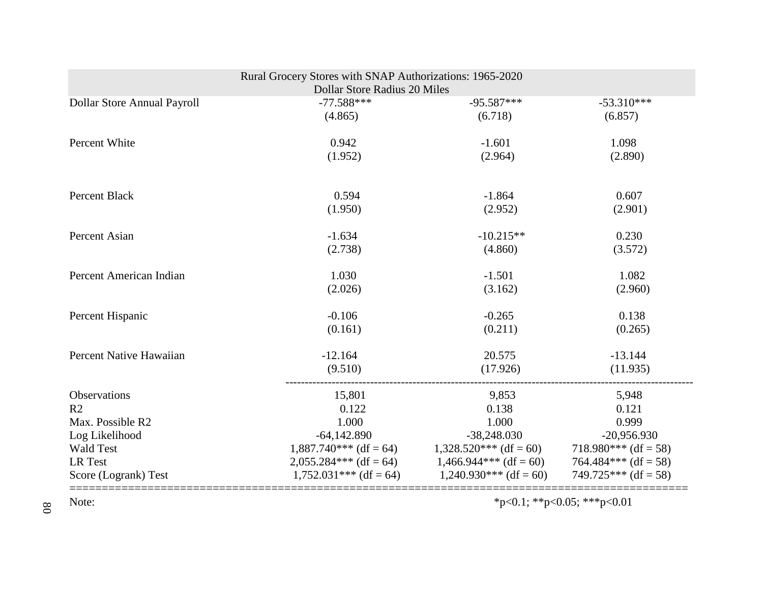| Rural Grocery Stores with SNAP Authorizations: 1965-2020 Dollar Store Radius 20 Miles | | | |
|---|---|---|---|
| Dollar Store Annual Payroll | -77.588*** | -95.587*** | -53.310*** |
| | (4.865) | (6.718) | (6.857) |
| Percent White | 0.942 | -1.601 | 1.098 |
| | (1.952) | (2.964) | (2.890) |
| Percent Black | 0.594 | -1.864 | 0.607 |
| | (1.950) | (2.952) | (2.901) |
| Percent Asian | -1.634 | -10.215** | 0.230 |
| | (2.738) | (4.860) | (3.572) |
| Percent American Indian | 1.030 | -1.501 | 1.082 |
| | (2.026) | (3.162) | (2.960) |
| Percent Hispanic | -0.106 | -0.265 | 0.138 |
| | (0.161) | (0.211) | (0.265) |
| Percent Native Hawaiian | -12.164 | 20.575 | -13.144 |
| | (9.510) | (17.926) | (11.935) |
| Observations | 15,801 | 9,853 | 5,948 |
| $R^2$ | 0.122 | 0.138 | 0.121 |
| Max. Possible $R^2$ | 1.000 | 1.000 | 0.999 |
| Log Likelihood | -64,142.890 | -38,248.030 | -20,956.930 |
| Wald Test | 1,887.740*** (df = 64) | 1,328.520*** (df = 60) | 718.980*** (df = 58) |
| LR Test | 2,055.284*** (df = 64) | 1,466.944*** (df = 60) | 764.484*** (df = 58) |
| Score (Logrank) Test | 1,752.031*** (df = 64) | 1,240.930*** (df = 60) | 749.725*** (df = 58) |

Note: *p<0.1; **p<0.05; ***p<0.01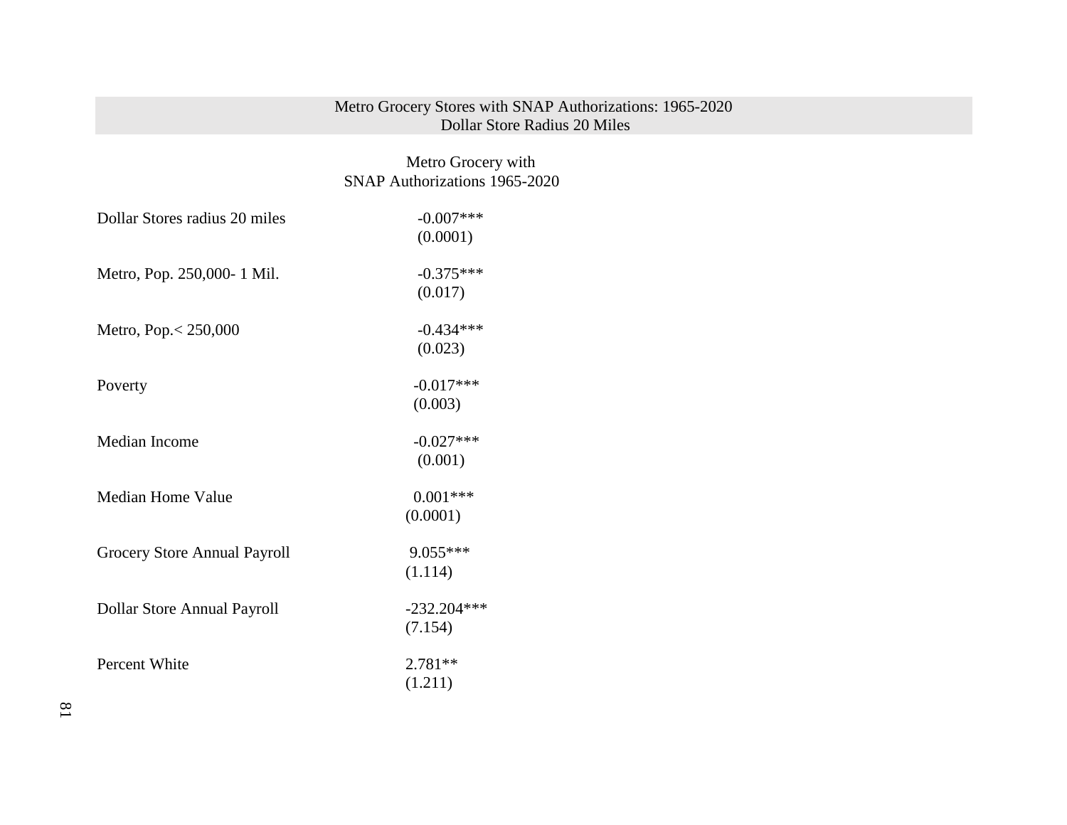| Metro Grocery Stores with SNAP Authorizations: 1965-2020<br>Dollar Store Radius 20 Miles | |
|---|---|
| | Metro Grocery with SNAP Authorizations 1965-2020 |
| Dollar Stores radius 20 miles | -0.007***<br>(0.0001) |
| Metro, Pop. 250,000- 1 Mil. | -0.375***<br>(0.017) |
| Metro, Pop.< 250,000 | -0.434***<br>(0.023) |
| Poverty | -0.017***<br>(0.003) |
| Median Income | -0.027***<br>(0.001) |
| Median Home Value | 0.001***<br>(0.0001) |
| Grocery Store Annual Payroll | 9.055***<br>(1.114) |
| Dollar Store Annual Payroll | -232.204***<br>(7.154) |
| Percent White | 2.781**<br>(1.211) |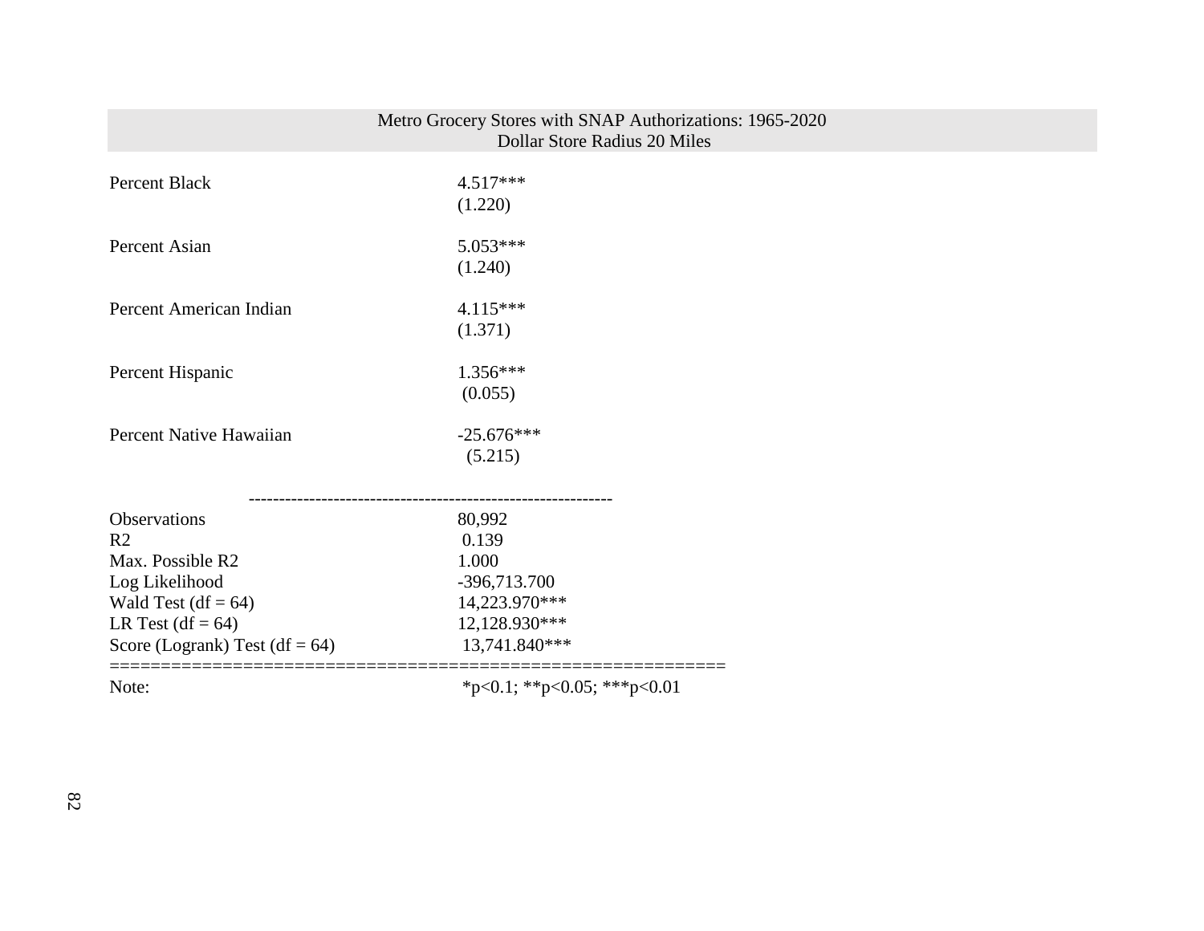| Metro Grocery Stores with SNAP Authorizations: 1965-2020<br>Dollar Store Radius 20 Miles | |
|---|---|
| Percent Black | 4.517*** |
| | (1.220) |
| Percent Asian | 5.053*** |
| | (1.240) |
| Percent American Indian | 4.115*** |
| | (1.371) |
| Percent Hispanic | 1.356*** |
| | (0.055) |
| Percent Native Hawaiian | -25.676*** |
| | (5.215) |
| Observations | 80,992 |
| R2 | 0.139 |
| Max. Possible R2 | 1.000 |
| Log Likelihood | -396,713.700 |
| Wald Test (df = 64) | 14,223.970*** |
| LR Test (df = 64) | 12,128.930*** |
| Score (Logrank) Test (df = 64) | 13,741.840*** |
| Note: | *p<0.1; **p<0.05; ***p<0.01 |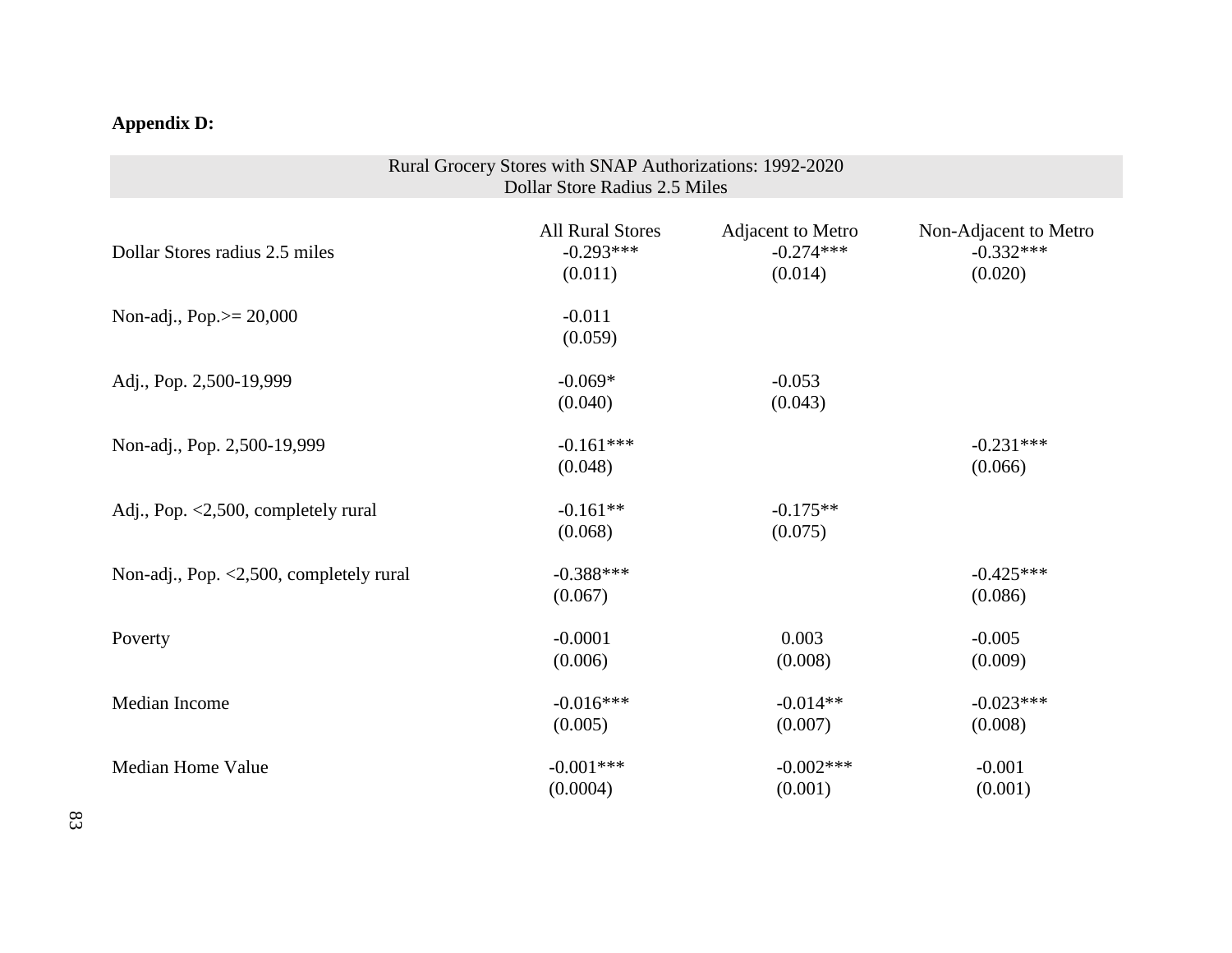**Appendix D:**

| Rural Grocery Stores with SNAP Authorizations: 1992-2020<br>Dollar Store Radius 2.5 Miles | | | |
|---|---|---|---|
| | All Rural Stores | Adjacent to Metro | Non-Adjacent to Metro |
| Dollar Stores radius 2.5 miles | -0.293***<br>(0.011) | -0.274***<br>(0.014) | -0.332***<br>(0.020) |
| Non-adj., Pop.>= 20,000 | -0.011<br>(0.059) | | |
| Adj., Pop. 2,500-19,999 | -0.069*<br>(0.040) | -0.053<br>(0.043) | |
| Non-adj., Pop. 2,500-19,999 | -0.161***<br>(0.048) | | -0.231***<br>(0.066) |
| Adj., Pop. <2,500, completely rural | -0.161**<br>(0.068) | -0.175**<br>(0.075) | |
| Non-adj., Pop. <2,500, completely rural | -0.388***<br>(0.067) | | -0.425***<br>(0.086) |
| Poverty | -0.0001<br>(0.006) | 0.003<br>(0.008) | -0.005<br>(0.009) |
| Median Income | -0.016***<br>(0.005) | -0.014**<br>(0.007) | -0.023***<br>(0.008) |
| Median Home Value | -0.001***<br>(0.0004) | -0.002***<br>(0.001) | -0.001<br>(0.001) |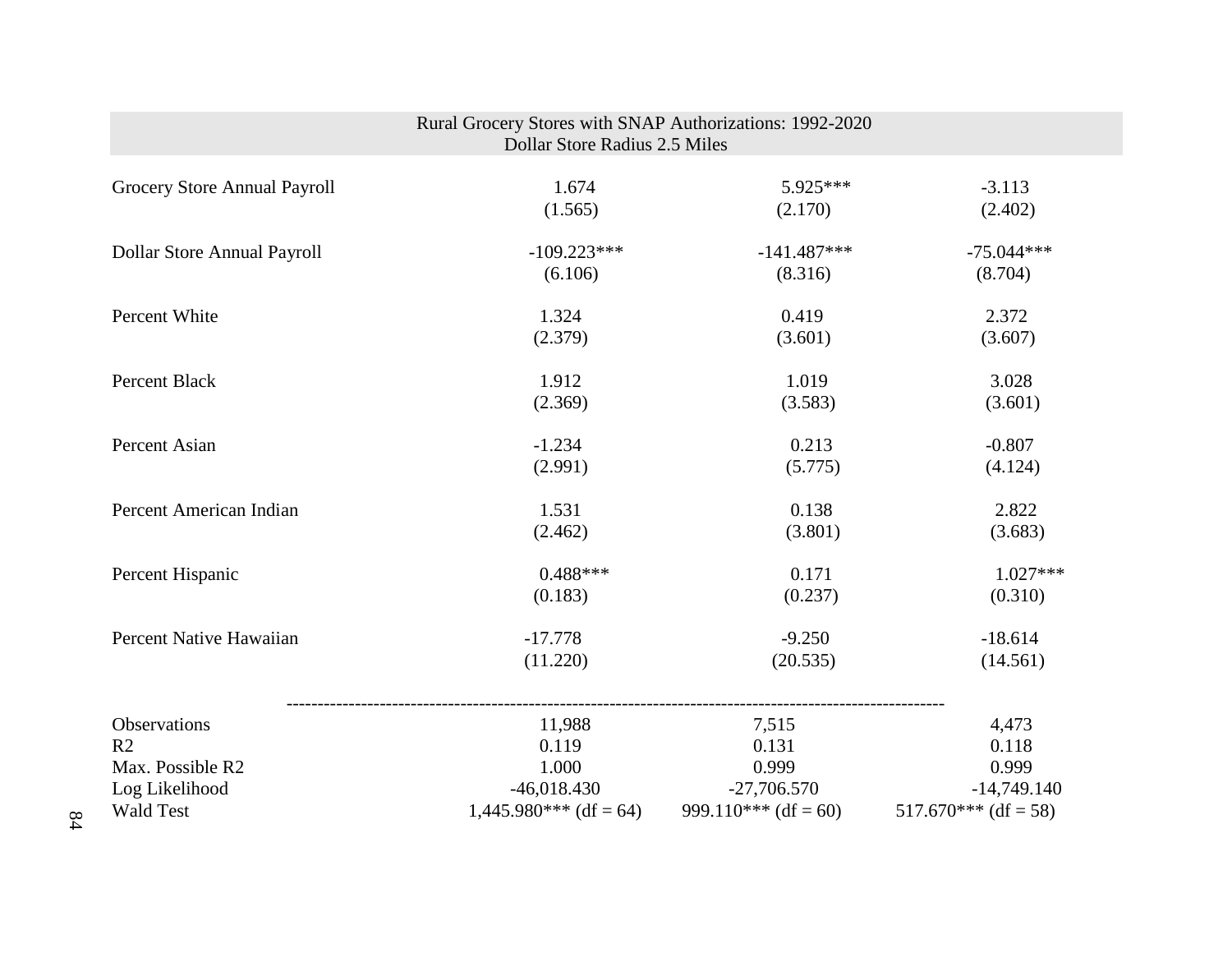| Rural Grocery Stores with SNAP Authorizations: 1992-2020<br>Dollar Store Radius 2.5 Miles | | | |
|---|---|---|---|
| Grocery Store Annual Payroll | 1.674<br>(1.565) | 5.925***<br>(2.170) | -3.113<br>(2.402) |
| Dollar Store Annual Payroll | -109.223***<br>(6.106) | -141.487***<br>(8.316) | -75.044***<br>(8.704) |
| Percent White | 1.324<br>(2.379) | 0.419<br>(3.601) | 2.372<br>(3.607) |
| Percent Black | 1.912<br>(2.369) | 1.019<br>(3.583) | 3.028<br>(3.601) |
| Percent Asian | -1.234<br>(2.991) | 0.213<br>(5.775) | -0.807<br>(4.124) |
| Percent American Indian | 1.531<br>(2.462) | 0.138<br>(3.801) | 2.822<br>(3.683) |
| Percent Hispanic | 0.488***<br>(0.183) | 0.171<br>(0.237) | 1.027***<br>(0.310) |
| Percent Native Hawaiian | -17.778<br>(11.220) | -9.250<br>(20.535) | -18.614<br>(14.561) |
| Observations | 11,988 | 7,515 | 4,473 |
| R2 | 0.119 | 0.131 | 0.118 |
| Max. Possible R2 | 1.000 | 0.999 | 0.999 |
| Log Likelihood | -46,018.430 | -27,706.570 | -14,749.140 |
| Wald Test | 1,445.980*** (df = 64) | 999.110*** (df = 60) | 517.670*** (df = 58) |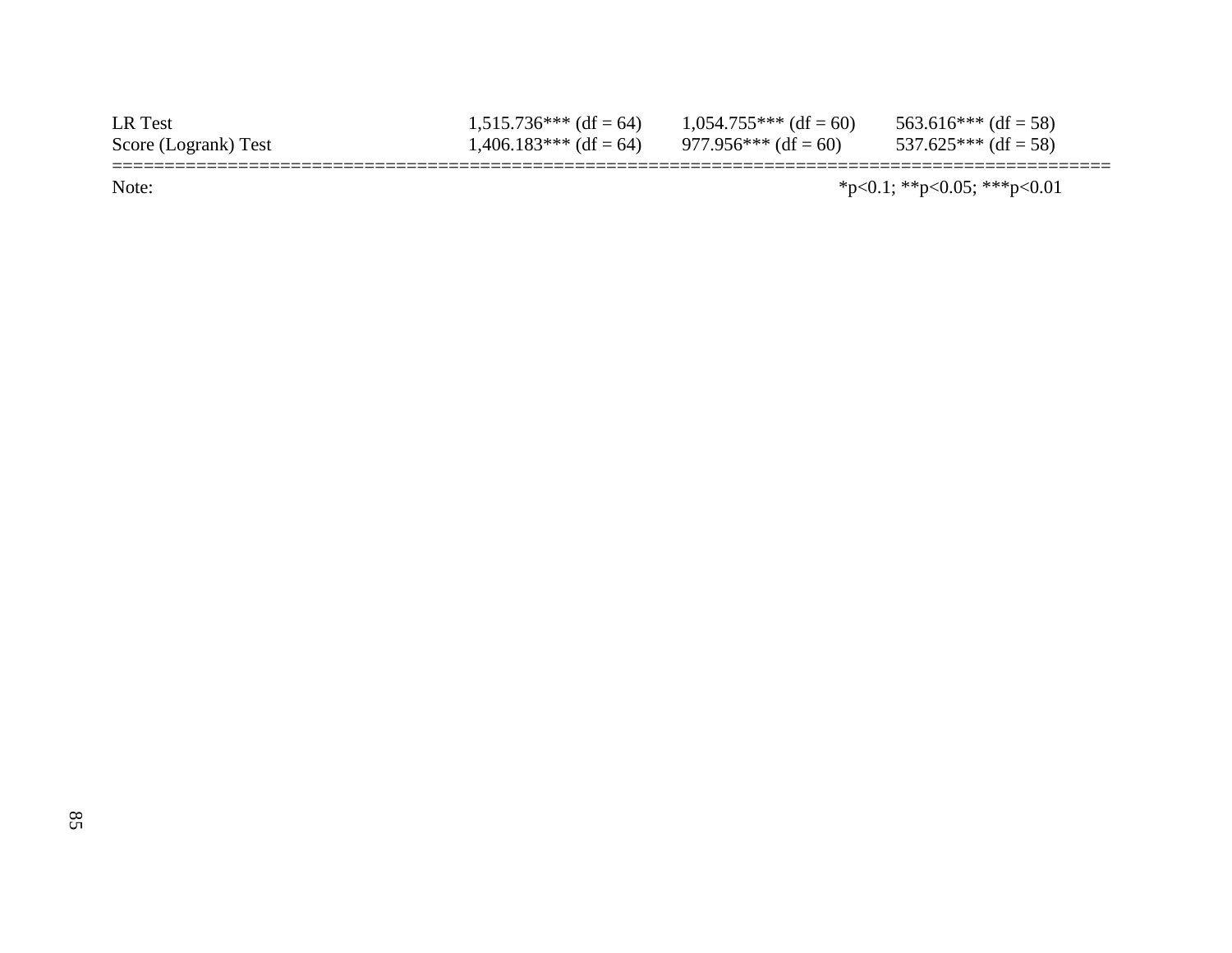| | | | |
|---|---|---|---|
| LR Test | 1,515.736*** (df = 64) | 1,054.755*** (df = 60) | 563.616*** (df = 58) |
| Score (Logrank) Test | 1,406.183*** (df = 64) | 977.956*** (df = 60) | 537.625*** (df = 58) |
| Note: | | | *p<0.1; **p<0.05; ***p<0.01 |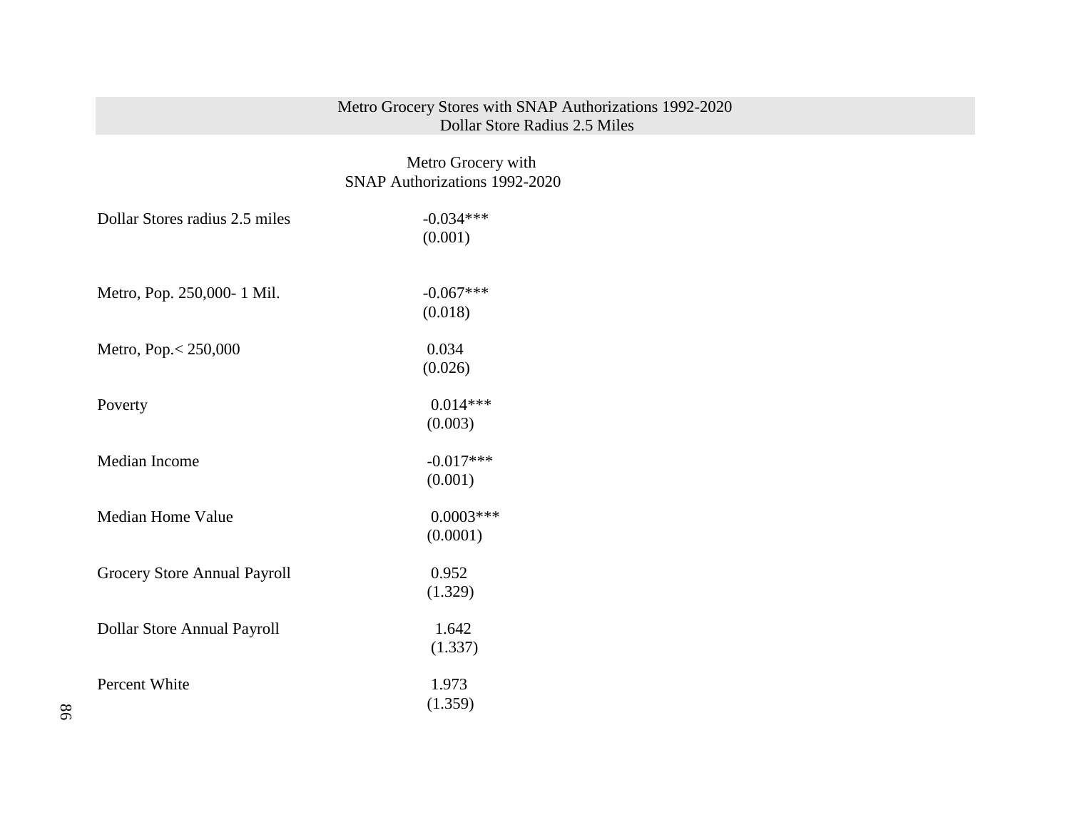| Metro Grocery Stores with SNAP Authorizations 1992-2020<br>Dollar Store Radius 2.5 Miles | |
|---|---|
| | Metro Grocery with SNAP Authorizations 1992-2020 |
| Dollar Stores radius 2.5 miles | -0.034***<br>(0.001) |
| Metro, Pop. 250,000- 1 Mil. | -0.067***<br>(0.018) |
| Metro, Pop.< 250,000 | 0.034<br>(0.026) |
| Poverty | 0.014***<br>(0.003) |
| Median Income | -0.017***<br>(0.001) |
| Median Home Value | 0.0003***<br>(0.0001) |
| Grocery Store Annual Payroll | 0.952<br>(1.329) |
| Dollar Store Annual Payroll | 1.642<br>(1.337) |
| Percent White | 1.973<br>(1.359) |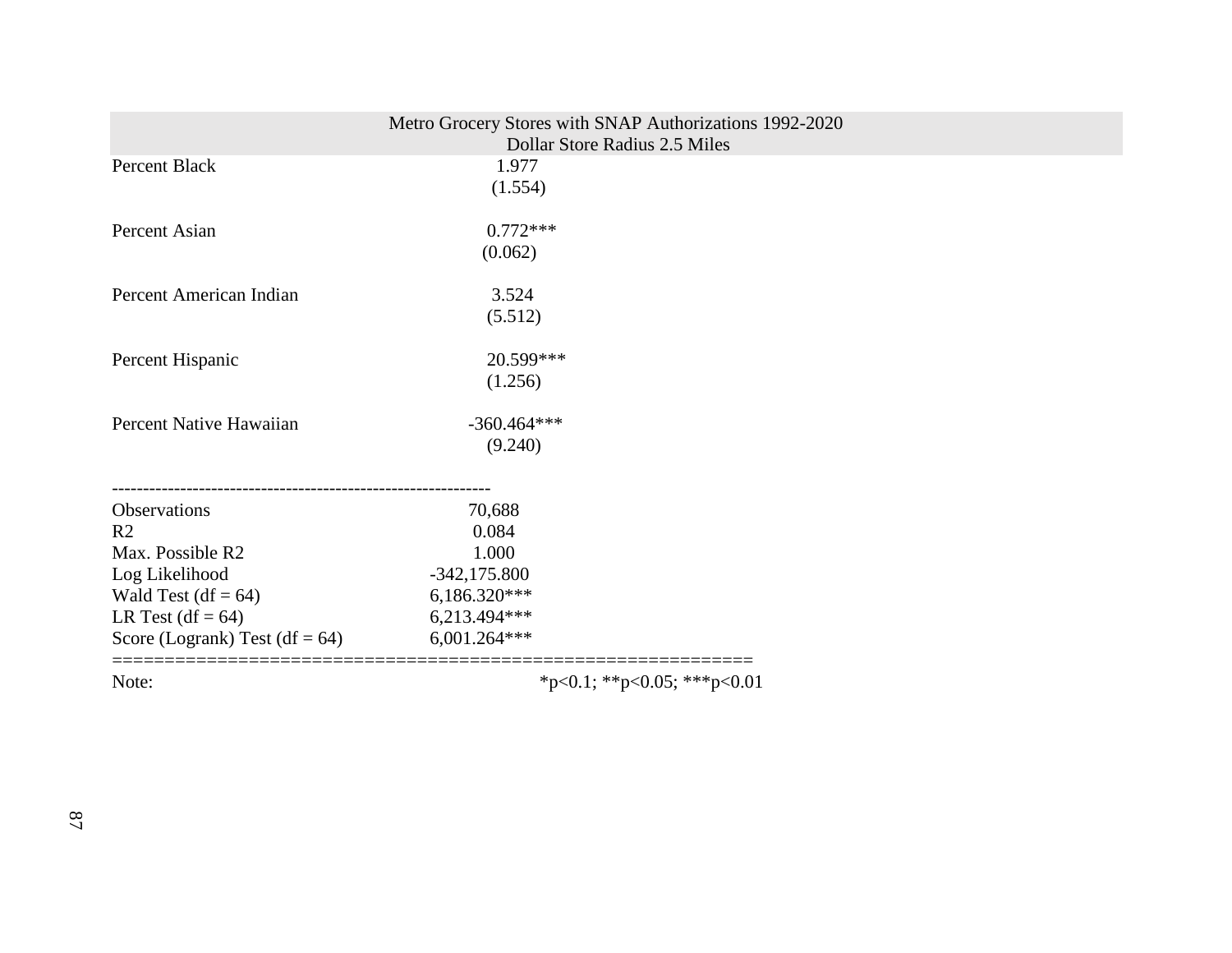| | Metro Grocery Stores with SNAP Authorizations 1992-2020 |
|---|---|
| | Dollar Store Radius 2.5 Miles |
| Percent Black | 1.977 |
| | (1.554) |
| Percent Asian | 0.772*** |
| | (0.062) |
| Percent American Indian | 3.524 |
| | (5.512) |
| Percent Hispanic | 20.599*** |
| | (1.256) |
| Percent Native Hawaiian | -360.464*** |
| | (9.240) |
| Observations | 70,688 |
| $R^2$ | 0.084 |
| Max. Possible $R^2$ | 1.000 |
| Log Likelihood | -342,175.800 |
| Wald Test (df = 64) | 6,186.320*** |
| LR Test (df = 64) | 6,213.494*** |
| Score (Logrank) Test (df = 64) | 6,001.264*** |
| Note: | *p<0.1; **p<0.05; ***p<0.01 |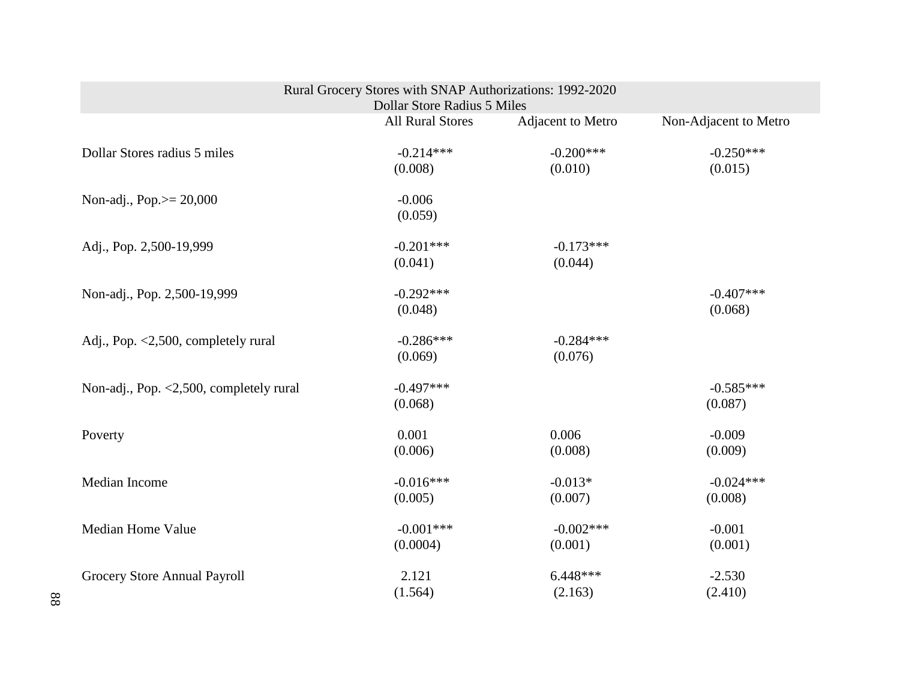| Rural Grocery Stores with SNAP Authorizations: 1992-2020<br>Dollar Store Radius 5 Miles | | | |
|---|---|---|---|
| | All Rural Stores | Adjacent to Metro | Non-Adjacent to Metro |
| Dollar Stores radius 5 miles | -0.214***<br>(0.008) | -0.200***<br>(0.010) | -0.250***<br>(0.015) |
| Non-adj., Pop.>= 20,000 | -0.006<br>(0.059) | | |
| Adj., Pop. 2,500-19,999 | -0.201***<br>(0.041) | -0.173***<br>(0.044) | |
| Non-adj., Pop. 2,500-19,999 | -0.292***<br>(0.048) | | -0.407***<br>(0.068) |
| Adj., Pop. <2,500, completely rural | -0.286***<br>(0.069) | -0.284***<br>(0.076) | |
| Non-adj., Pop. <2,500, completely rural | -0.497***<br>(0.068) | | -0.585***<br>(0.087) |
| Poverty | 0.001<br>(0.006) | 0.006<br>(0.008) | -0.009<br>(0.009) |
| Median Income | -0.016***<br>(0.005) | -0.013*<br>(0.007) | -0.024***<br>(0.008) |
| Median Home Value | -0.001***<br>(0.0004) | -0.002***<br>(0.001) | -0.001<br>(0.001) |
| Grocery Store Annual Payroll | 2.121<br>(1.564) | 6.448***<br>(2.163) | -2.530<br>(2.410) |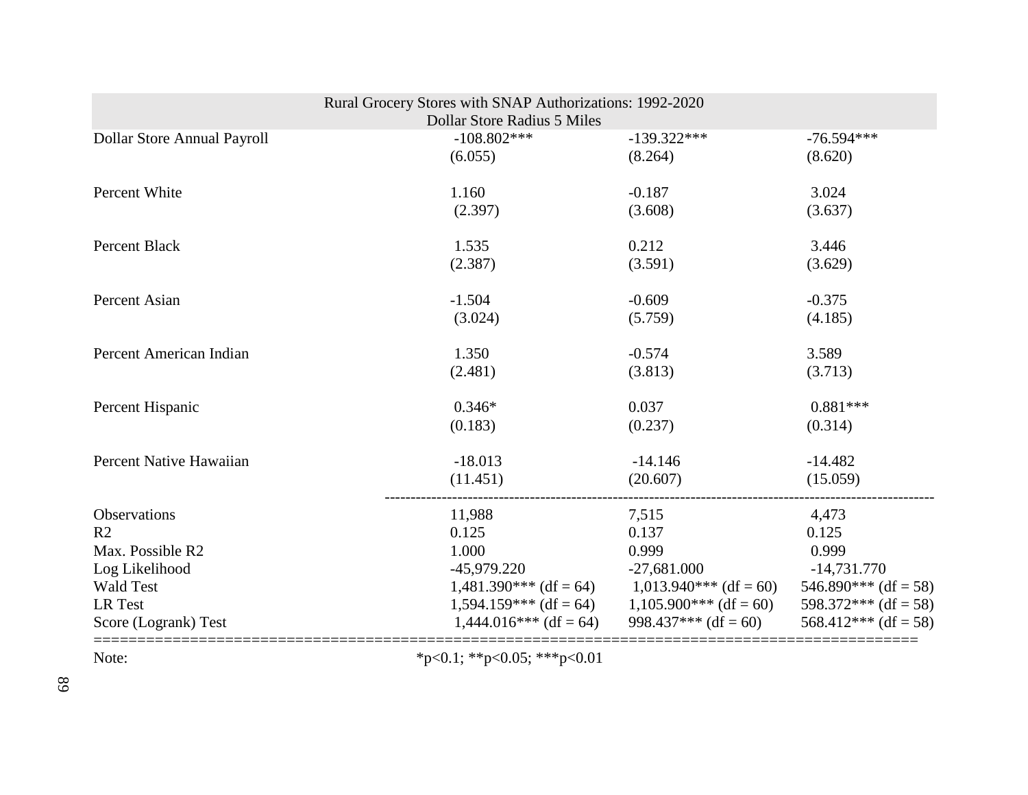| Rural Grocery Stores with SNAP Authorizations: 1992-2020<br>Dollar Store Radius 5 Miles | | | |
|---|---|---|---|
| Dollar Store Annual Payroll | -108.802*** | -139.322*** | -76.594*** |
| | (6.055) | (8.264) | (8.620) |
| Percent White | 1.160 | -0.187 | 3.024 |
| | (2.397) | (3.608) | (3.637) |
| Percent Black | 1.535 | 0.212 | 3.446 |
| | (2.387) | (3.591) | (3.629) |
| Percent Asian | -1.504 | -0.609 | -0.375 |
| | (3.024) | (5.759) | (4.185) |
| Percent American Indian | 1.350 | -0.574 | 3.589 |
| | (2.481) | (3.813) | (3.713) |
| Percent Hispanic | 0.346* | 0.037 | 0.881*** |
| | (0.183) | (0.237) | (0.314) |
| Percent Native Hawaiian | -18.013 | -14.146 | -14.482 |
| | (11.451) | (20.607) | (15.059) |
| Observations | 11,988 | 7,515 | 4,473 |
| $R^2$ | 0.125 | 0.137 | 0.125 |
| Max. Possible $R^2$ | 1.000 | 0.999 | 0.999 |
| Log Likelihood | -45,979.220 | -27,681.000 | -14,731.770 |
| Wald Test | 1,481.390*** (df = 64) | 1,013.940*** (df = 60) | 546.890*** (df = 58) |
| LR Test | 1,594.159*** (df = 64) | 1,105.900*** (df = 60) | 598.372*** (df = 58) |
| Score (Logrank) Test | 1,444.016*** (df = 64) | 998.437*** (df = 60) | 568.412*** (df = 58) |

Note: *p<0.1; **p<0.05; ***p<0.01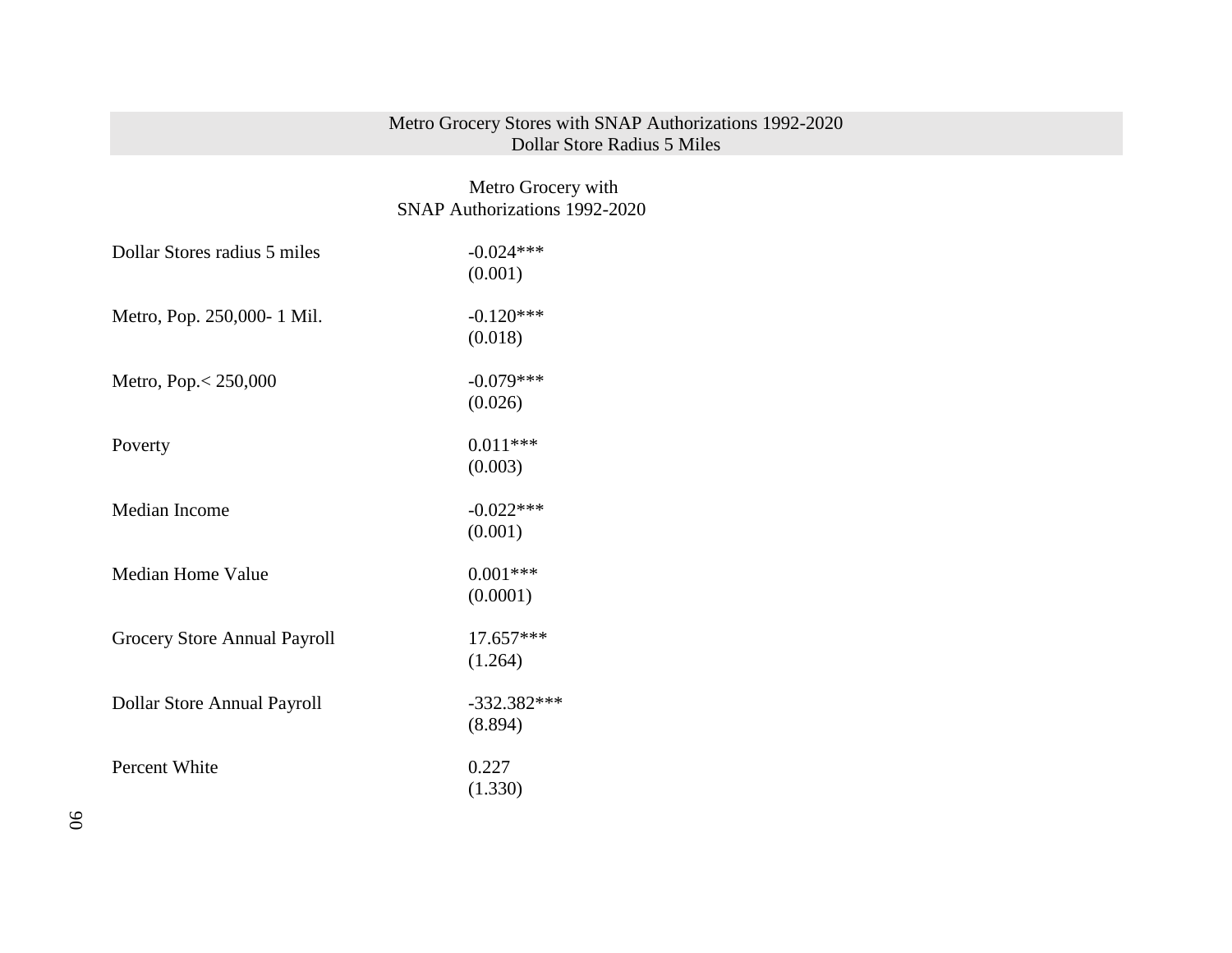Metro Grocery Stores with SNAP Authorizations 1992-2020
Dollar Store Radius 5 Miles

| | Metro Grocery with SNAP Authorizations 1992-2020 |
|---|---|
| Dollar Stores radius 5 miles | -0.024*** |
| | (0.001) |
| Metro, Pop. 250,000- 1 Mil. | -0.120*** |
| | (0.018) |
| Metro, Pop.< 250,000 | -0.079*** |
| | (0.026) |
| Poverty | 0.011*** |
| | (0.003) |
| Median Income | -0.022*** |
| | (0.001) |
| Median Home Value | 0.001*** |
| | (0.0001) |
| Grocery Store Annual Payroll | 17.657*** |
| | (1.264) |
| Dollar Store Annual Payroll | -332.382*** |
| | (8.894) |
| Percent White | 0.227 |
| | (1.330) |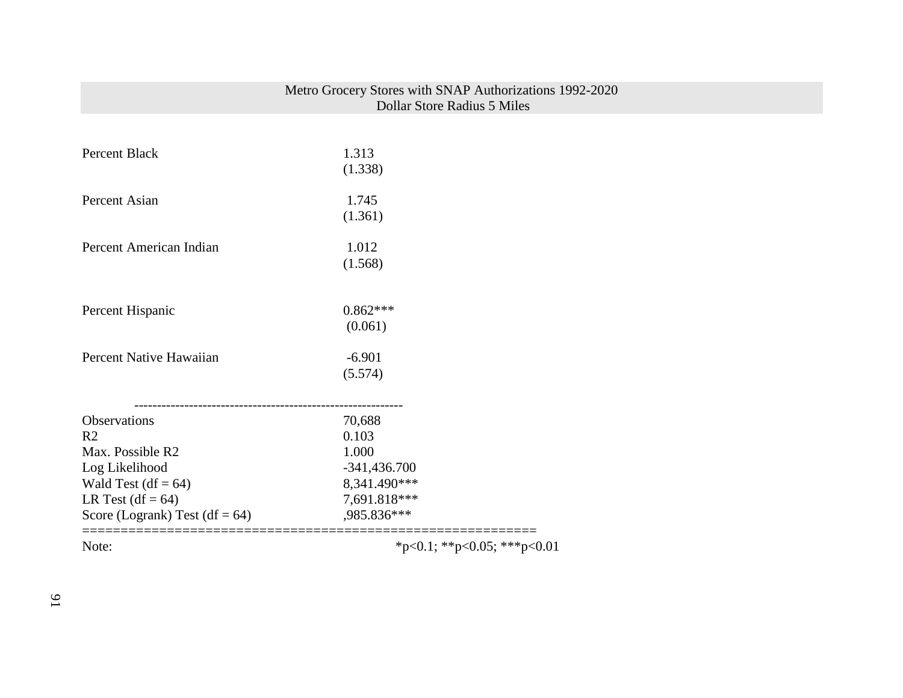| Metro Grocery Stores with SNAP Authorizations 1992-2020 Dollar Store Radius 5 Miles | |
|---|---|
| Percent Black | 1.313 |
| | (1.338) |
| Percent Asian | 1.745 |
| | (1.361) |
| Percent American Indian | 1.012 |
| | (1.568) |
| Percent Hispanic | 0.862*** |
| | (0.061) |
| Percent Native Hawaiian | -6.901 |
| | (5.574) |
| Observations | 70,688 |
| R2 | 0.103 |
| Max. Possible R2 | 1.000 |
| Log Likelihood | -341,436.700 |
| Wald Test (df = 64) | 8,341.490*** |
| LR Test (df = 64) | 7,691.818*** |
| Score (Logrank) Test (df = 64) | ,985.836*** |
| Note: | *p<0.1; **p<0.05; ***p<0.01 |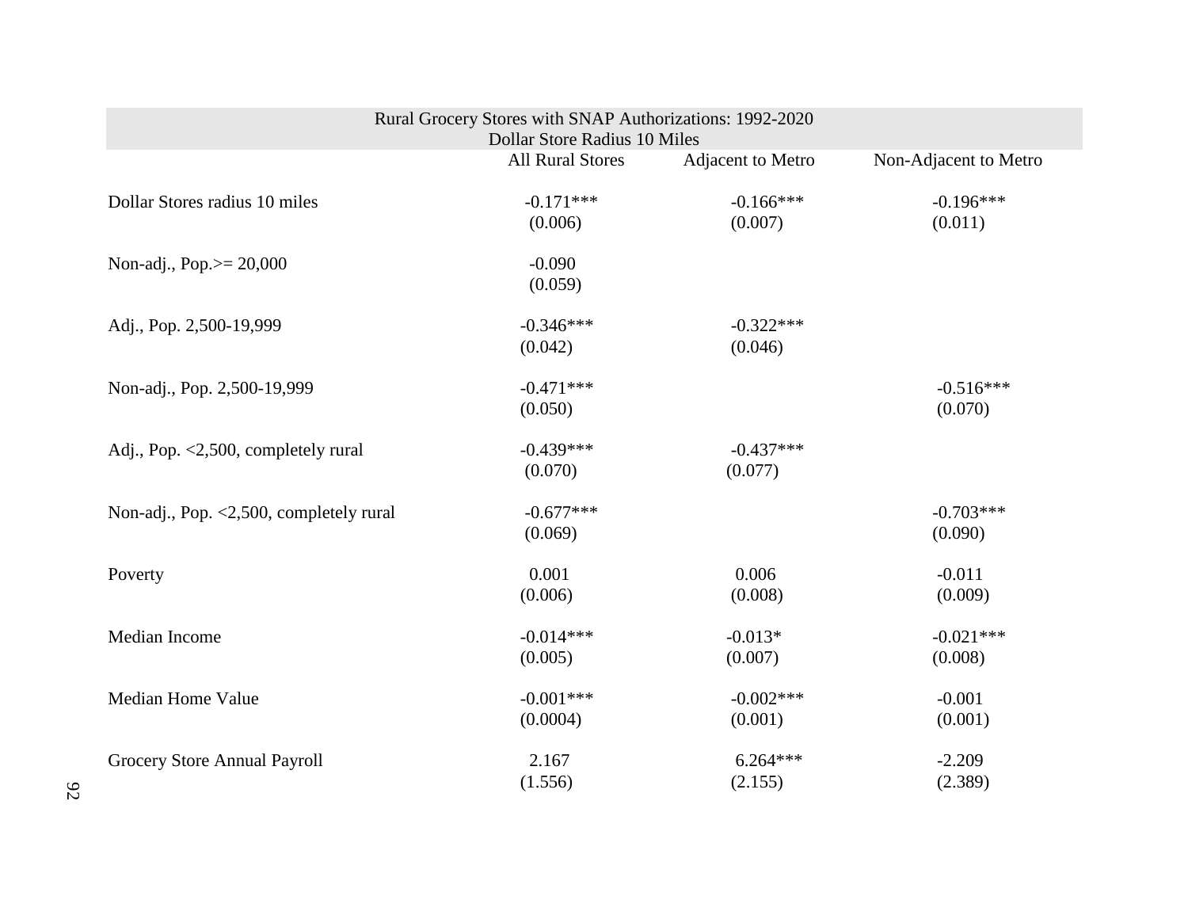| Rural Grocery Stores with SNAP Authorizations: 1992-2020<br>Dollar Store Radius 10 Miles | | | |
|---|---|---|---|
| | All Rural Stores | Adjacent to Metro | Non-Adjacent to Metro |
| Dollar Stores radius 10 miles | -0.171***<br>(0.006) | -0.166***<br>(0.007) | -0.196***<br>(0.011) |
| Non-adj., Pop.>= 20,000 | -0.090<br>(0.059) | | |
| Adj., Pop. 2,500-19,999 | -0.346***<br>(0.042) | -0.322***<br>(0.046) | |
| Non-adj., Pop. 2,500-19,999 | -0.471***<br>(0.050) | | -0.516***<br>(0.070) |
| Adj., Pop. <2,500, completely rural | -0.439***<br>(0.070) | -0.437***<br>(0.077) | |
| Non-adj., Pop. <2,500, completely rural | -0.677***<br>(0.069) | | -0.703***<br>(0.090) |
| Poverty | 0.001<br>(0.006) | 0.006<br>(0.008) | -0.011<br>(0.009) |
| Median Income | -0.014***<br>(0.005) | -0.013*<br>(0.007) | -0.021***<br>(0.008) |
| Median Home Value | -0.001***<br>(0.0004) | -0.002***<br>(0.001) | -0.001<br>(0.001) |
| Grocery Store Annual Payroll | 2.167<br>(1.556) | 6.264***<br>(2.155) | -2.209<br>(2.389) |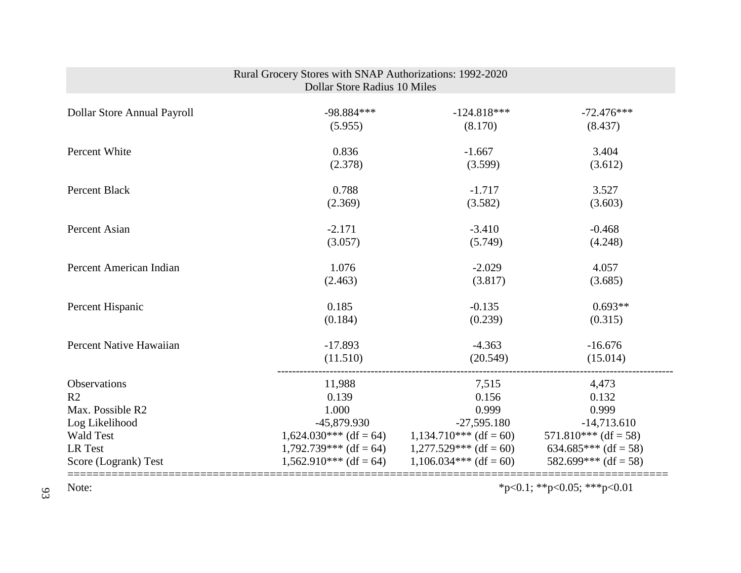| Rural Grocery Stores with SNAP Authorizations: 1992-2020<br>Dollar Store Radius 10 Miles | | | |
|---|---|---|---|
| Dollar Store Annual Payroll | -98.884***<br>(5.955) | -124.818***<br>(8.170) | -72.476***<br>(8.437) |
| Percent White | 0.836<br>(2.378) | -1.667<br>(3.599) | 3.404<br>(3.612) |
| Percent Black | 0.788<br>(2.369) | -1.717<br>(3.582) | 3.527<br>(3.603) |
| Percent Asian | -2.171<br>(3.057) | -3.410<br>(5.749) | -0.468<br>(4.248) |
| Percent American Indian | 1.076<br>(2.463) | -2.029<br>(3.817) | 4.057<br>(3.685) |
| Percent Hispanic | 0.185<br>(0.184) | -0.135<br>(0.239) | 0.693**<br>(0.315) |
| Percent Native Hawaiian | -17.893<br>(11.510) | -4.363<br>(20.549) | -16.676<br>(15.014) |
| Observations | 11,988 | 7,515 | 4,473 |
| R2 | 0.139 | 0.156 | 0.132 |
| Max. Possible R2 | 1.000 | 0.999 | 0.999 |
| Log Likelihood | -45,879.930 | -27,595.180 | -14,713.610 |
| Wald Test | 1,624.030*** (df = 64) | 1,134.710*** (df = 60) | 571.810*** (df = 58) |
| LR Test | 1,792.739*** (df = 64) | 1,277.529*** (df = 60) | 634.685*** (df = 58) |
| Score (Logrank) Test | 1,562.910*** (df = 64) | 1,106.034*** (df = 60) | 582.699*** (df = 58) |
| Note: | | *p<0.1; **p<0.05; ***p<0.01 | |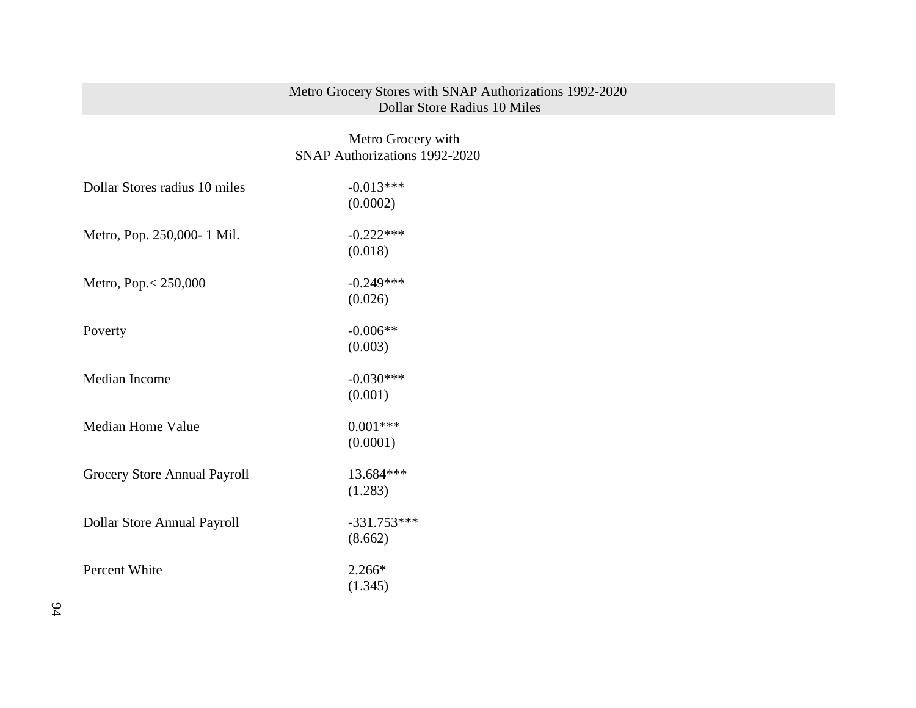| Metro Grocery Stores with SNAP Authorizations 1992-2020<br>Dollar Store Radius 10 Miles | |
|---|---|
| | Metro Grocery with SNAP Authorizations 1992-2020 |
| Dollar Stores radius 10 miles | -0.013***<br>(0.0002) |
| Metro, Pop. 250,000- 1 Mil. | -0.222***<br>(0.018) |
| Metro, Pop.< 250,000 | -0.249***<br>(0.026) |
| Poverty | -0.006**<br>(0.003) |
| Median Income | -0.030***<br>(0.001) |
| Median Home Value | 0.001***<br>(0.0001) |
| Grocery Store Annual Payroll | 13.684***<br>(1.283) |
| Dollar Store Annual Payroll | -331.753***<br>(8.662) |
| Percent White | 2.266*<br>(1.345) |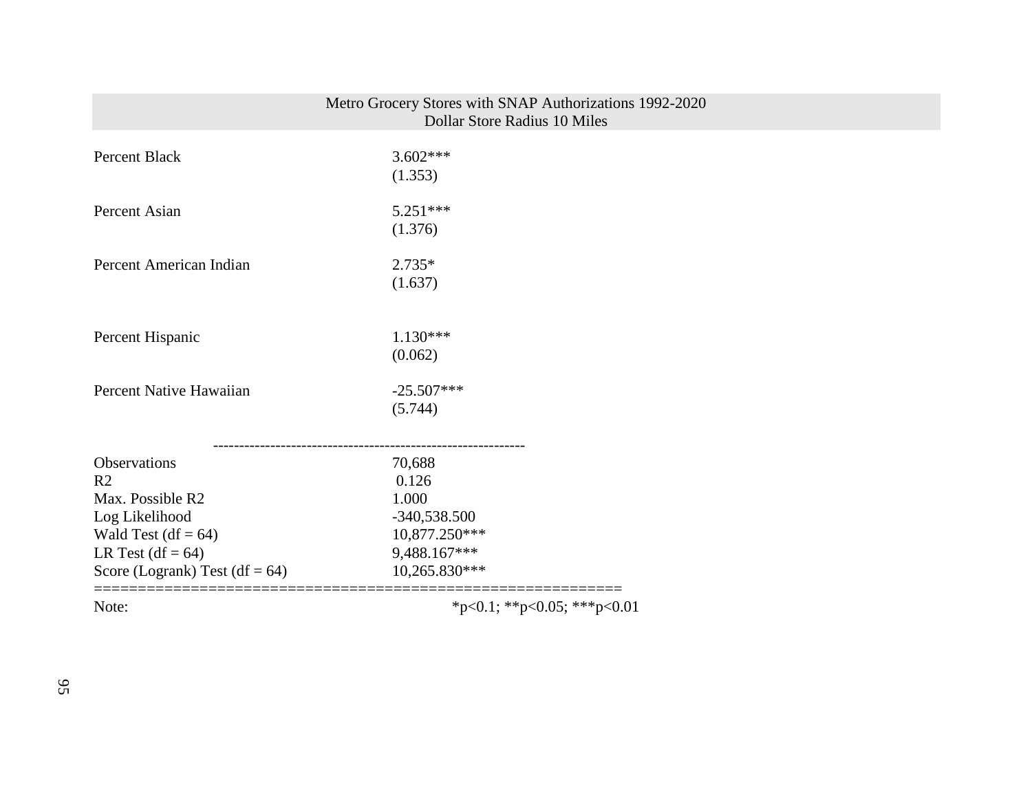| Metro Grocery Stores with SNAP Authorizations 1992-2020<br>Dollar Store Radius 10 Miles | |
|---|---|
| Percent Black | 3.602***<br>(1.353) |
| Percent Asian | 5.251***<br>(1.376) |
| Percent American Indian | 2.735*<br>(1.637) |
| Percent Hispanic | 1.130***<br>(0.062) |
| Percent Native Hawaiian | -25.507***<br>(5.744) |
| Observations | 70,688 |
| $R^2$ | 0.126 |
| Max. Possible $R^2$ | 1.000 |
| Log Likelihood | -340,538.500 |
| Wald Test (df = 64) | 10,877.250*** |
| LR Test (df = 64) | 9,488.167*** |
| Score (Logrank) Test (df = 64) | 10,265.830*** |
| Note: | *p<0.1; **p<0.05; ***p<0.01 |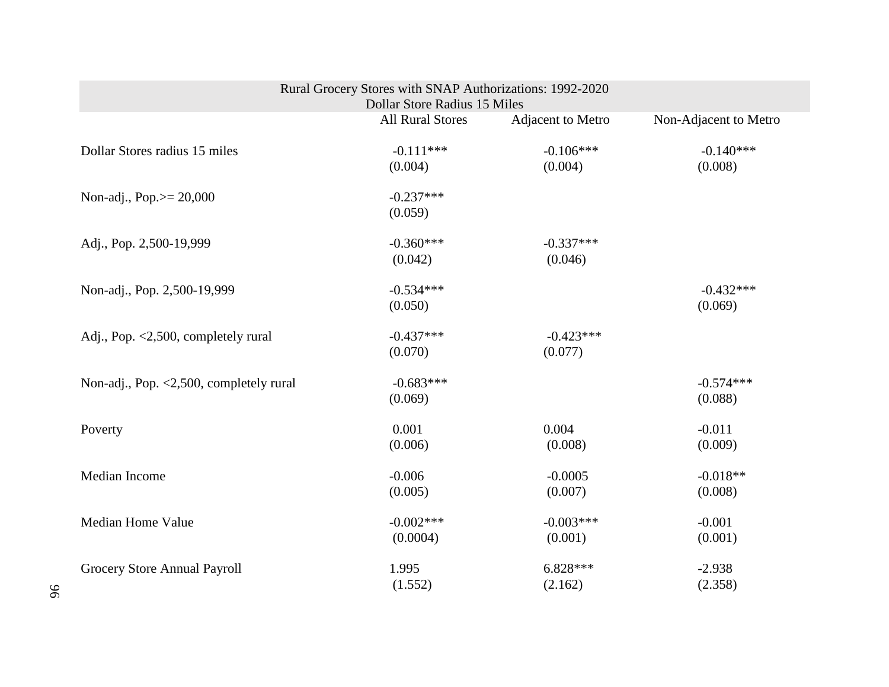| Rural Grocery Stores with SNAP Authorizations: 1992-2020<br>Dollar Store Radius 15 Miles | | | |
|---|---|---|---|
| | All Rural Stores | Adjacent to Metro | Non-Adjacent to Metro |
| Dollar Stores radius 15 miles | -0.111***<br>(0.004) | -0.106***<br>(0.004) | -0.140***<br>(0.008) |
| Non-adj., Pop.>= 20,000 | -0.237***<br>(0.059) | | |
| Adj., Pop. 2,500-19,999 | -0.360***<br>(0.042) | -0.337***<br>(0.046) | |
| Non-adj., Pop. 2,500-19,999 | -0.534***<br>(0.050) | | -0.432***<br>(0.069) |
| Adj., Pop. <2,500, completely rural | -0.437***<br>(0.070) | -0.423***<br>(0.077) | |
| Non-adj., Pop. <2,500, completely rural | -0.683***<br>(0.069) | | -0.574***<br>(0.088) |
| Poverty | 0.001<br>(0.006) | 0.004<br>(0.008) | -0.011<br>(0.009) |
| Median Income | -0.006<br>(0.005) | -0.0005<br>(0.007) | -0.018**<br>(0.008) |
| Median Home Value | -0.002***<br>(0.0004) | -0.003***<br>(0.001) | -0.001<br>(0.001) |
| Grocery Store Annual Payroll | 1.995<br>(1.552) | 6.828***<br>(2.162) | -2.938<br>(2.358) |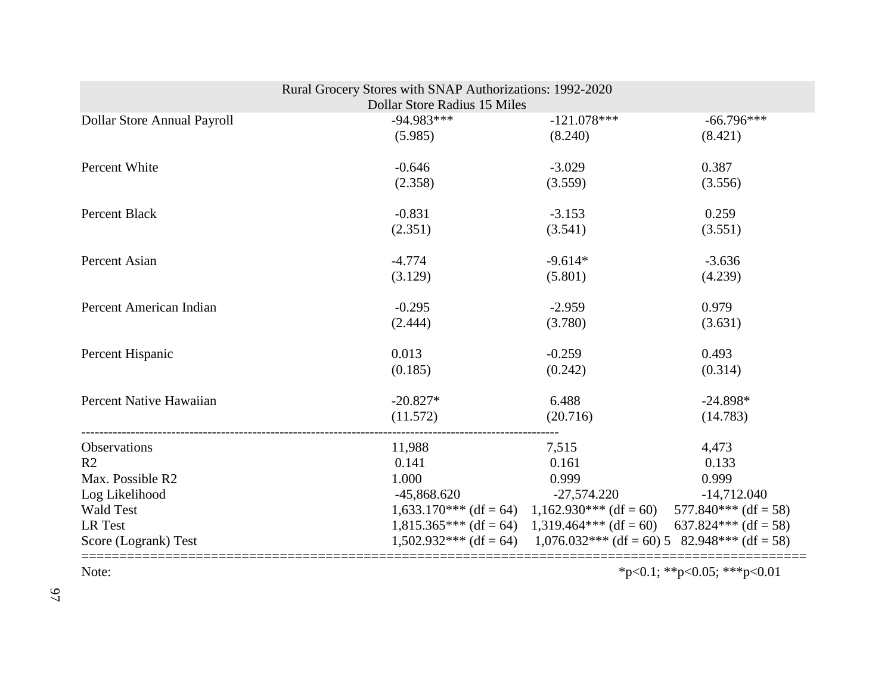| Rural Grocery Stores with SNAP Authorizations: 1992-2020<br>Dollar Store Radius 15 Miles | | | |
|---|---|---|---|
| Dollar Store Annual Payroll | -94.983*** | -121.078*** | -66.796*** |
| | (5.985) | (8.240) | (8.421) |
| Percent White | -0.646 | -3.029 | 0.387 |
| | (2.358) | (3.559) | (3.556) |
| Percent Black | -0.831 | -3.153 | 0.259 |
| | (2.351) | (3.541) | (3.551) |
| Percent Asian | -4.774 | -9.614* | -3.636 |
| | (3.129) | (5.801) | (4.239) |
| Percent American Indian | -0.295 | -2.959 | 0.979 |
| | (2.444) | (3.780) | (3.631) |
| Percent Hispanic | 0.013 | -0.259 | 0.493 |
| | (0.185) | (0.242) | (0.314) |
| Percent Native Hawaiian | -20.827* | 6.488 | -24.898* |
| | (11.572) | (20.716) | (14.783) |
| Observations | 11,988 | 7,515 | 4,473 |
| $R^2$ | 0.141 | 0.161 | 0.133 |
| Max. Possible $R^2$ | 1.000 | 0.999 | 0.999 |
| Log Likelihood | -45,868.620 | -27,574.220 | -14,712.040 |
| Wald Test | 1,633.170*** (df = 64) | 1,162.930*** (df = 60) | 577.840*** (df = 58) |
| LR Test | 1,815.365*** (df = 64) | 1,319.464*** (df = 60) | 637.824*** (df = 58) |
| Score (Logrank) Test | 1,502.932*** (df = 64) | 1,076.032*** (df = 60) 5 | 82.948*** (df = 58) |
| Note: | | | *p<0.1; **p<0.05; ***p<0.01 |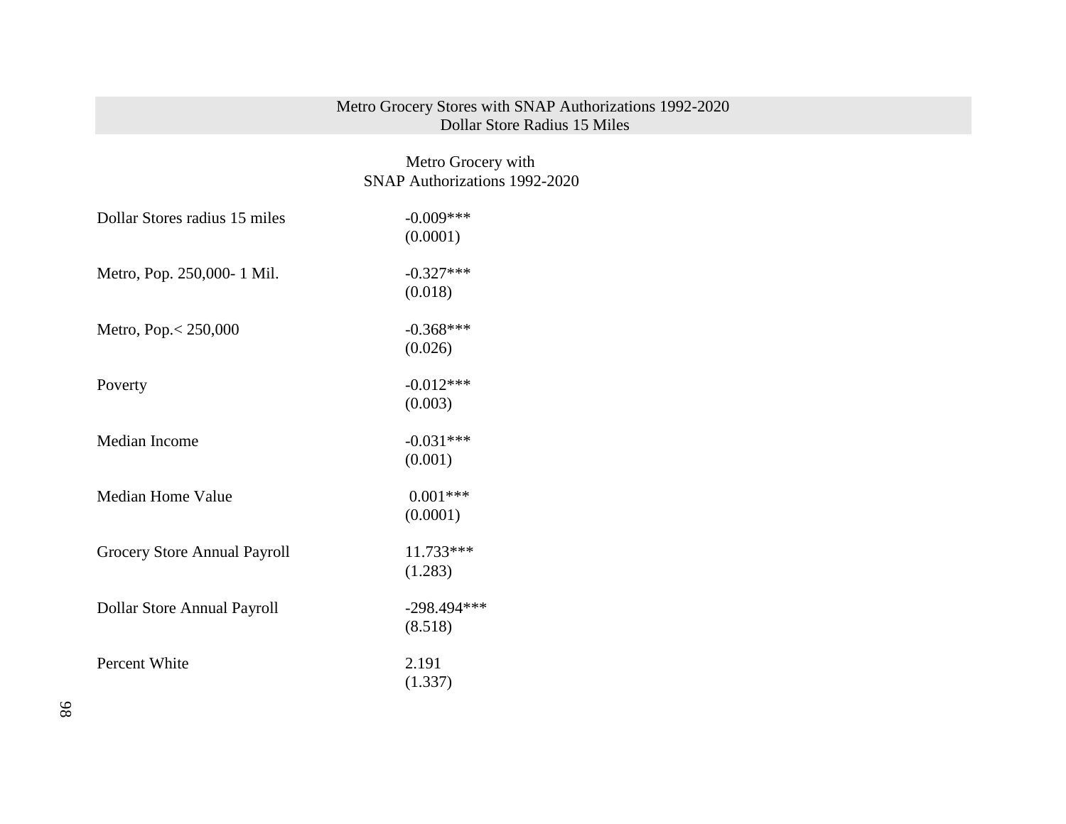| Metro Grocery Stores with SNAP Authorizations 1992-2020<br>Dollar Store Radius 15 Miles | |
|---|---|
| | Metro Grocery with SNAP Authorizations 1992-2020 |
| Dollar Stores radius 15 miles | -0.009***<br>(0.0001) |
| Metro, Pop. 250,000- 1 Mil. | -0.327***<br>(0.018) |
| Metro, Pop.< 250,000 | -0.368***<br>(0.026) |
| Poverty | -0.012***<br>(0.003) |
| Median Income | -0.031***<br>(0.001) |
| Median Home Value | 0.001***<br>(0.0001) |
| Grocery Store Annual Payroll | 11.733***<br>(1.283) |
| Dollar Store Annual Payroll | -298.494***<br>(8.518) |
| Percent White | 2.191<br>(1.337) |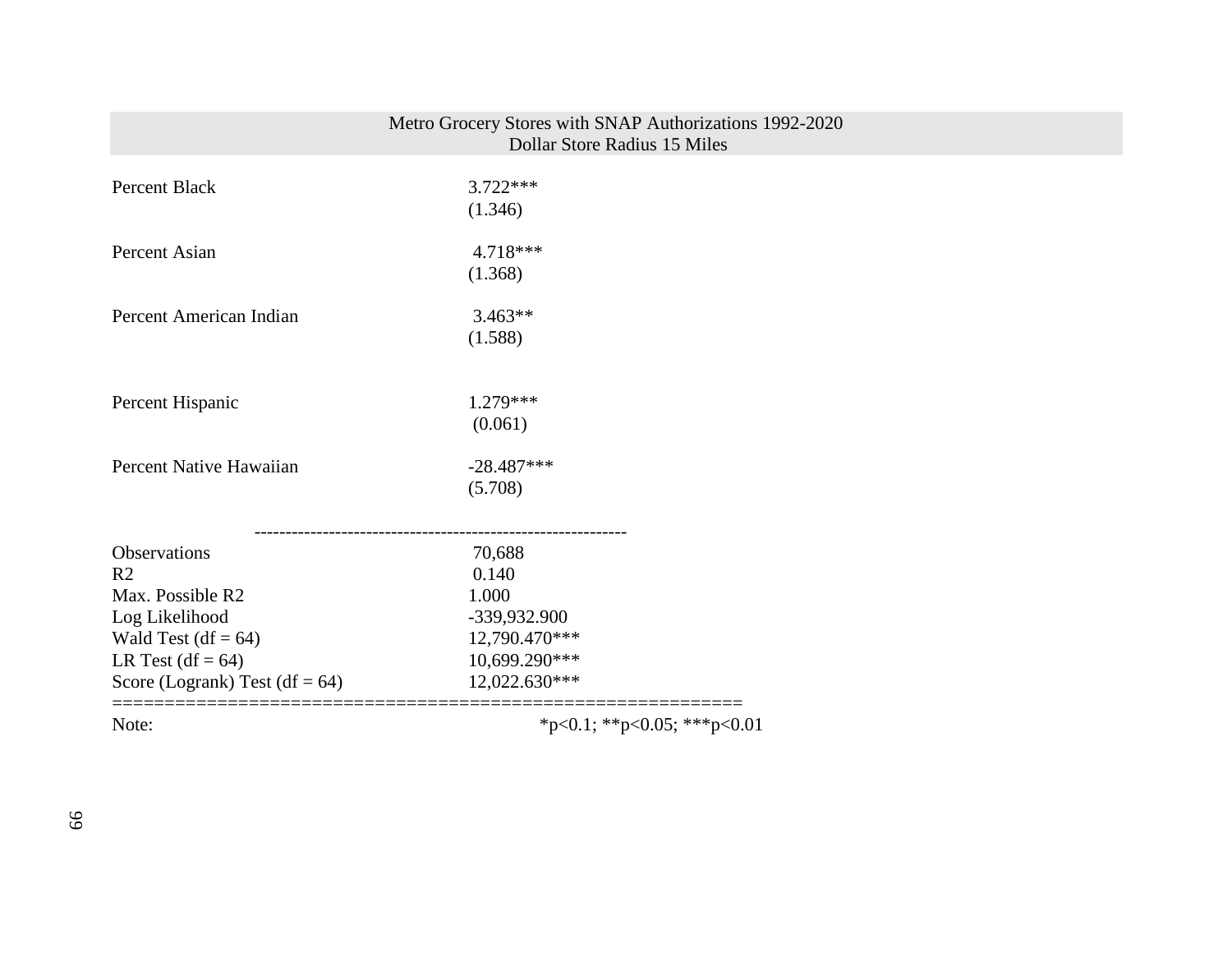| Metro Grocery Stores with SNAP Authorizations 1992-2020 Dollar Store Radius 15 Miles | |
|---|---|
| Percent Black | 3.722*** |
| | (1.346) |
| Percent Asian | 4.718*** |
| | (1.368) |
| Percent American Indian | 3.463** |
| | (1.588) |
| Percent Hispanic | 1.279*** |
| | (0.061) |
| Percent Native Hawaiian | -28.487*** |
| | (5.708) |
| Observations | 70,688 |
| R2 | 0.140 |
| Max. Possible R2 | 1.000 |
| Log Likelihood | -339,932.900 |
| Wald Test (df = 64) | 12,790.470*** |
| LR Test (df = 64) | 10,699.290*** |
| Score (Logrank) Test (df = 64) | 12,022.630*** |
| Note: | *p<0.1; **p<0.05; ***p<0.01 |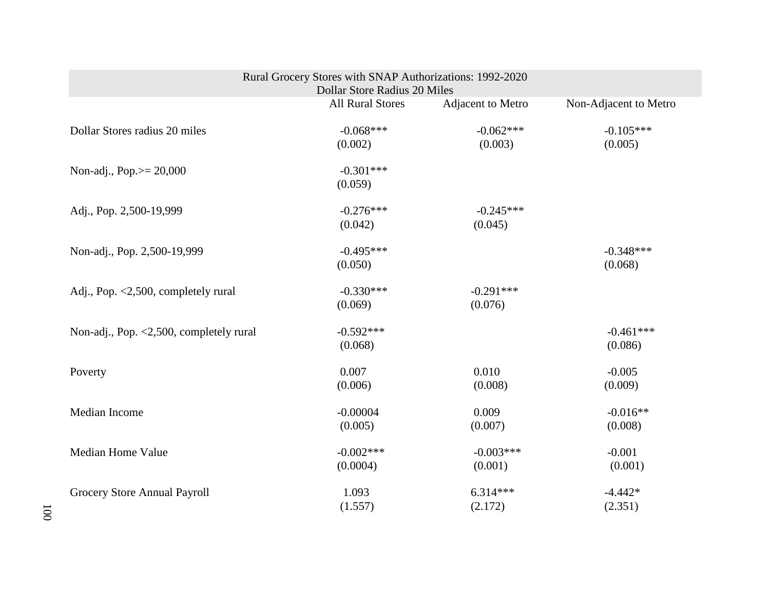| Rural Grocery Stores with SNAP Authorizations: 1992-2020<br>Dollar Store Radius 20 Miles | | | |
|---|---|---|---|
| | All Rural Stores | Adjacent to Metro | Non-Adjacent to Metro |
| Dollar Stores radius 20 miles | -0.068***<br>(0.002) | -0.062***<br>(0.003) | -0.105***<br>(0.005) |
| Non-adj., Pop.>= 20,000 | -0.301***<br>(0.059) | | |
| Adj., Pop. 2,500-19,999 | -0.276***<br>(0.042) | -0.245***<br>(0.045) | |
| Non-adj., Pop. 2,500-19,999 | -0.495***<br>(0.050) | | -0.348***<br>(0.068) |
| Adj., Pop. <2,500, completely rural | -0.330***<br>(0.069) | -0.291***<br>(0.076) | |
| Non-adj., Pop. <2,500, completely rural | -0.592***<br>(0.068) | | -0.461***<br>(0.086) |
| Poverty | 0.007<br>(0.006) | 0.010<br>(0.008) | -0.005<br>(0.009) |
| Median Income | -0.00004<br>(0.005) | 0.009<br>(0.007) | -0.016**<br>(0.008) |
| Median Home Value | -0.002***<br>(0.0004) | -0.003***<br>(0.001) | -0.001<br>(0.001) |
| Grocery Store Annual Payroll | 1.093<br>(1.557) | 6.314***<br>(2.172) | -4.442*<br>(2.351) |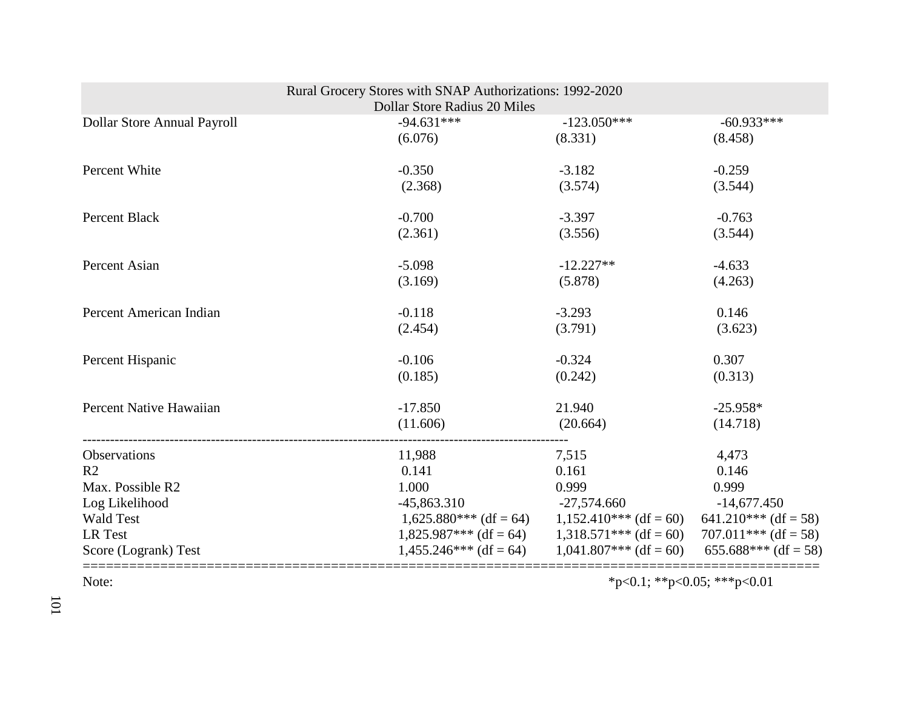| Rural Grocery Stores with SNAP Authorizations: 1992-2020<br>Dollar Store Radius 20 Miles | | | |
|---|---|---|---|
| Dollar Store Annual Payroll | -94.631*** | -123.050*** | -60.933*** |
| | (6.076) | (8.331) | (8.458) |
| Percent White | -0.350 | -3.182 | -0.259 |
| | (2.368) | (3.574) | (3.544) |
| Percent Black | -0.700 | -3.397 | -0.763 |
| | (2.361) | (3.556) | (3.544) |
| Percent Asian | -5.098 | -12.227** | -4.633 |
| | (3.169) | (5.878) | (4.263) |
| Percent American Indian | -0.118 | -3.293 | 0.146 |
| | (2.454) | (3.791) | (3.623) |
| Percent Hispanic | -0.106 | -0.324 | 0.307 |
| | (0.185) | (0.242) | (0.313) |
| Percent Native Hawaiian | -17.850 | 21.940 | -25.958* |
| | (11.606) | (20.664) | (14.718) |
| Observations | 11,988 | 7,515 | 4,473 |
| R2 | 0.141 | 0.161 | 0.146 |
| Max. Possible R2 | 1.000 | 0.999 | 0.999 |
| Log Likelihood | -45,863.310 | -27,574.660 | -14,677.450 |
| Wald Test | 1,625.880*** (df = 64) | 1,152.410*** (df = 60) | 641.210*** (df = 58) |
| LR Test | 1,825.987*** (df = 64) | 1,318.571*** (df = 60) | 707.011*** (df = 58) |
| Score (Logrank) Test | 1,455.246*** (df = 64) | 1,041.807*** (df = 60) | 655.688*** (df = 58) |
| Note: | | | *p<0.1; **p<0.05; ***p<0.01 |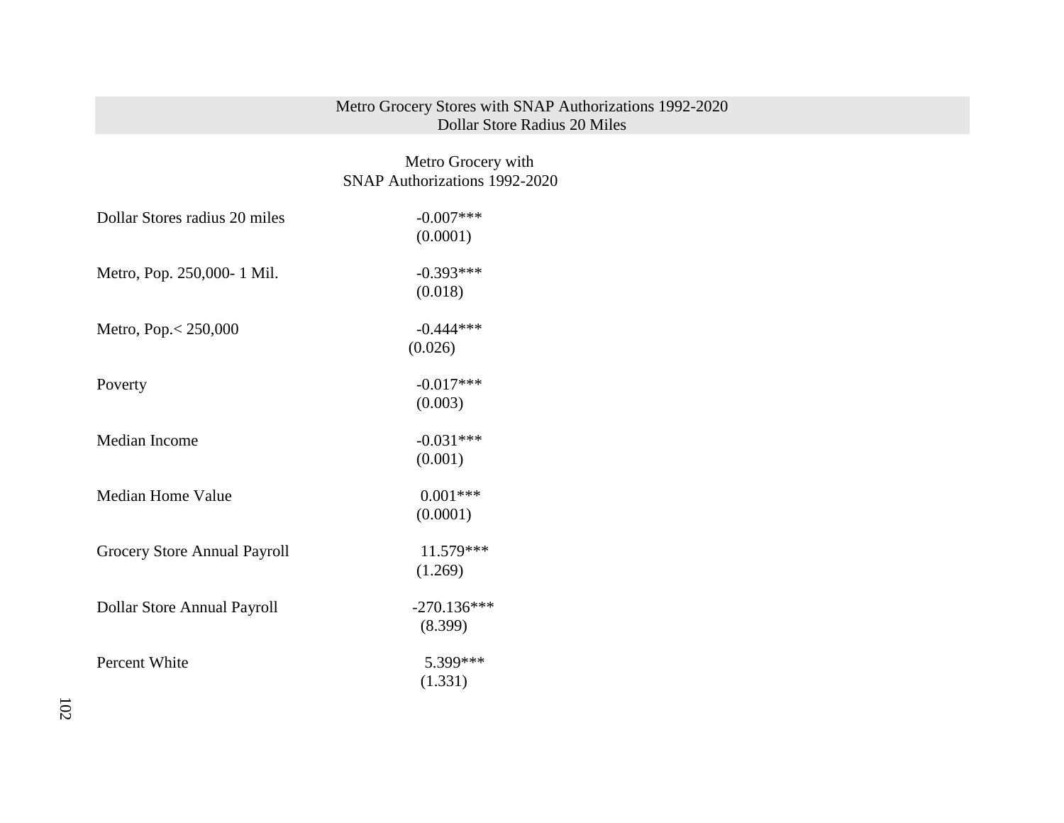| Metro Grocery Stores with SNAP Authorizations 1992-2020<br>Dollar Store Radius 20 Miles | |
|---|---|
| | Metro Grocery with SNAP Authorizations 1992-2020 |
| Dollar Stores radius 20 miles | -0.007***<br>(0.0001) |
| Metro, Pop. 250,000- 1 Mil. | -0.393***<br>(0.018) |
| Metro, Pop.< 250,000 | -0.444***<br>(0.026) |
| Poverty | -0.017***<br>(0.003) |
| Median Income | -0.031***<br>(0.001) |
| Median Home Value | 0.001***<br>(0.0001) |
| Grocery Store Annual Payroll | 11.579***<br>(1.269) |
| Dollar Store Annual Payroll | -270.136***<br>(8.399) |
| Percent White | 5.399***<br>(1.331) |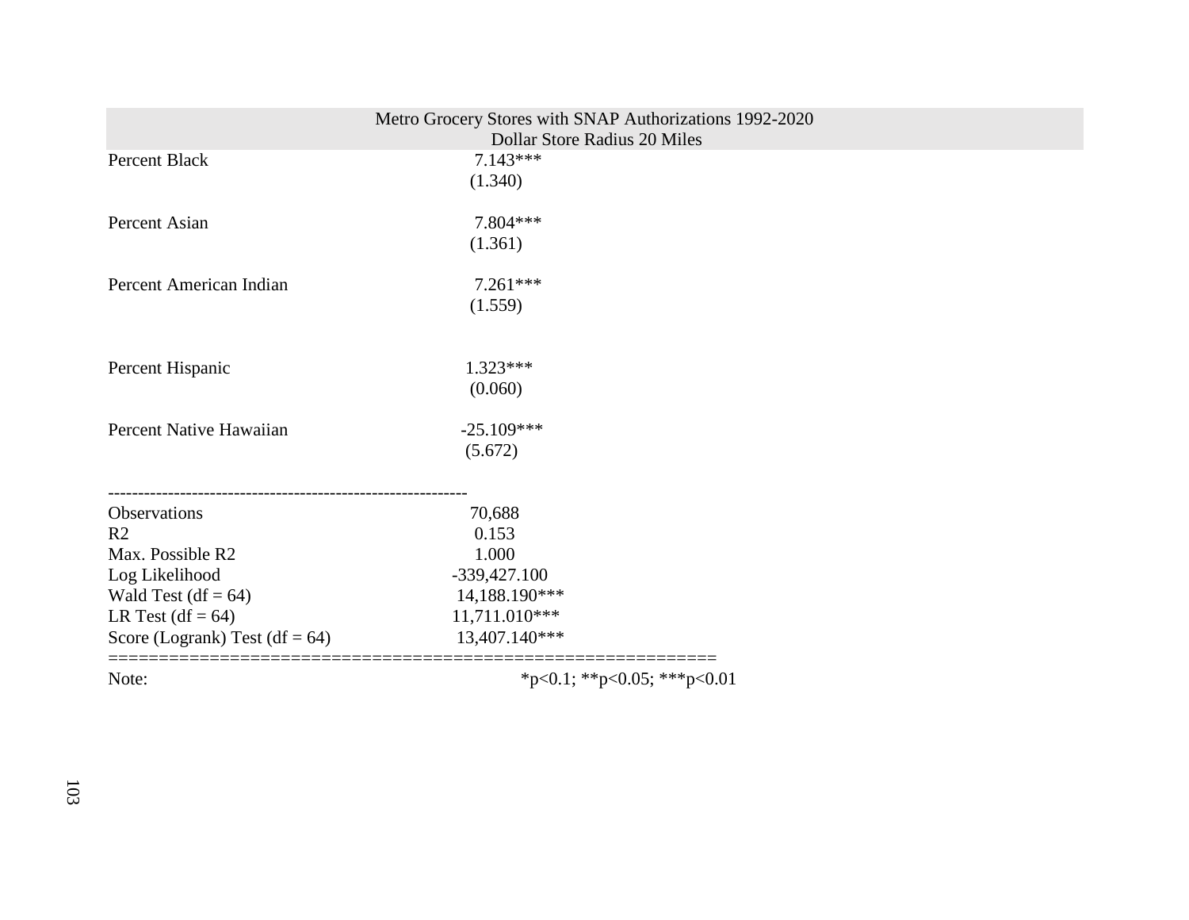| | Metro Grocery Stores with SNAP Authorizations 1992-2020 |
|---|---|
| | Dollar Store Radius 20 Miles |
| Percent Black | 7.143*** |
| | (1.340) |
| Percent Asian | 7.804*** |
| | (1.361) |
| Percent American Indian | 7.261*** |
| | (1.559) |
| Percent Hispanic | 1.323*** |
| | (0.060) |
| Percent Native Hawaiian | -25.109*** |
| | (5.672) |
| Observations | 70,688 |
| R2 | 0.153 |
| Max. Possible R2 | 1.000 |
| Log Likelihood | -339,427.100 |
| Wald Test (df = 64) | 14,188.190*** |
| LR Test (df = 64) | 11,711.010*** |
| Score (Logrank) Test (df = 64) | 13,407.140*** |
| Note: | *p<0.1; **p<0.05; ***p<0.01 |